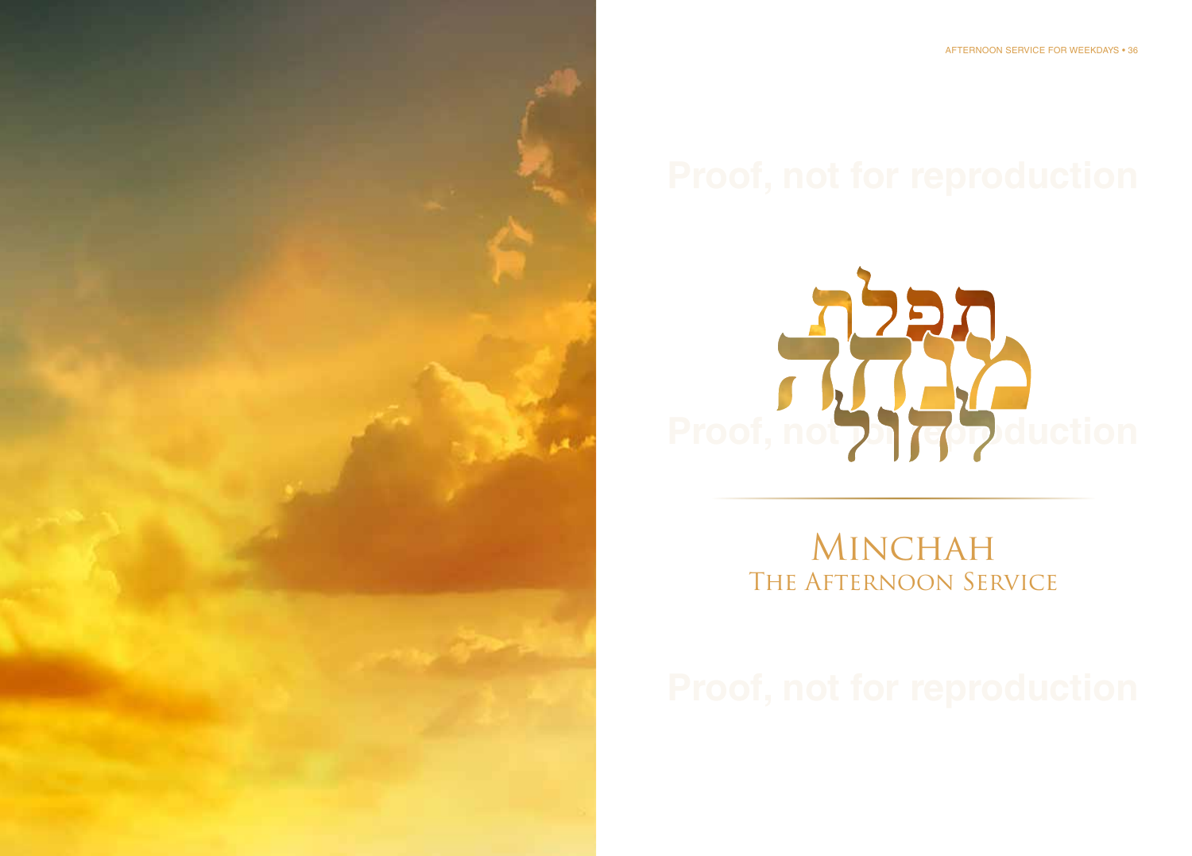# תפלת מנחה לחול

## Minchah
## The Afternoon Service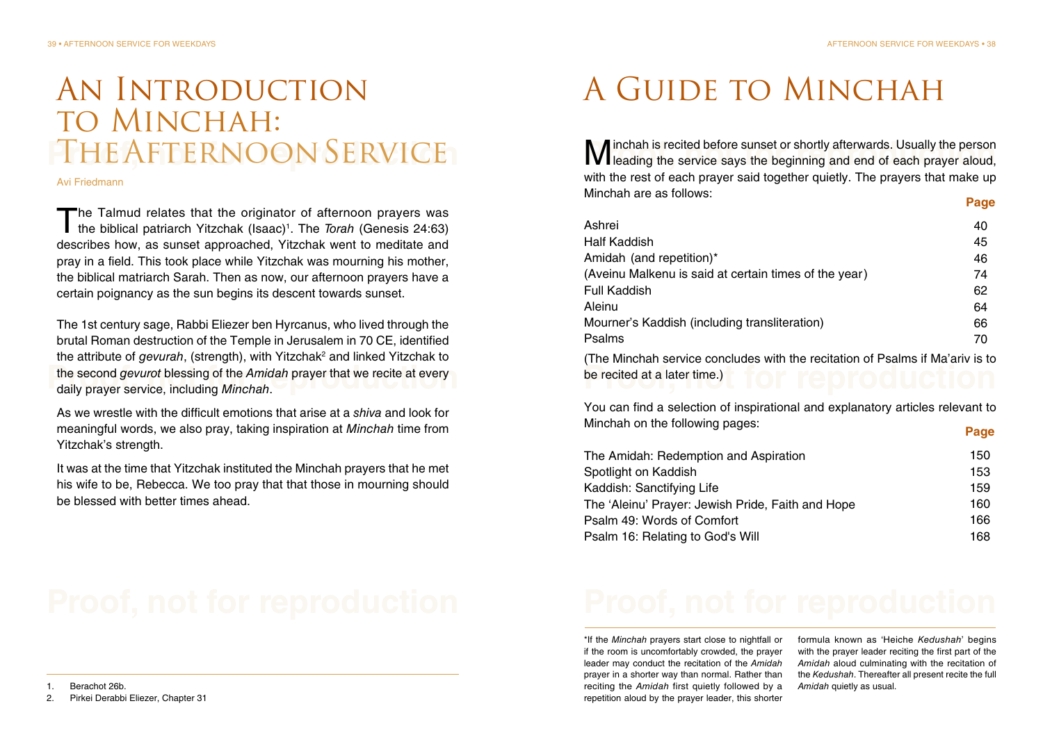# An Introduction to Minchah: The Afternoon Service

Avi Friedmann

The Talmud relates that the originator of afternoon prayers was the biblical patriarch Yitzchak (Isaac)[1]. The *Torah* (Genesis 24:63) describes how, as sunset approached, Yitzchak went to meditate and pray in a field. This took place while Yitzchak was mourning his mother, the biblical matriarch Sarah. Then as now, our afternoon prayers have a certain poignancy as the sun begins its descent towards sunset.

The 1st century sage, Rabbi Eliezer ben Hyrcanus, who lived through the brutal Roman destruction of the Temple in Jerusalem in 70 CE, identified the attribute of *gevurah*, (strength), with Yitzchak[2] and linked Yitzchak to the second *gevurot* blessing of the *Amidah* prayer that we recite at every daily prayer service, including *Minchah*.

As we wrestle with the difficult emotions that arise at a *shiva* and look for meaningful words, we also pray, taking inspiration at *Minchah* time from Yitzchak's strength.

It was at the time that Yitzchak instituted the Minchah prayers that he met his wife to be, Rebecca. We too pray that that those in mourning should be blessed with better times ahead.

1. Berachot 26b.
2. Pirkei Derabbi Eliezer, Chapter 31

# A Guide to Minchah

Minchah is recited before sunset or shortly afterwards. Usually the person leading the service says the beginning and end of each prayer aloud, with the rest of each prayer said together quietly. The prayers that make up Minchah are as follows:

| | **Page** |
|---|---|
| Ashrei | 40 |
| Half Kaddish | 45 |
| Amidah (and repetition)* | 46 |
| (Aveinu Malkenu is said at certain times of the year) | 74 |
| Full Kaddish | 62 |
| Aleinu | 64 |
| Mourner's Kaddish (including transliteration) | 66 |
| Psalms | 70 |

(The Minchah service concludes with the recitation of Psalms if Ma'ariv is to be recited at a later time.)

You can find a selection of inspirational and explanatory articles relevant to Minchah on the following pages:

| | **Page** |
|---|---|
| The Amidah: Redemption and Aspiration | 150 |
| Spotlight on Kaddish | 153 |
| Kaddish: Sanctifying Life | 159 |
| The 'Aleinu' Prayer: Jewish Pride, Faith and Hope | 160 |
| Psalm 49: Words of Comfort | 166 |
| Psalm 16: Relating to God's Will | 168 |

*If the *Minchah* prayers start close to nightfall or if the room is uncomfortably crowded, the prayer leader may conduct the recitation of the *Amidah* prayer in a shorter way than normal. Rather than reciting the *Amidah* first quietly followed by a repetition aloud by the prayer leader, this shorter formula known as 'Heiche *Kedushah*' begins with the prayer leader reciting the first part of the *Amidah* aloud culminating with the recitation of the *Kedushah*. Thereafter all present recite the full *Amidah* quietly as usual.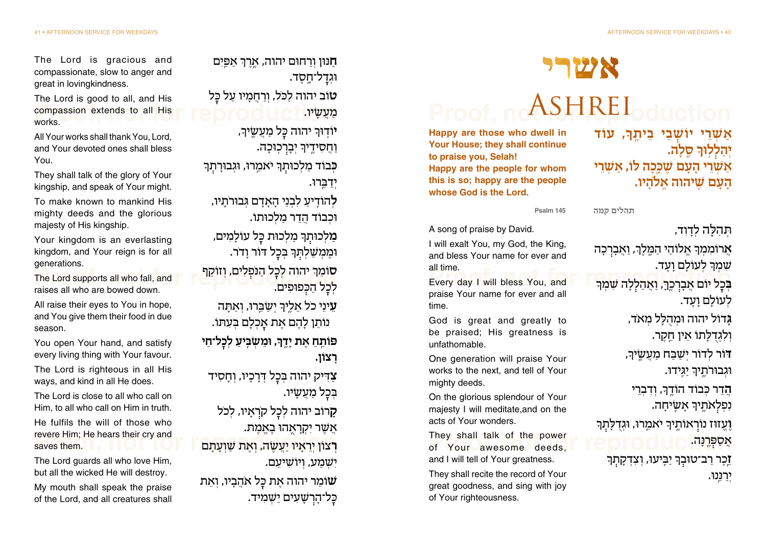# אשרי

# ASHREI

**Happy are those who dwell in Your House; they shall continue to praise you, Selah!**
**Happy are the people for whom this is so; happy are the people whose God is the Lord.**

**אַשְׁרֵי יוֹשְׁבֵי בֵיתֶךָ, עוֹד יְהַלְלוּךָ סֶּלָה.**
**אַשְׁרֵי הָעָם שֶׁכָּכָה לּוֹ, אַשְׁרֵי הָעָם שֶׁיהוה אֱלֹהָיו.**

Psalm 145

תהלים קמה

A song of praise by David.

תְּהִלָּה לְדָוִד,

I will exalt You, my God, the King, and bless Your name for ever and all time.

**א**ֲרוֹמִמְךָ אֱלוֹהַי הַמֶּלֶךְ, וַאֲבָרְכָה שִׁמְךָ לְעוֹלָם וָעֶד.

Every day I will bless You, and praise Your name for ever and all time.

**ב**ְּכָל יוֹם אֲבָרְכֶךָּ, וַאֲהַלְלָה שִׁמְךָ לְעוֹלָם וָעֶד.

God is great and greatly to be praised; His greatness is unfathomable.

**ג**ָּדוֹל יהוה וּמְהֻלָּל מְאֹד, וְלִגְדֻלָּתוֹ אֵין חֵקֶר.

One generation will praise Your works to the next, and tell of Your mighty deeds.

**ד**ּוֹר לְדוֹר יְשַׁבַּח מַעֲשֶׂיךָ, וּגְבוּרֹתֶיךָ יַגִּידוּ.

On the glorious splendour of Your majesty I will meditate,and on the acts of Your wonders.

**ה**ֲדַר כְּבוֹד הוֹדֶךָ, וְדִבְרֵי נִפְלְאֹתֶיךָ אָשִׂיחָה.

They shall talk of the power of Your awesome deeds, and I will tell of Your greatness.

**ו**ֶעֱזוּז נוֹרְאוֹתֶיךָ יֹאמֵרוּ, וּגְדֻלָּתְךָ אֲסַפְּרֶנָּה.

They shall recite the record of Your great goodness, and sing with joy of Your righteousness.

**ז**ֵכֶר רַב־טוּבְךָ יַבִּיעוּ, וְצִדְקָתְךָ יְרַנֵּנוּ.

The Lord is gracious and compassionate, slow to anger and great in lovingkindness.

**ח**ַנּוּן וְרַחוּם יהוה, אֶרֶךְ אַפַּיִם וּגְדָל־חָסֶד.

The Lord is good to all, and His compassion extends to all His works.

**ט**וֹב יהוה לַכֹּל, וְרַחֲמָיו עַל כָּל מַעֲשָׂיו.

All Your works shall thank You, Lord, and Your devoted ones shall bless You.

**י**וֹדוּךָ יהוה כָּל מַעֲשֶׂיךָ, וַחֲסִידֶיךָ יְבָרְכוּכָה.

They shall talk of the glory of Your kingship, and speak of Your might.

**כ**ְּבוֹד מַלְכוּתְךָ יֹאמֵרוּ, וּגְבוּרָתְךָ יְדַבֵּרוּ.

To make known to mankind His mighty deeds and the glorious majesty of His kingship.

**ל**ְהוֹדִיעַ לִבְנֵי הָאָדָם גְּבוּרֹתָיו, וּכְבוֹד הֲדַר מַלְכוּתוֹ.

Your kingdom is an everlasting kingdom, and Your reign is for all generations.

**מ**ַלְכוּתְךָ מַלְכוּת כָּל עוֹלָמִים, וּמֶמְשַׁלְתְּךָ בְּכָל דּוֹר וָדֹר.

The Lord supports all who fall, and raises all who are bowed down.

**ס**וֹמֵךְ יהוה לְכָל הַנֹּפְלִים, וְזוֹקֵף לְכָל הַכְּפוּפִים.

All raise their eyes to You in hope, and You give them their food in due season.

**ע**ֵינֵי כֹל אֵלֶיךָ יְשַׂבֵּרוּ, וְאַתָּה נוֹתֵן לָהֶם אֶת אָכְלָם בְּעִתּוֹ.

You open Your hand, and satisfy every living thing with Your favour.

**פּוֹתֵחַ אֶת יָדֶךָ, וּמַשְׂבִּיעַ לְכָל־חַי רָצוֹן.**

The Lord is righteous in all His ways, and kind in all He does.

**צ**ַדִּיק יהוה בְּכָל דְּרָכָיו, וְחָסִיד בְּכָל מַעֲשָׂיו.

The Lord is close to all who call on Him, to all who call on Him in truth.

**ק**ָרוֹב יהוה לְכָל קֹרְאָיו, לְכֹל אֲשֶׁר יִקְרָאֻהוּ בֶאֱמֶת.

He fulfils the will of those who revere Him; He hears their cry and saves them.

**ר**ְצוֹן יְרֵאָיו יַעֲשֶׂה, וְאֶת שַׁוְעָתָם יִשְׁמַע, וְיוֹשִׁיעֵם.

The Lord guards all who love Him, but all the wicked He will destroy.

**ש**ׁוֹמֵר יהוה אֶת כָּל אֹהֲבָיו, וְאֵת כָּל־הָרְשָׁעִים יַשְׁמִיד.

My mouth shall speak the praise of the Lord, and all creatures shall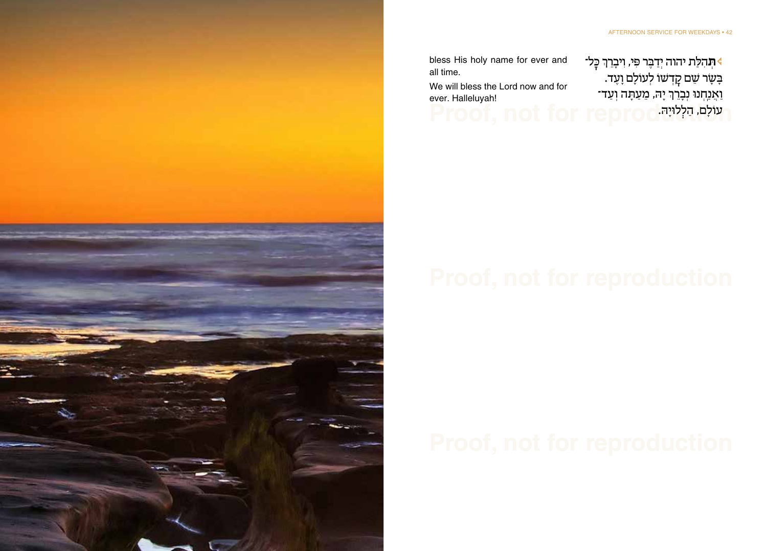bless His holy name for ever and all time.

We will bless the Lord now and for ever. Halleluyah!

תְּהִלַּת יהוה יְדַבֶּר פִּי, וִיבָרֵךְ כָּל־בָּשָׂר שֵׁם קָדְשׁוֹ לְעוֹלָם וָעֶד. וַאֲנַחְנוּ נְבָרֵךְ יָהּ, מֵעַתָּה וְעַד־עוֹלָם, הַלְלוּיָהּ.

Proof, not for reproduction

Proof, not for reproduction

Proof, not for reproduction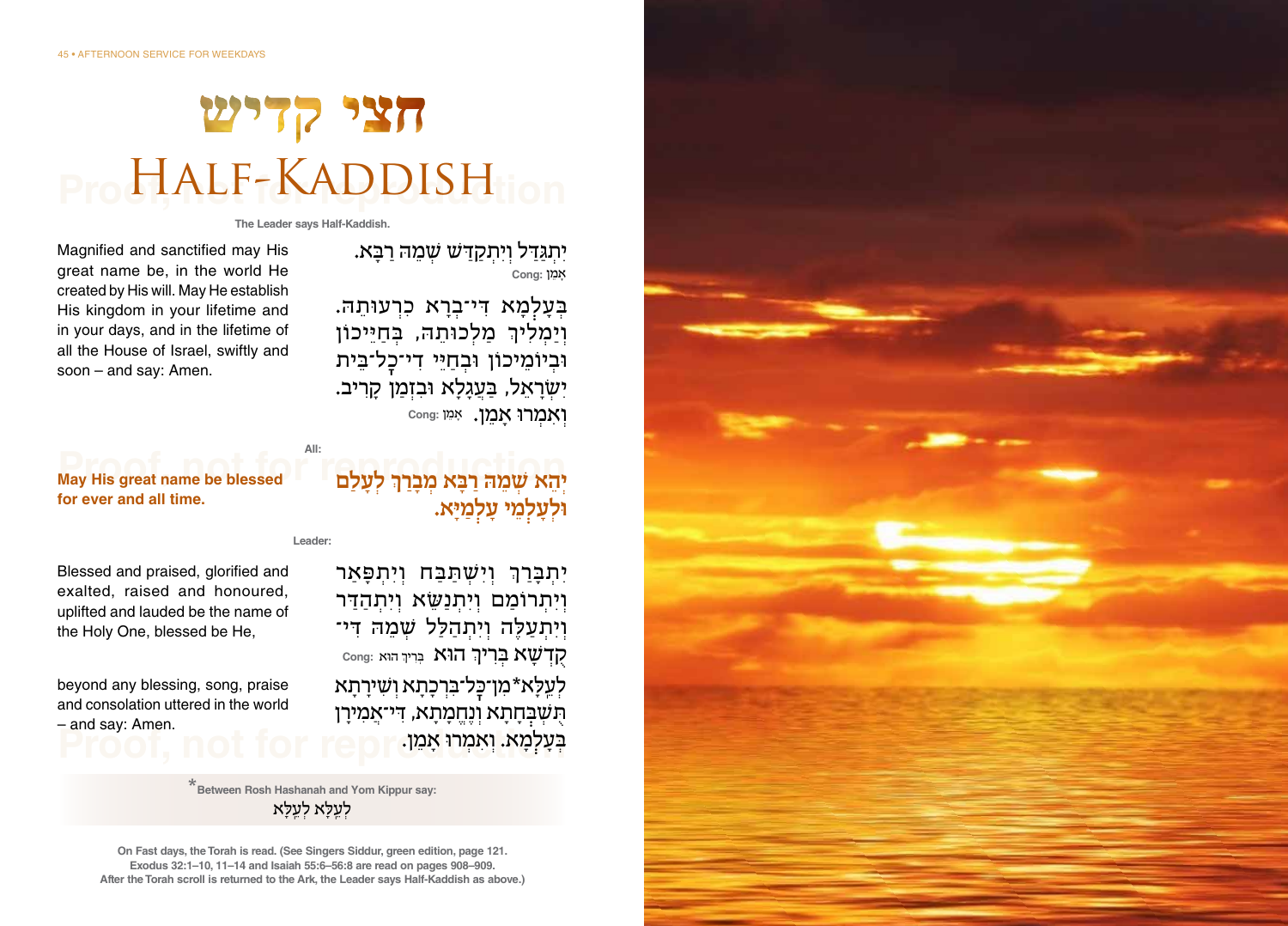# חצי קדיש
# HALF-KADDISH

**The Leader says Half-Kaddish.**

Magnified and sanctified may His great name be, in the world He created by His will. May He establish His kingdom in your lifetime and in your days, and in the lifetime of all the House of Israel, swiftly and soon – and say: Amen.

יִתְגַּדַּל וְיִתְקַדַּשׁ שְׁמֵהּ רַבָּא. Cong: אָמֵן

בְּעָלְמָא דִּי־בְרָא כִרְעוּתֵהּ. וְיַמְלִיךְ מַלְכוּתֵהּ, בְּחַיֵּיכוֹן וּבְיוֹמֵיכוֹן וּבְחַיֵּי דִי־כָל־בֵּית יִשְׂרָאֵל, בַּעֲגָלָא וּבִזְמַן קָרִיב. וְאִמְרוּ אָמֵן. Cong: אָמֵן

**All:**

**May His great name be blessed for ever and all time.**

**יְהֵא שְׁמֵהּ רַבָּא מְבָרַךְ לְעָלַם וּלְעָלְמֵי עָלְמַיָּא.**

**Leader:**

Blessed and praised, glorified and exalted, raised and honoured, uplifted and lauded be the name of the Holy One, blessed be He,

יִתְבָּרַךְ וְיִשְׁתַּבַּח וְיִתְפָּאַר וְיִתְרוֹמַם וְיִתְנַשֵּׂא וְיִתְהַדָּר וְיִתְעַלֶּה וְיִתְהַלַּל שְׁמֵהּ דִּי־קֻדְשָׁא בְּרִיךְ הוּא Cong: בְּרִיךְ הוּא

beyond any blessing, song, praise and consolation uttered in the world – and say: Amen.

לְעֵלָּא* מִן־כָּל־בִּרְכָתָא וְשִׁירָתָא תֻּשְׁבְּחָתָא וְנֶחֱמָתָא, דִּי־אֲמִירָן בְּעָלְמָא. וְאִמְרוּ אָמֵן.

*Between Rosh Hashanah and Yom Kippur say: לְעֵלָּא לְעֵלָּא

On Fast days, the Torah is read. (See Singers Siddur, green edition, page 121. Exodus 32:1–10, 11–14 and Isaiah 55:6–56:8 are read on pages 908–909. After the Torah scroll is returned to the Ark, the Leader says Half-Kaddish as above.)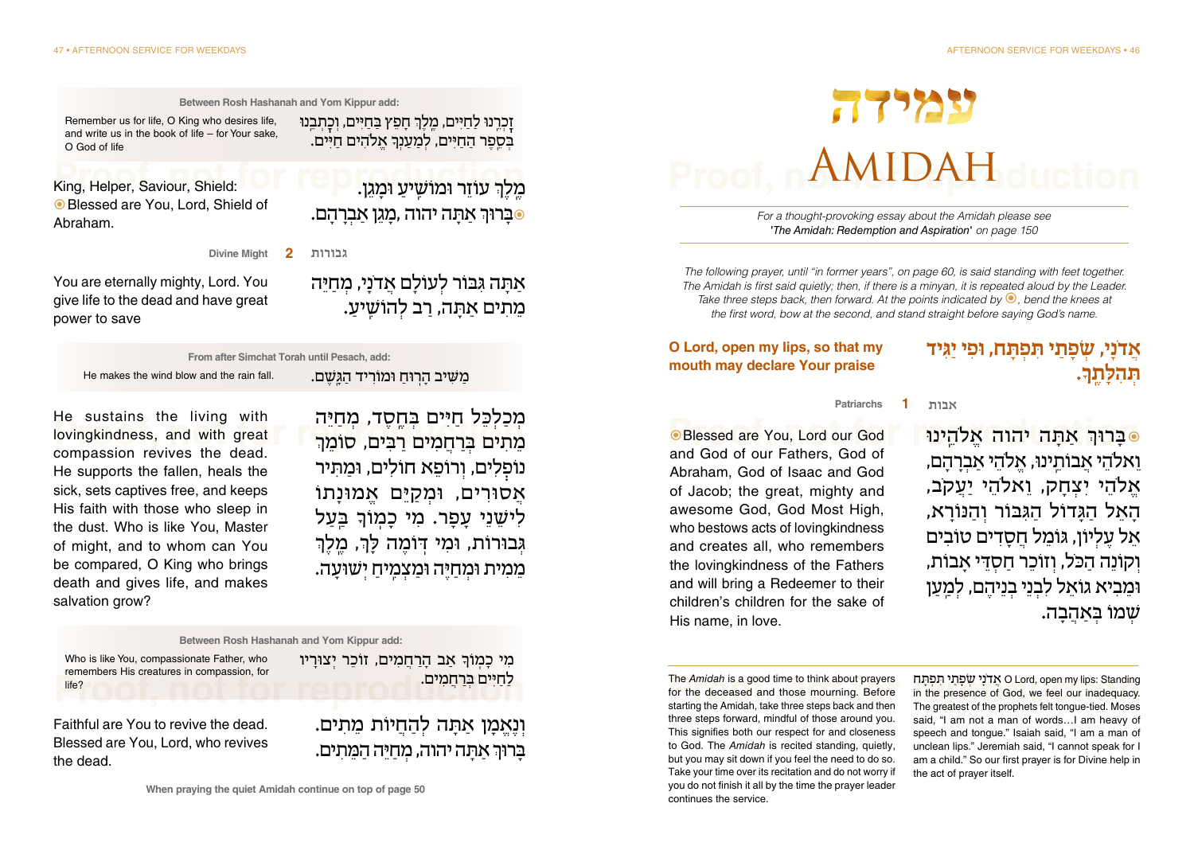# עמידה

# AMIDAH

*For a thought-provoking essay about the Amidah please see 'The Amidah: Redemption and Aspiration' on page 150*

*The following prayer, until "in former years", on page 60, is said standing with feet together. The Amidah is first said quietly; then, if there is a minyan, it is repeated aloud by the Leader. Take three steps back, then forward. At the points indicated by ◉, bend the knees at the first word, bow at the second, and stand straight before saying God's name.*

**אֲדֹנָי, שְׂפָתַי תִּפְתָּח, וּפִי יַגִּיד תְּהִלָּתֶךָ.**

**O Lord, open my lips, so that my mouth may declare Your praise**

### 1 אבות — Patriarchs

◉בָּרוּךְ אַתָּה יהוה אֱלֹהֵינוּ וֵאלֹהֵי אֲבוֹתֵינוּ, אֱלֹהֵי אַבְרָהָם, אֱלֹהֵי יִצְחָק, וֵאלֹהֵי יַעֲקֹב, הָאֵל הַגָּדוֹל הַגִּבּוֹר וְהַנּוֹרָא, אֵל עֶלְיוֹן, גּוֹמֵל חֲסָדִים טוֹבִים וְקוֹנֵה הַכֹּל, וְזוֹכֵר חַסְדֵי אָבוֹת, וּמֵבִיא גוֹאֵל לִבְנֵי בְנֵיהֶם, לְמַעַן שְׁמוֹ בְּאַהֲבָה.

◉Blessed are You, Lord our God and God of our Fathers, God of Abraham, God of Isaac and God of Jacob; the great, mighty and awesome God, God Most High, who bestows acts of lovingkindness and creates all, who remembers the lovingkindness of the Fathers and will bring a Redeemer to their children's children for the sake of His name, in love.

**Between Rosh Hashanah and Yom Kippur add:**

זָכְרֵנוּ לַחַיִּים, מֶלֶךְ חָפֵץ בַּחַיִּים, וְכָתְבֵנוּ בְּסֵפֶר הַחַיִּים, לְמַעַנְךָ אֱלֹהִים חַיִּים.

Remember us for life, O King who desires life, and write us in the book of life – for Your sake, O God of life

מֶלֶךְ עוֹזֵר וּמוֹשִׁיעַ וּמָגֵן.
◉בָּרוּךְ אַתָּה יהוה, מָגֵן אַבְרָהָם.

King, Helper, Saviour, Shield:
◉Blessed are You, Lord, Shield of Abraham.

### 2 גבורות — Divine Might

אַתָּה גִּבּוֹר לְעוֹלָם אֲדֹנָי, מְחַיֵּה מֵתִים אַתָּה, רַב לְהוֹשִׁיעַ.

You are eternally mighty, Lord. You give life to the dead and have great power to save

**From after Simchat Torah until Pesach, add:**

מַשִּׁיב הָרוּחַ וּמוֹרִיד הַגָּשֶׁם.

He makes the wind blow and the rain fall.

מְכַלְכֵּל חַיִּים בְּחֶסֶד, מְחַיֵּה מֵתִים בְּרַחֲמִים רַבִּים, סוֹמֵךְ נוֹפְלִים, וְרוֹפֵא חוֹלִים, וּמַתִּיר אֲסוּרִים, וּמְקַיֵּם אֱמוּנָתוֹ לִישֵׁנֵי עָפָר. מִי כָמוֹךָ בַּעַל גְּבוּרוֹת, וּמִי דּוֹמֶה לָּךְ, מֶלֶךְ מֵמִית וּמְחַיֶּה וּמַצְמִיחַ יְשׁוּעָה.

He sustains the living with lovingkindness, and with great compassion revives the dead. He supports the fallen, heals the sick, sets captives free, and keeps His faith with those who sleep in the dust. Who is like You, Master of might, and to whom can You be compared, O King who brings death and gives life, and makes salvation grow?

**Between Rosh Hashanah and Yom Kippur add:**

מִי כָמוֹךָ אַב הָרַחֲמִים, זוֹכֵר יְצוּרָיו לַחַיִּים בְּרַחֲמִים.

Who is like You, compassionate Father, who remembers His creatures in compassion, for life?

וְנֶאֱמָן אַתָּה לְהַחֲיוֹת מֵתִים.
בָּרוּךְ אַתָּה יהוה, מְחַיֵּה הַמֵּתִים.

Faithful are You to revive the dead.
Blessed are You, Lord, who revives the dead.

**When praying the quiet Amidah continue on top of page 50**

---

The *Amidah* is a good time to think about prayers for the deceased and those mourning. Before starting the Amidah, take three steps back and then three steps forward, mindful of those around you. This signifies both our respect for and closeness to God. The *Amidah* is recited standing, quietly, but you may sit down if you feel the need to do so. Take your time over its recitation and do not worry if you do not finish it all by the time the prayer leader continues the service.

אֲדֹנָי שְׂפָתַי תִּפְתָּח O Lord, open my lips: Standing in the presence of God, we feel our inadequacy. The greatest of the prophets felt tongue-tied. Moses said, "I am not a man of words…I am heavy of speech and tongue." Isaiah said, "I am a man of unclean lips." Jeremiah said, "I cannot speak for I am a child." So our first prayer is for Divine help in the act of prayer itself.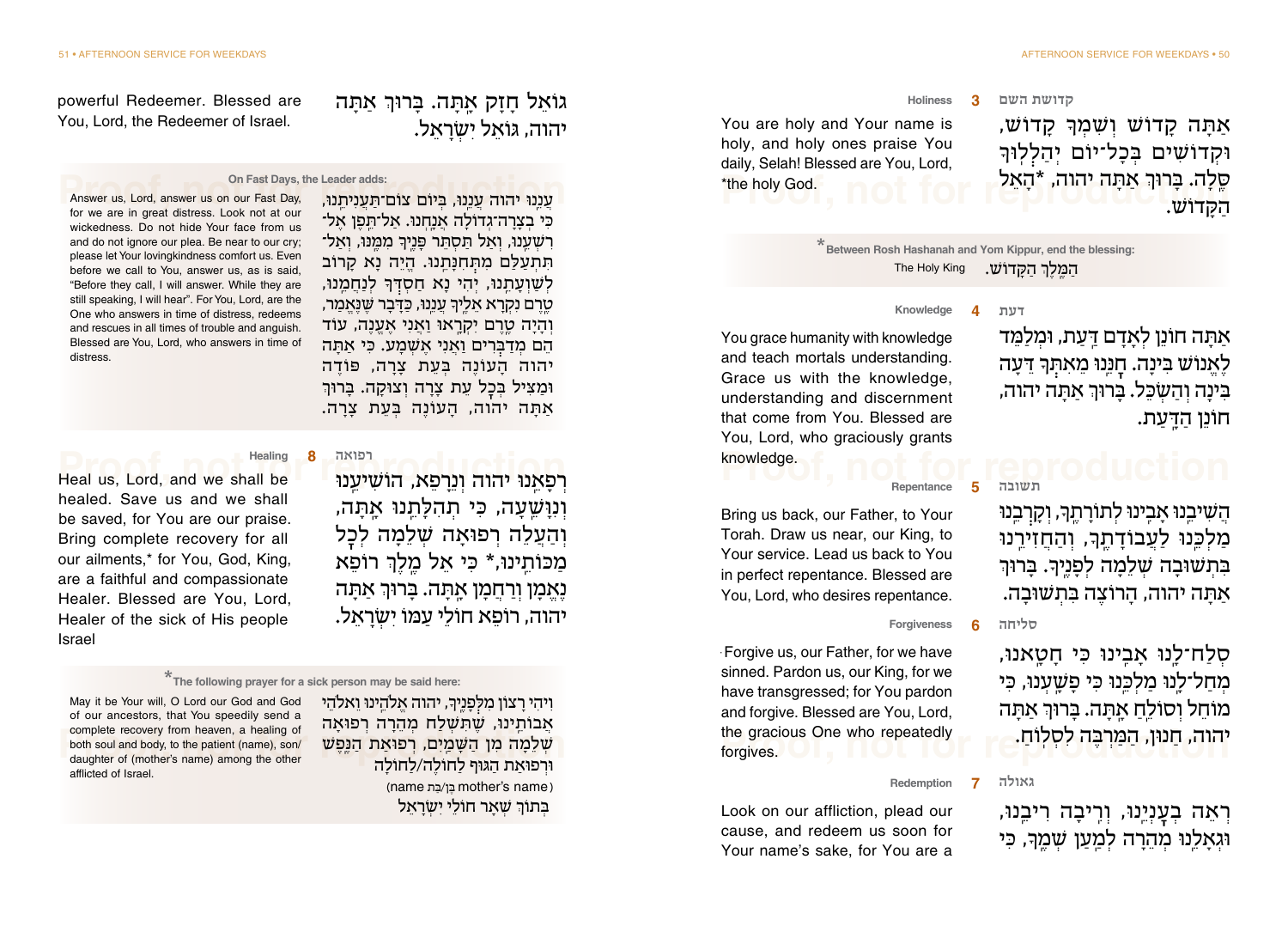### 3 קדושת השם — Holiness

אַתָּה קָדוֹשׁ וְשִׁמְךָ קָדוֹשׁ, וּקְדוֹשִׁים בְּכָל־יוֹם יְהַלְלוּךָ סֶּלָה. בָּרוּךְ אַתָּה יהוה, *הָאֵל הַקָּדוֹשׁ.

You are holy and Your name is holy, and holy ones praise You daily, Selah! Blessed are You, Lord, *the holy God.

**\*Between Rosh Hashanah and Yom Kippur, end the blessing:**
הַמֶּלֶךְ הַקָּדוֹשׁ. The Holy King

### 4 דעת — Knowledge

אַתָּה חוֹנֵן לְאָדָם דַּעַת, וּמְלַמֵּד לֶאֱנוֹשׁ בִּינָה. חָנֵּנוּ מֵאִתְּךָ דֵּעָה בִּינָה וְהַשְׂכֵּל. בָּרוּךְ אַתָּה יהוה, חוֹנֵן הַדָּעַת.

You grace humanity with knowledge and teach mortals understanding. Grace us with the knowledge, understanding and discernment that come from You. Blessed are You, Lord, who graciously grants knowledge.

### 5 תשובה — Repentance

הֲשִׁיבֵנוּ אָבִינוּ לְתוֹרָתֶךָ, וְקָרְבֵנוּ מַלְכֵּנוּ לַעֲבוֹדָתֶךָ, וְהַחֲזִירֵנוּ בִּתְשׁוּבָה שְׁלֵמָה לְפָנֶיךָ. בָּרוּךְ אַתָּה יהוה, הָרוֹצֶה בִּתְשׁוּבָה.

Bring us back, our Father, to Your Torah. Draw us near, our King, to Your service. Lead us back to You in perfect repentance. Blessed are You, Lord, who desires repentance.

### 6 סליחה — Forgiveness

סְלַח־לָנוּ אָבִינוּ כִּי חָטָאנוּ, מְחַל־לָנוּ מַלְכֵּנוּ כִּי פָשָׁעְנוּ, כִּי מוֹחֵל וְסוֹלֵחַ אָתָּה. בָּרוּךְ אַתָּה יהוה, חַנּוּן, הַמַּרְבֶּה לִסְלֹחַ.

Forgive us, our Father, for we have sinned. Pardon us, our King, for we have transgressed; for You pardon and forgive. Blessed are You, Lord, the gracious One who repeatedly forgives.

### 7 גאולה — Redemption

רְאֵה בְעָנְיֵנוּ, וְרִיבָה רִיבֵנוּ, וּגְאָלֵנוּ מְהֵרָה לְמַעַן שְׁמֶךָ, כִּי גּוֹאֵל חָזָק אָתָּה. בָּרוּךְ אַתָּה יהוה, גּוֹאֵל יִשְׂרָאֵל.

Look on our affliction, plead our cause, and redeem us soon for Your name's sake, for You are a powerful Redeemer. Blessed are You, Lord, the Redeemer of Israel.

**On Fast Days, the Leader adds:**

עֲנֵנוּ יהוה עֲנֵנוּ, בְּיוֹם צוֹם־תַּעֲנִיתֵנוּ, כִּי בְצָרָה גְדוֹלָה אֲנָחְנוּ. אַל־תֵּפֶן אֶל־רִשְׁעֵנוּ, וְאַל תַּסְתֵּר פָּנֶיךָ מִמֶּנּוּ, וְאַל־תִּתְעַלַּם מִתְּחִנָּתֵנוּ. הֱיֵה נָא קָרוֹב לְשַׁוְעָתֵנוּ, יְהִי נָא חַסְדְּךָ לְנַחֲמֵנוּ, טֶרֶם נִקְרָא אֵלֶיךָ עֲנֵנוּ, כַּדָּבָר שֶׁנֶּאֱמַר, וְהָיָה טֶרֶם יִקְרָאוּ וַאֲנִי אֶעֱנֶה, עוֹד הֵם מְדַבְּרִים וַאֲנִי אֶשְׁמָע. כִּי אַתָּה יהוה הָעוֹנֶה בְּעֵת צָרָה, פּוֹדֶה וּמַצִּיל בְּכָל עֵת צָרָה וְצוּקָה. בָּרוּךְ אַתָּה יהוה, הָעוֹנֶה בְּעֵת צָרָה.

Answer us, Lord, answer us on our Fast Day, for we are in great distress. Look not at our wickedness. Do not hide Your face from us and do not ignore our plea. Be near to our cry; please let Your lovingkindness comfort us. Even before we call to You, answer us, as is said, "Before they call, I will answer. While they are still speaking, I will hear". For You, Lord, are the One who answers in time of distress, redeems and rescues in all times of trouble and anguish. Blessed are You, Lord, who answers in time of distress.

### 8 רפואה — Healing

רְפָאֵנוּ יהוה וְנֵרָפֵא, הוֹשִׁיעֵנוּ וְנִוָּשֵׁעָה, כִּי תְהִלָּתֵנוּ אָתָּה, וְהַעֲלֵה רְפוּאָה שְׁלֵמָה לְכָל מַכּוֹתֵינוּ,* כִּי אֵל מֶלֶךְ רוֹפֵא נֶאֱמָן וְרַחֲמָן אָתָּה. בָּרוּךְ אַתָּה יהוה, רוֹפֵא חוֹלֵי עַמּוֹ יִשְׂרָאֵל.

Heal us, Lord, and we shall be healed. Save us and we shall be saved, for You are our praise. Bring complete recovery for all our ailments,* for You, God, King, are a faithful and compassionate Healer. Blessed are You, Lord, Healer of the sick of His people Israel

**\*The following prayer for a sick person may be said here:**

וִיהִי רָצוֹן מִלְּפָנֶיךָ, יהוה אֱלֹהֵינוּ וֵאלֹהֵי אֲבוֹתֵינוּ, שֶׁתִּשְׁלַח מְהֵרָה רְפוּאָה שְׁלֵמָה מִן הַשָּׁמַיִם, רְפוּאַת הַנֶּפֶשׁ וּרְפוּאַת הַגּוּף לַחוֹלֶה/לַחוֹלָה (name בֶּן/בַּת mother's name) בְּתוֹךְ שְׁאָר חוֹלֵי יִשְׂרָאֵל

May it be Your will, O Lord our God and God of our ancestors, that You speedily send a complete recovery from heaven, a healing of both soul and body, to the patient (name), son/daughter of (mother's name) among the other afflicted of Israel.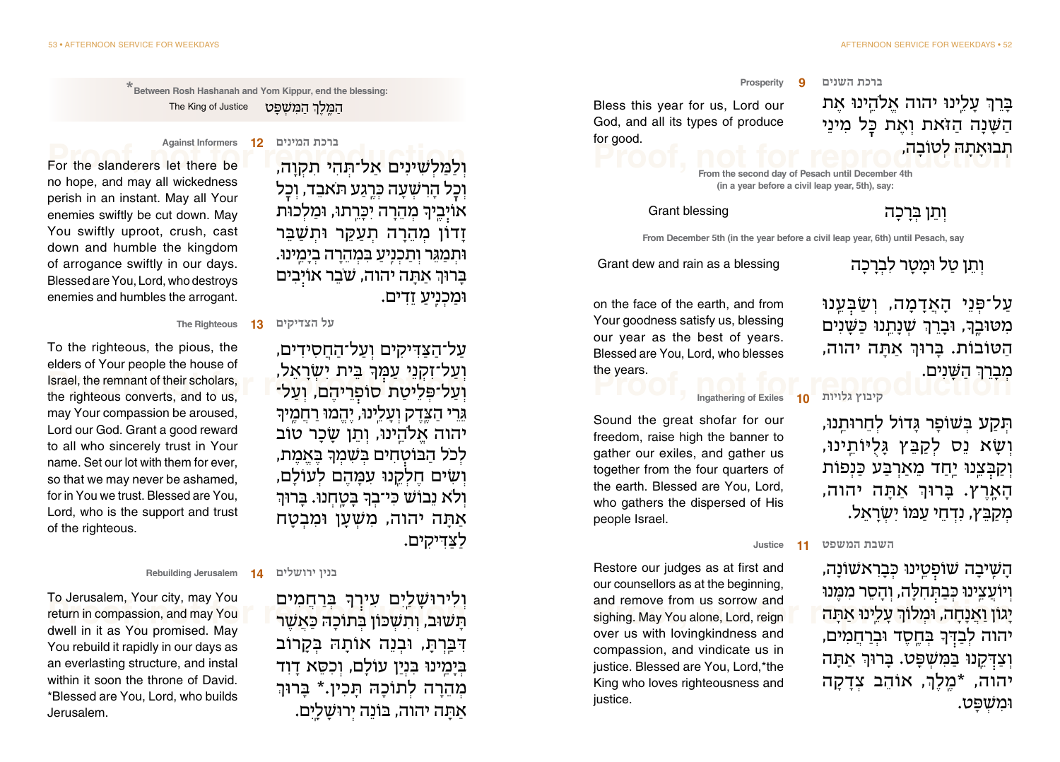## 9 Prosperity — ברכת השנים

בָּרֵךְ עָלֵינוּ יהוה אֱלֹהֵינוּ אֶת הַשָּׁנָה הַזֹּאת וְאֶת כָּל מִינֵי תְבוּאָתָהּ לְטוֹבָה,

Bless this year for us, Lord our God, and all its types of produce for good.

**From the second day of Pesach until December 4th (in a year before a civil leap year, 5th), say:**

וְתֵן בְּרָכָה

Grant blessing

**From December 5th (in the year before a civil leap year, 6th) until Pesach, say**

וְתֵן טַל וּמָטָר לִבְרָכָה

Grant dew and rain as a blessing

עַל־פְּנֵי הָאֲדָמָה, וְשַׂבְּעֵנוּ מִטּוּבֶךָ, וּבָרֵךְ שְׁנָתֵנוּ כַּשָּׁנִים הַטּוֹבוֹת. בָּרוּךְ אַתָּה יהוה, מְבָרֵךְ הַשָּׁנִים.

on the face of the earth, and from Your goodness satisfy us, blessing our year as the best of years. Blessed are You, Lord, who blesses the years.

## 10 Ingathering of Exiles — קיבוץ גלויות

תְּקַע בְּשׁוֹפָר גָּדוֹל לְחֵרוּתֵנוּ, וְשָׂא נֵס לְקַבֵּץ גָּלֻיּוֹתֵינוּ, וְקַבְּצֵנוּ יַחַד מֵאַרְבַּע כַּנְפוֹת הָאָרֶץ. בָּרוּךְ אַתָּה יהוה, מְקַבֵּץ נִדְחֵי עַמּוֹ יִשְׂרָאֵל.

Sound the great shofar for our freedom, raise high the banner to gather our exiles, and gather us together from the four quarters of the earth. Blessed are You, Lord, who gathers the dispersed of His people Israel.

## 11 Justice — השבת המשפט

הָשִׁיבָה שׁוֹפְטֵינוּ כְּבָרִאשׁוֹנָה, וְיוֹעֲצֵינוּ כְּבַתְּחִלָּה, וְהָסֵר מִמֶּנּוּ יָגוֹן וַאֲנָחָה, וּמְלוֹךְ עָלֵינוּ אַתָּה יהוה לְבַדְּךָ בְּחֶסֶד וּבְרַחֲמִים, וְצַדְּקֵנוּ בַּמִּשְׁפָּט. בָּרוּךְ אַתָּה יהוה, \*מֶלֶךְ, אוֹהֵב צְדָקָה וּמִשְׁפָּט.

Restore our judges as at first and our counsellors as at the beginning, and remove from us sorrow and sighing. May You alone, Lord, reign over us with lovingkindness and compassion, and vindicate us in justice. Blessed are You, Lord,\*the King who loves righteousness and justice.

\***Between Rosh Hashanah and Yom Kippur, end the blessing:**
The King of Justice הַמֶּלֶךְ הַמִּשְׁפָּט

## 12 Against Informers — ברכת המינים

וְלַמַּלְשִׁינִים אַל־תְּהִי תִקְוָה, וְכָל הָרִשְׁעָה כְּרֶגַע תֹּאבֵד, וְכָל אוֹיְבֶיךָ מְהֵרָה יִכָּרֵתוּ, וּמַלְכוּת זָדוֹן מְהֵרָה תְעַקֵּר וּתְשַׁבֵּר וּתְמַגֵּר וְתַכְנִיעַ בִּמְהֵרָה בְיָמֵינוּ. בָּרוּךְ אַתָּה יהוה, שׁוֹבֵר אוֹיְבִים וּמַכְנִיעַ זֵדִים.

For the slanderers let there be no hope, and may all wickedness perish in an instant. May all Your enemies swiftly be cut down. May You swiftly uproot, crush, cast down and humble the kingdom of arrogance swiftly in our days. Blessed are You, Lord, who destroys enemies and humbles the arrogant.

## 13 The Righteous — על הצדיקים

עַל־הַצַּדִּיקִים וְעַל־הַחֲסִידִים, וְעַל־זִקְנֵי עַמְּךָ בֵּית יִשְׂרָאֵל, וְעַל־פְּלֵיטַת סוֹפְרֵיהֶם, וְעַל־גֵּרֵי הַצֶּדֶק וְעָלֵינוּ, יֶהֱמוּ רַחֲמֶיךָ יהוה אֱלֹהֵינוּ, וְתֵן שָׂכָר טוֹב לְכֹל הַבּוֹטְחִים בְּשִׁמְךָ בֶּאֱמֶת, וְשִׂים חֶלְקֵנוּ עִמָּהֶם לְעוֹלָם, וְלֹא נֵבוֹשׁ כִּי־בְךָ בָּטָחְנוּ. בָּרוּךְ אַתָּה יהוה, מִשְׁעָן וּמִבְטָח לַצַּדִּיקִים.

To the righteous, the pious, the elders of Your people the house of Israel, the remnant of their scholars, the righteous converts, and to us, may Your compassion be aroused, Lord our God. Grant a good reward to all who sincerely trust in Your name. Set our lot with them for ever, so that we may never be ashamed, for in You we trust. Blessed are You, Lord, who is the support and trust of the righteous.

## 14 Rebuilding Jerusalem — בנין ירושלים

וְלִירוּשָׁלַיִם עִירְךָ בְּרַחֲמִים תָּשׁוּב, וְתִשְׁכּוֹן בְּתוֹכָהּ כַּאֲשֶׁר דִּבַּרְתָּ, וּבְנֵה אוֹתָהּ בְּקָרוֹב בְּיָמֵינוּ בִּנְיַן עוֹלָם, וְכִסֵּא דָוִד מְהֵרָה לְתוֹכָהּ תָּכִין.\* בָּרוּךְ אַתָּה יהוה, בּוֹנֵה יְרוּשָׁלָיִם.

To Jerusalem, Your city, may You return in compassion, and may You dwell in it as You promised. May You rebuild it rapidly in our days as an everlasting structure, and instal within it soon the throne of David. \*Blessed are You, Lord, who builds Jerusalem.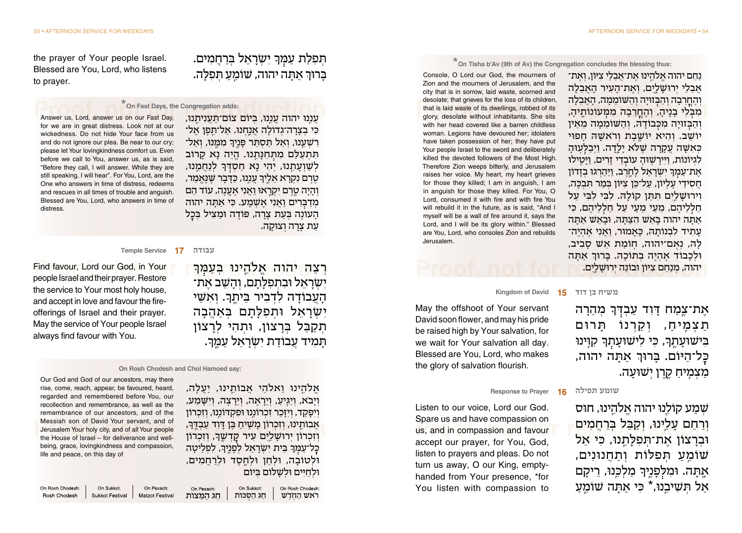### *On Tisha b'Av (9th of Av) the Congregation concludes the blessing thus:

נַחֵם יהוה אֱלֹהֵינוּ אֶת־אֲבֵלֵי צִיּוֹן, וְאֶת־אֲבֵלֵי יְרוּשָׁלָיִם, וְאֶת־הָעִיר הָאֲבֵלָה וְהֶחֳרֵבָה וְהַבְּזוּיָה וְהַשּׁוֹמֵמָה, הָאֲבֵלָה מִבְּלִי בָנֶיהָ, וְהֶחֳרֵבָה מִמְּעוֹנוֹתֶיהָ, וְהַבְּזוּיָה מִכְּבוֹדָהּ, וְהַשּׁוֹמֵמָה מֵאֵין יוֹשֵׁב. וְהִיא יוֹשֶׁבֶת וְרֹאשָׁהּ חָפוּי כְּאִשָּׁה עֲקָרָה שֶׁלֹּא יָלָדָה. וַיְבַלְּעוּהָ לִגְיוֹנוֹת, וַיִּירָשׁוּהָ עוֹבְדֵי זָרִים, וַיָּטִילוּ אֶת־עַמְּךָ יִשְׂרָאֵל לֶחָרֶב, וַיַּהַרְגוּ בְזָדוֹן חֲסִידֵי עֶלְיוֹן, עַל־כֵּן צִיּוֹן בְּמַר תִּבְכֶּה, וִירוּשָׁלַיִם תִּתֵּן קוֹלָהּ. לִבִּי לִבִּי עַל חַלְלֵיהֶם, מֵעַי מֵעַי עַל חַלְלֵיהֶם, כִּי אַתָּה יהוה בָּאֵשׁ הִצַּתָּהּ, וּבָאֵשׁ אַתָּה עָתִיד לִבְנוֹתָהּ, כָּאָמוּר, וַאֲנִי אֶהְיֶה־לָּהּ, נְאֻם־יהוה, חוֹמַת אֵשׁ סָבִיב, וּלְכָבוֹד אֶהְיֶה בְתוֹכָהּ. בָּרוּךְ אַתָּה יהוה, מְנַחֵם צִיּוֹן וּבוֹנֵה יְרוּשָׁלָיִם.

Console, O Lord our God, the mourners of Zion and the mourners of Jerusalem, and the city that is in sorrow, laid waste, scorned and desolate; that grieves for the loss of its children, that is laid waste of its dwellings, robbed of its glory, desolate without inhabitants. She sits with her head covered like a barren childless woman. Legions have devoured her; idolaters have taken possession of her; they have put Your people Israel to the sword and deliberately killed the devoted followers of the Most High. Therefore Zion weeps bitterly, and Jerusalem raises her voice. My heart, my heart grieves for those they killed; I am in anguish, I am in anguish for those they killed. For You, O Lord, consumed it with fire and with fire You will rebuild it in the future, as is said, "And I myself will be a wall of fire around it, says the Lord, and I will be its glory within." Blessed are You, Lord, who consoles Zion and rebuilds Jerusalem.

## 15 Kingdom of David — משיח בן דוד

אֶת־צֶמַח דָּוִד עַבְדְּךָ מְהֵרָה תַצְמִיחַ, וְקַרְנוֹ תָּרוּם בִּישׁוּעָתֶךָ, כִּי לִישׁוּעָתְךָ קִוִּינוּ כָּל־הַיּוֹם. בָּרוּךְ אַתָּה יהוה, מַצְמִיחַ קֶרֶן יְשׁוּעָה.

May the offshoot of Your servant David soon flower, and may his pride be raised high by Your salvation, for we wait for Your salvation all day. Blessed are You, Lord, who makes the glory of salvation flourish.

## 16 Response to Prayer — שומע תפילה

שְׁמַע קוֹלֵנוּ יהוה אֱלֹהֵינוּ, חוּס וְרַחֵם עָלֵינוּ, וְקַבֵּל בְּרַחֲמִים וּבְרָצוֹן אֶת־תְּפִלָּתֵנוּ, כִּי אֵל שׁוֹמֵעַ תְּפִלּוֹת וְתַחֲנוּנִים, אָתָּה. וּמִלְּפָנֶיךָ מַלְכֵּנוּ, רֵיקָם אַל תְּשִׁיבֵנוּ,* כִּי אַתָּה שׁוֹמֵעַ תְּפִלַּת עַמְּךָ יִשְׂרָאֵל בְּרַחֲמִים. בָּרוּךְ אַתָּה יהוה, שׁוֹמֵעַ תְּפִלָּה.

Listen to our voice, Lord our God. Spare us and have compassion on us, and in compassion and favour accept our prayer, for You, God, listen to prayers and pleas. Do not turn us away, O our King, empty-handed from Your presence, *for You listen with compassion to the prayer of Your people Israel. Blessed are You, Lord, who listens to prayer.

### *On Fast Days, the Congregation adds:

עֲנֵנוּ יהוה עֲנֵנוּ, בְּיוֹם צוֹם תַּעֲנִיתֵנוּ, כִּי בְצָרָה גְדוֹלָה אֲנָחְנוּ. אַל־תֵּפֶן אֶל־רִשְׁעֵנוּ, וְאַל תַּסְתֵּר פָּנֶיךָ מִמֶּנּוּ, וְאַל־תִּתְעַלַּם מִתְּחִנָּתֵנוּ. הֱיֵה נָא קָרוֹב לְשַׁוְעָתֵנוּ, יְהִי נָא חַסְדְּךָ לְנַחֲמֵנוּ, טֶרֶם נִקְרָא אֵלֶיךָ עֲנֵנוּ, כַּדָּבָר שֶׁנֶּאֱמַר, וְהָיָה טֶרֶם יִקְרָאוּ וַאֲנִי אֶעֱנֶה, עוֹד הֵם מְדַבְּרִים וַאֲנִי אֶשְׁמָע. כִּי אַתָּה יהוה הָעוֹנֶה בְּעֵת צָרָה, פּוֹדֶה וּמַצִּיל בְּכָל עֵת צָרָה וְצוּקָה.

Answer us, Lord, answer us on our Fast Day, for we are in great distress. Look not at our wickedness. Do not hide Your face from us and do not ignore our plea. Be near to our cry; please let Your lovingkindness comfort us. Even before we call to You, answer us, as is said, "Before they call, I will answer. While they are still speaking, I will hear". For You, Lord, are the One who answers in time of distress, redeems and rescues in all times of trouble and anguish. Blessed are You, Lord, who answers in time of distress.

## 17 Temple Service — עבודה

רְצֵה יהוה אֱלֹהֵינוּ בְּעַמְּךָ יִשְׂרָאֵל וּבִתְפִלָּתָם, וְהָשֵׁב אֶת־הָעֲבוֹדָה לִדְבִיר בֵּיתֶךָ. וְאִשֵּׁי יִשְׂרָאֵל וּתְפִלָּתָם בְּאַהֲבָה תְקַבֵּל בְּרָצוֹן, וּתְהִי לְרָצוֹן תָּמִיד עֲבוֹדַת יִשְׂרָאֵל עַמֶּךָ.

Find favour, Lord our God, in Your people Israel and their prayer. Restore the service to Your most holy house, and accept in love and favour the fire-offerings of Israel and their prayer. May the service of Your people Israel always find favour with You.

### On Rosh Chodesh and Chol Hamoed say:

אֱלֹהֵינוּ וֵאלֹהֵי אֲבוֹתֵינוּ, יַעֲלֶה, וְיָבֹא, וְיַגִּיעַ, וְיֵרָאֶה, וְיֵרָצֶה, וְיִשָּׁמַע, וְיִפָּקֵד, וְיִזָּכֵר זִכְרוֹנֵנוּ וּפִקְדוֹנֵנוּ, וְזִכְרוֹן אֲבוֹתֵינוּ, וְזִכְרוֹן מָשִׁיחַ בֶּן דָּוִד עַבְדֶּךָ, וְזִכְרוֹן יְרוּשָׁלַיִם עִיר קָדְשֶׁךָ, וְזִכְרוֹן כָּל־עַמְּךָ בֵּית יִשְׂרָאֵל לְפָנֶיךָ, לִפְלֵיטָה וּלְטוֹבָה, וּלְחֵן וּלְחֶסֶד וּלְרַחֲמִים, וּלְחַיִּים וּלְשָׁלוֹם בְּיוֹם

Our God and God of our ancestors, may there rise, come, reach, appear, be favoured, heard, regarded and remembered before You, our recollection and remembrance, as well as the remembrance of our ancestors, and of the Messiah son of David Your servant, and of Jerusalem Your holy city, and of all Your people the House of Israel – for deliverance and well-being, grace, lovingkindness and compassion, life and peace, on this day of

| On Rosh Chodesh: | On Sukkot: | On Pesach: |
|---|---|---|
| רֹאשׁ הַחֹדֶשׁ | חַג הַסֻּכּוֹת | חַג הַמַּצּוֹת |
| Rosh Chodesh | Sukkot Festival | Matzot Festival |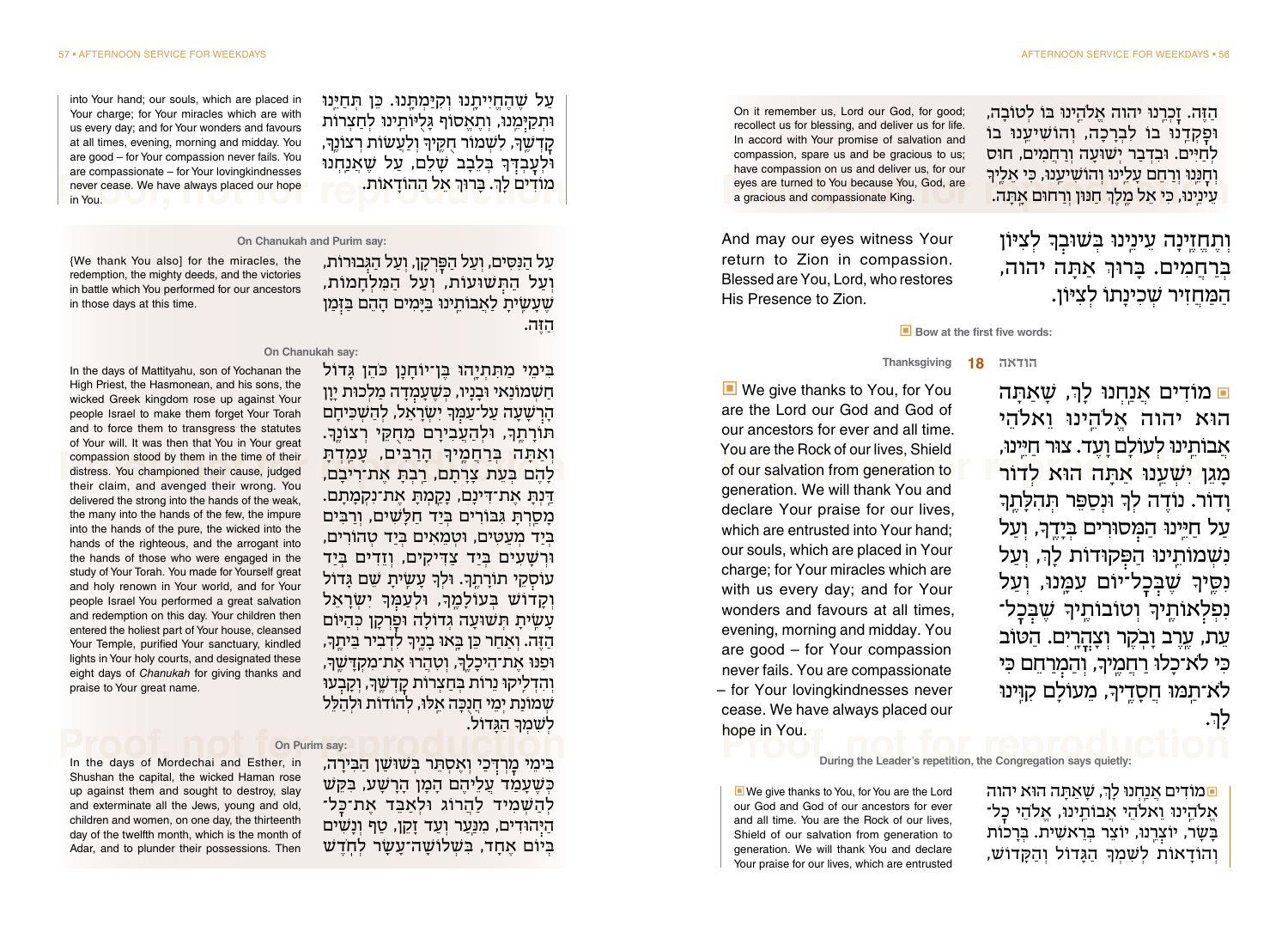הַזֶּה. זָכְרֵנוּ יהוה אֱלֹהֵינוּ בּוֹ לְטוֹבָה, וּפָקְדֵנוּ בוֹ לִבְרָכָה, וְהוֹשִׁיעֵנוּ בוֹ לְחַיִּים. וּבִדְבַר יְשׁוּעָה וְרַחֲמִים, חוּס וְחָנֵּנוּ וְרַחֵם עָלֵינוּ וְהוֹשִׁיעֵנוּ, כִּי אֵלֶיךָ עֵינֵינוּ, כִּי אֵל מֶלֶךְ חַנּוּן וְרַחוּם אָתָּה.

On it remember us, Lord our God, for good; recollect us for blessing, and deliver us for life. In accord with Your promise of salvation and compassion, spare us and be gracious to us; have compassion on us and deliver us, for our eyes are turned to You because You, God, are a gracious and compassionate King.

וְתֶחֱזֶינָה עֵינֵינוּ בְּשׁוּבְךָ לְצִיּוֹן בְּרַחֲמִים. בָּרוּךְ אַתָּה יהוה, הַמַּחֲזִיר שְׁכִינָתוֹ לְצִיּוֹן.

And may our eyes witness Your return to Zion in compassion. Blessed are You, Lord, who restores His Presence to Zion.

■ Bow at the first five words:

## 18 Thanksgiving הודאה

■ מוֹדִים אֲנַחְנוּ לָךְ, שָׁאַתָּה הוּא יהוה אֱלֹהֵינוּ וֵאלֹהֵי אֲבוֹתֵינוּ לְעוֹלָם וָעֶד. צוּר חַיֵּינוּ, מָגֵן יִשְׁעֵנוּ אַתָּה הוּא לְדוֹר וָדוֹר. נוֹדֶה לְּךָ וּנְסַפֵּר תְּהִלָּתֶךָ עַל חַיֵּינוּ הַמְּסוּרִים בְּיָדֶךָ, וְעַל נִשְׁמוֹתֵינוּ הַפְּקוּדוֹת לָךְ, וְעַל נִסֶּיךָ שֶׁבְּכָל־יוֹם עִמָּנוּ, וְעַל נִפְלְאוֹתֶיךָ וְטוֹבוֹתֶיךָ שֶׁבְּכָל־עֵת, עֶרֶב וָבֹקֶר וְצָהֳרָיִם. הַטּוֹב כִּי לֹא־כָלוּ רַחֲמֶיךָ, וְהַמְרַחֵם כִּי לֹא־תַמּוּ חֲסָדֶיךָ, מֵעוֹלָם קִוִּינוּ לָךְ.

■ We give thanks to You, for You are the Lord our God and God of our ancestors for ever and all time. You are the Rock of our lives, Shield of our salvation from generation to generation. We will thank You and declare Your praise for our lives, which are entrusted into Your hand; our souls, which are placed in Your charge; for Your miracles which are with us every day; and for Your wonders and favours at all times, evening, morning and midday. You are good – for Your compassion never fails. You are compassionate – for Your lovingkindnesses never cease. We have always placed our hope in You.

During the Leader's repetition, the Congregation says quietly:

■ מוֹדִים אֲנַחְנוּ לָךְ, שָׁאַתָּה הוּא יהוה אֱלֹהֵינוּ וֵאלֹהֵי אֲבוֹתֵינוּ, אֱלֹהֵי כָל־בָּשָׂר, יוֹצְרֵנוּ, יוֹצֵר בְּרֵאשִׁית. בְּרָכוֹת וְהוֹדָאוֹת לְשִׁמְךָ הַגָּדוֹל וְהַקָּדוֹשׁ, עַל שֶׁהֶחֱיִיתָנוּ וְקִיַּמְתָּנוּ. כֵּן תְּחַיֵּנוּ וּתְקַיְּמֵנוּ, וְתֶאֱסוֹף גָּלֻיּוֹתֵינוּ לְחַצְרוֹת קָדְשֶׁךָ, לִשְׁמוֹר חֻקֶּיךָ וְלַעֲשׂוֹת רְצוֹנֶךָ, וּלְעָבְדְּךָ בְּלֵבָב שָׁלֵם, עַל שֶׁאֲנַחְנוּ מוֹדִים לָךְ. בָּרוּךְ אֵל הַהוֹדָאוֹת.

■ We give thanks to You, for You are the Lord our God and God of our ancestors for ever and all time. You are the Rock of our lives, Shield of our salvation from generation to generation. We will thank You and declare Your praise for our lives, which are entrusted into Your hand; our souls, which are placed in Your charge; for Your miracles which are with us every day; and for Your wonders and favours at all times, evening, morning and midday. You are good – for Your compassion never fails. You are compassionate – for Your lovingkindnesses never cease. We have always placed our hope in You.

### On Chanukah and Purim say:

עַל הַנִּסִּים, וְעַל הַפֻּרְקָן, וְעַל הַגְּבוּרוֹת, וְעַל הַתְּשׁוּעוֹת, וְעַל הַמִּלְחָמוֹת, שֶׁעָשִׂיתָ לַאֲבוֹתֵינוּ בַּיָּמִים הָהֵם בַּזְּמַן הַזֶּה.

{We thank You also} for the miracles, the redemption, the mighty deeds, and the victories in battle which You performed for our ancestors in those days at this time.

### On Chanukah say:

בִּימֵי מַתִּתְיָהוּ בֶּן־יוֹחָנָן כֹּהֵן גָּדוֹל חַשְׁמוֹנַאי וּבָנָיו, כְּשֶׁעָמְדָה מַלְכוּת יָוָן הָרְשָׁעָה עַל־עַמְּךָ יִשְׂרָאֵל, לְהַשְׁכִּיחָם תּוֹרָתֶךָ, וּלְהַעֲבִירָם מֵחֻקֵּי רְצוֹנֶךָ. וְאַתָּה בְּרַחֲמֶיךָ הָרַבִּים, עָמַדְתָּ לָהֶם בְּעֵת צָרָתָם, רַבְתָּ אֶת־רִיבָם, דַּנְתָּ אֶת־דִּינָם, נָקַמְתָּ אֶת־נִקְמָתָם. מָסַרְתָּ גִבּוֹרִים בְּיַד חַלָּשִׁים, וְרַבִּים בְּיַד מְעַטִּים, וּטְמֵאִים בְּיַד טְהוֹרִים, וּרְשָׁעִים בְּיַד צַדִּיקִים, וְזֵדִים בְּיַד עוֹסְקֵי תוֹרָתֶךָ. וּלְךָ עָשִׂיתָ שֵׁם גָּדוֹל וְקָדוֹשׁ בְּעוֹלָמֶךָ, וּלְעַמְּךָ יִשְׂרָאֵל עָשִׂיתָ תְּשׁוּעָה גְדוֹלָה וּפֻרְקָן כְּהַיּוֹם הַזֶּה. וְאַחַר כֵּן בָּאוּ בָנֶיךָ לִדְבִיר בֵּיתֶךָ, וּפִנּוּ אֶת־הֵיכָלֶךָ, וְטִהֲרוּ אֶת־מִקְדָּשֶׁךָ, וְהִדְלִיקוּ נֵרוֹת בְּחַצְרוֹת קָדְשֶׁךָ, וְקָבְעוּ שְׁמוֹנַת יְמֵי חֲנֻכָּה אֵלּוּ, לְהוֹדוֹת וּלְהַלֵּל לְשִׁמְךָ הַגָּדוֹל.

In the days of Mattityahu, son of Yochanan the High Priest, the Hasmonean, and his sons, the wicked Greek kingdom rose up against Your people Israel to make them forget Your Torah and to force them to transgress the statutes of Your will. It was then that You in Your great compassion stood by them in the time of their distress. You championed their cause, judged their claim, and avenged their wrong. You delivered the strong into the hands of the weak, the many into the hands of the few, the impure into the hands of the pure, the wicked into the hands of the righteous, and the arrogant into the hands of those who were engaged in the study of Your Torah. You made for Yourself great and holy renown in Your world, and for Your people Israel You performed a great salvation and redemption on this day. Your children then entered the holiest part of Your house, cleansed Your Temple, purified Your sanctuary, kindled lights in Your holy courts, and designated these eight days of *Chanukah* for giving thanks and praise to Your great name.

### On Purim say:

בִּימֵי מָרְדְּכַי וְאֶסְתֵּר בְּשׁוּשַׁן הַבִּירָה, כְּשֶׁעָמַד עֲלֵיהֶם הָמָן הָרָשָׁע, בִּקֵּשׁ לְהַשְׁמִיד לַהֲרֹג וּלְאַבֵּד אֶת־כָּל־הַיְּהוּדִים, מִנַּעַר וְעַד זָקֵן, טַף וְנָשִׁים בְּיוֹם אֶחָד, בִּשְׁלוֹשָׁה־עָשָׂר לְחֹדֶשׁ

In the days of Mordechai and Esther, in Shushan the capital, the wicked Haman rose up against them and sought to destroy, slay and exterminate all the Jews, young and old, children and women, on one day, the thirteenth day of the twelfth month, which is the month of Adar, and to plunder their possessions. Then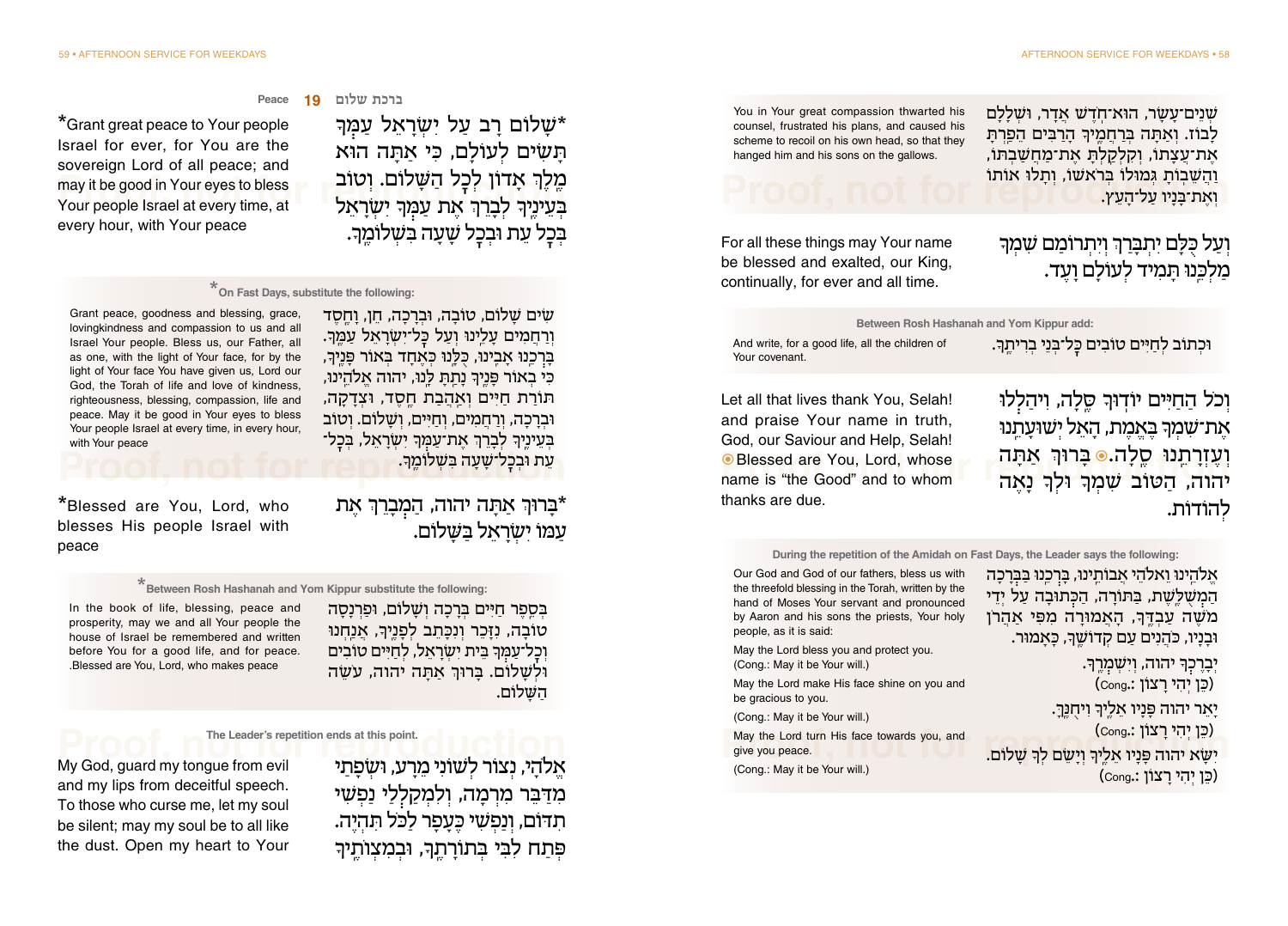You in Your great compassion thwarted his counsel, frustrated his plans, and caused his scheme to recoil on his own head, so that they hanged him and his sons on the gallows.

שְׁנֵים־עָשָׂר, הוּא־חֹדֶשׁ אֲדָר, וּשְׁלָלָם לָבוֹז. וְאַתָּה בְּרַחֲמֶיךָ הָרַבִּים הֵפַרְתָּ אֶת־עֲצָתוֹ, וְקִלְקַלְתָּ אֶת־מַחֲשַׁבְתּוֹ, וַהֲשֵׁבוֹתָ גְּמוּלוֹ בְּרֹאשׁוֹ, וְתָלוּ אוֹתוֹ וְאֶת־בָּנָיו עַל־הָעֵץ.

For all these things may Your name be blessed and exalted, our King, continually, for ever and all time.

וְעַל כֻּלָּם יִתְבָּרַךְ וְיִתְרוֹמַם שִׁמְךָ מַלְכֵּנוּ תָּמִיד לְעוֹלָם וָעֶד.

**Between Rosh Hashanah and Yom Kippur add:**

And write, for a good life, all the children of Your covenant.

וּכְתוֹב לְחַיִּים טוֹבִים כָּל־בְּנֵי בְרִיתֶךָ.

Let all that lives thank You, Selah! and praise Your name in truth, God, our Saviour and Help, Selah! ◉Blessed are You, Lord, whose name is "the Good" and to whom thanks are due.

וְכֹל הַחַיִּים יוֹדוּךָ סֶּלָה, וִיהַלְלוּ אֶת־שִׁמְךָ בֶּאֱמֶת, הָאֵל יְשׁוּעָתֵנוּ וְעֶזְרָתֵנוּ סֶלָה.◉ בָּרוּךְ אַתָּה יהוה, הַטּוֹב שִׁמְךָ וּלְךָ נָאֶה לְהוֹדוֹת.

**During the repetition of the Amidah on Fast Days, the Leader says the following:**

Our God and God of our fathers, bless us with the threefold blessing in the Torah, written by the hand of Moses Your servant and pronounced by Aaron and his sons the priests, Your holy people, as it is said:

אֱלֹהֵינוּ וֵאלֹהֵי אֲבוֹתֵינוּ, בָּרְכֵנוּ בַּבְּרָכָה הַמְשֻׁלֶּשֶׁת, בַּתּוֹרָה, הַכְּתוּבָה עַל יְדֵי מֹשֶׁה עַבְדֶּךָ, הָאֲמוּרָה מִפִּי אַהֲרֹן וּבָנָיו, כֹּהֲנִים עַם קְדוֹשֶׁךָ, כָּאָמוּר.

May the Lord bless you and protect you.
(Cong.: May it be Your will.)

יְבָרֶכְךָ יהוה, וְיִשְׁמְרֶךָ.
(Cong.: כֵּן יְהִי רָצוֹן)

May the Lord make His face shine on you and be gracious to you.
(Cong.: May it be Your will.)

יָאֵר יהוה פָּנָיו אֵלֶיךָ וִיחֻנֶּךָּ.
(Cong.: כֵּן יְהִי רָצוֹן)

May the Lord turn His face towards you, and give you peace.
(Cong.: May it be Your will.)

יִשָּׂא יהוה פָּנָיו אֵלֶיךָ וְיָשֵׂם לְךָ שָׁלוֹם.
(Cong.: כֵּן יְהִי רָצוֹן)

## Peace 19 ברכת שלום

*Grant great peace to Your people Israel for ever, for You are the sovereign Lord of all peace; and may it be good in Your eyes to bless Your people Israel at every time, at every hour, with Your peace

*שָׁלוֹם רָב עַל יִשְׂרָאֵל עַמְּךָ תָּשִׂים לְעוֹלָם, כִּי אַתָּה הוּא מֶלֶךְ אָדוֹן לְכָל הַשָּׁלוֹם. וְטוֹב בְּעֵינֶיךָ לְבָרֵךְ אֶת עַמְּךָ יִשְׂרָאֵל בְּכָל עֵת וּבְכָל שָׁעָה בִּשְׁלוֹמֶךָ.

***On Fast Days, substitute the following:**

Grant peace, goodness and blessing, grace, lovingkindness and compassion to us and all Israel Your people. Bless us, our Father, all as one, with the light of Your face, for by the light of Your face You have given us, Lord our God, the Torah of life and love of kindness, righteousness, blessing, compassion, life and peace. May it be good in Your eyes to bless Your people Israel at every time, in every hour, with Your peace

שִׂים שָׁלוֹם, טוֹבָה, וּבְרָכָה, חֵן, וָחֶסֶד וְרַחֲמִים עָלֵינוּ וְעַל כָּל־יִשְׂרָאֵל עַמֶּךָ. בָּרְכֵנוּ אָבִינוּ, כֻּלָּנוּ כְּאֶחָד בְּאוֹר פָּנֶיךָ, כִּי בְאוֹר פָּנֶיךָ נָתַתָּ לָּנוּ, יהוה אֱלֹהֵינוּ, תּוֹרַת חַיִּים וְאַהֲבַת חֶסֶד, וּצְדָקָה, וּבְרָכָה, וְרַחֲמִים, וְחַיִּים, וְשָׁלוֹם. וְטוֹב בְּעֵינֶיךָ לְבָרֵךְ אֶת־עַמְּךָ יִשְׂרָאֵל, בְּכָל־עֵת וּבְכָל־שָׁעָה בִּשְׁלוֹמֶךָ.

*Blessed are You, Lord, who blesses His people Israel with peace

*בָּרוּךְ אַתָּה יהוה, הַמְבָרֵךְ אֶת עַמּוֹ יִשְׂרָאֵל בַּשָּׁלוֹם.

***Between Rosh Hashanah and Yom Kippur substitute the following:**

In the book of life, blessing, peace and prosperity, may we and all Your people the house of Israel be remembered and written before You for a good life, and for peace. Blessed are You, Lord, who makes peace.

בְּסֵפֶר חַיִּים בְּרָכָה וְשָׁלוֹם, וּפַרְנָסָה טוֹבָה, נִזָּכֵר וְנִכָּתֵב לְפָנֶיךָ, אֲנַחְנוּ וְכָל־עַמְּךָ בֵּית יִשְׂרָאֵל, לְחַיִּים טוֹבִים וּלְשָׁלוֹם. בָּרוּךְ אַתָּה יהוה, עֹשֵׂה הַשָּׁלוֹם.

**The Leader's repetition ends at this point.**

My God, guard my tongue from evil and my lips from deceitful speech. To those who curse me, let my soul be silent; may my soul be to all like the dust. Open my heart to Your

אֱלֹהַי, נְצוֹר לְשׁוֹנִי מֵרָע, וּשְׂפָתַי מִדַּבֵּר מִרְמָה, וְלִמְקַלְלַי נַפְשִׁי תִדּוֹם, וְנַפְשִׁי כֶּעָפָר לַכֹּל תִּהְיֶה. פְּתַח לִבִּי בְּתוֹרָתֶךָ, וּבְמִצְוֹתֶיךָ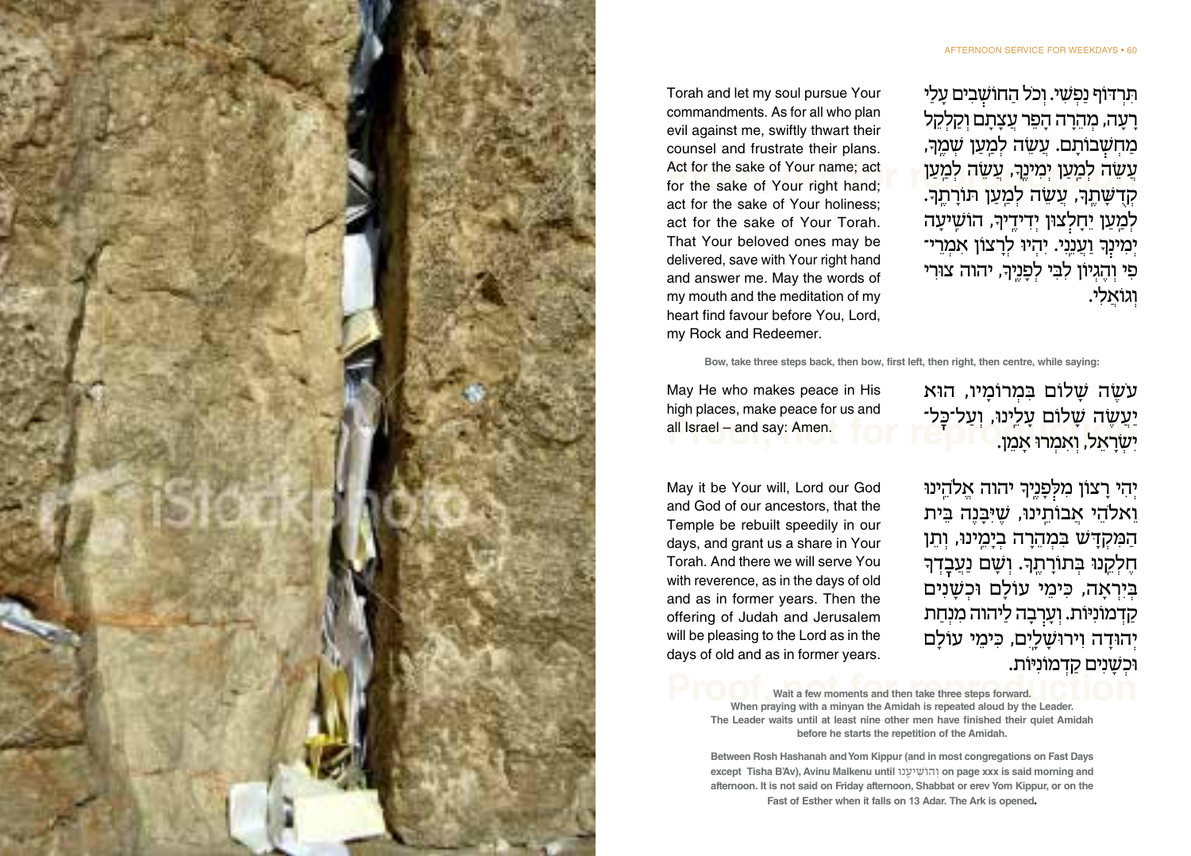תִּרְדּוֹף נַפְשִׁי. וְכֹל הַחוֹשְׁבִים עָלַי רָעָה, מְהֵרָה הָפֵר עֲצָתָם וְקַלְקֵל מַחְשְׁבוֹתָם. עֲשֵׂה לְמַעַן שְׁמֶךָ, עֲשֵׂה לְמַעַן יְמִינֶךָ, עֲשֵׂה לְמַעַן קְדֻשָּׁתֶךָ, עֲשֵׂה לְמַעַן תּוֹרָתֶךָ. לְמַעַן יֵחָלְצוּן יְדִידֶיךָ, הוֹשִׁיעָה יְמִינְךָ וַעֲנֵנִי. יִהְיוּ לְרָצוֹן אִמְרֵי־פִי וְהֶגְיוֹן לִבִּי לְפָנֶיךָ, יהוה צוּרִי וְגוֹאֲלִי.

Torah and let my soul pursue Your commandments. As for all who plan evil against me, swiftly thwart their counsel and frustrate their plans. Act for the sake of Your name; act for the sake of Your right hand; act for the sake of Your holiness; act for the sake of Your Torah. That Your beloved ones may be delivered, save with Your right hand and answer me. May the words of my mouth and the meditation of my heart find favour before You, Lord, my Rock and Redeemer.

**Bow, take three steps back, then bow, first left, then right, then centre, while saying:**

עֹשֶׂה שָׁלוֹם בִּמְרוֹמָיו, הוּא יַעֲשֶׂה שָׁלוֹם עָלֵינוּ, וְעַל־כָּל־יִשְׂרָאֵל, וְאִמְרוּ אָמֵן.

May He who makes peace in His high places, make peace for us and all Israel – and say: Amen.

יְהִי רָצוֹן מִלְּפָנֶיךָ יהוה אֱלֹהֵינוּ וֵאלֹהֵי אֲבוֹתֵינוּ, שֶׁיִּבָּנֶה בֵּית הַמִּקְדָּשׁ בִּמְהֵרָה בְיָמֵינוּ, וְתֵן חֶלְקֵנוּ בְּתוֹרָתֶךָ. וְשָׁם נַעֲבָדְךָ בְּיִרְאָה, כִּימֵי עוֹלָם וּכְשָׁנִים קַדְמוֹנִיּוֹת. וְעָרְבָה לַיהוה מִנְחַת יְהוּדָה וִירוּשָׁלָיִם, כִּימֵי עוֹלָם וּכְשָׁנִים קַדְמוֹנִיּוֹת.

May it be Your will, Lord our God and God of our ancestors, that the Temple be rebuilt speedily in our days, and grant us a share in Your Torah. And there we will serve You with reverence, as in the days of old and as in former years. Then the offering of Judah and Jerusalem will be pleasing to the Lord as in the days of old and as in former years.

**Wait a few moments and then take three steps forward.**
**When praying with a minyan the Amidah is repeated aloud by the Leader.**
**The Leader waits until at least nine other men have finished their quiet Amidah before he starts the repetition of the Amidah.**

**Between Rosh Hashanah and Yom Kippur (and in most congregations on Fast Days except Tisha B'Av), Avinu Malkenu until וְהוֹשִׁיעֵנוּ on page xxx is said morning and afternoon. It is not said on Friday afternoon, Shabbat or erev Yom Kippur, or on the Fast of Esther when it falls on 13 Adar. The Ark is opened.**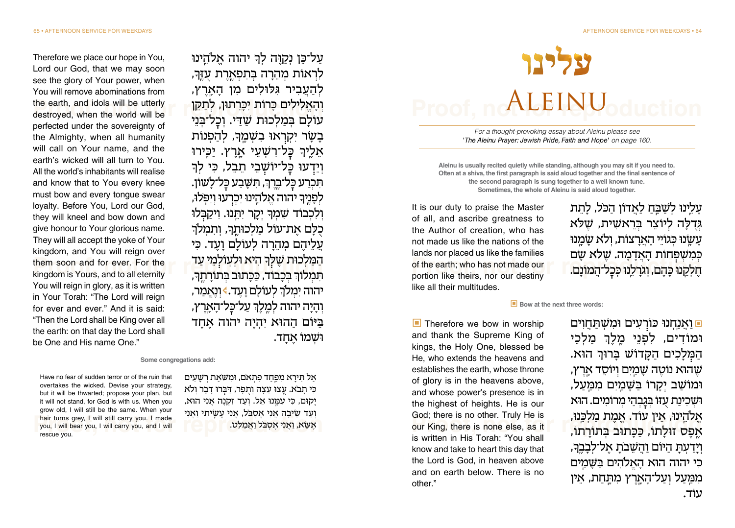# עלינו

# ALEINU

*For a thought-provoking essay about Aleinu please see 'The Aleinu Prayer: Jewish Pride, Faith and Hope' on page 160.*

**Aleinu is usually recited quietly while standing, although you may sit if you need to. Often at a shiva, the first paragraph is said aloud together and the final sentence of the second paragraph is sung together to a well known tune. Sometimes, the whole of Aleinu is said aloud together.**

עָלֵינוּ לְשַׁבֵּחַ לַאֲדוֹן הַכֹּל, לָתֵת גְּדֻלָּה לְיוֹצֵר בְּרֵאשִׁית, שֶׁלֹּא עָשָׂנוּ כְּגוֹיֵי הָאֲרָצוֹת, וְלֹא שָׂמָנוּ כְּמִשְׁפְּחוֹת הָאֲדָמָה. שֶׁלֹּא שָׂם חֶלְקֵנוּ כָּהֶם, וְגוֹרָלֵנוּ כְּכָל־הֲמוֹנָם.

It is our duty to praise the Master of all, and ascribe greatness to the Author of creation, who has not made us like the nations of the lands nor placed us like the families of the earth; who has not made our portion like theirs, nor our destiny like all their multitudes.

**Bow at the next three words:**

▪ וַאֲנַחְנוּ כּוֹרְעִים וּמִשְׁתַּחֲוִים וּמוֹדִים, לִפְנֵי מֶלֶךְ מַלְכֵי הַמְּלָכִים הַקָּדוֹשׁ בָּרוּךְ הוּא. שֶׁהוּא נוֹטֶה שָׁמַיִם וְיוֹסֵד אָרֶץ, וּמוֹשַׁב יְקָרוֹ בַּשָּׁמַיִם מִמַּעַל, וּשְׁכִינַת עֻזּוֹ בְּגָבְהֵי מְרוֹמִים. הוּא אֱלֹהֵינוּ, אֵין עוֹד. אֱמֶת מַלְכֵּנוּ, אֶפֶס זוּלָתוֹ, כַּכָּתוּב בְּתוֹרָתוֹ, וְיָדַעְתָּ הַיּוֹם וַהֲשֵׁבֹתָ אֶל־לְבָבֶךָ, כִּי יהוה הוּא הָאֱלֹהִים בַּשָּׁמַיִם מִמַּעַל וְעַל־הָאָרֶץ מִתָּחַת, אֵין עוֹד.

▪ Therefore we bow in worship and thank the Supreme King of kings, the Holy One, blessed be He, who extends the heavens and establishes the earth, whose throne of glory is in the heavens above, and whose power's presence is in the highest of heights. He is our God; there is no other. Truly He is our King, there is none else, as it is written in His Torah: "You shall know and take to heart this day that the Lord is God, in heaven above and on earth below. There is no other."

עַל־כֵּן נְקַוֶּה לְּךָ יהוה אֱלֹהֵינוּ לִרְאוֹת מְהֵרָה בְּתִפְאֶרֶת עֻזֶּךָ, לְהַעֲבִיר גִּלּוּלִים מִן הָאָרֶץ, וְהָאֱלִילִים כָּרוֹת יִכָּרֵתוּן, לְתַקֵּן עוֹלָם בְּמַלְכוּת שַׁדַּי. וְכָל־בְּנֵי בָשָׂר יִקְרְאוּ בִשְׁמֶךָ, לְהַפְנוֹת אֵלֶיךָ כָּל־רִשְׁעֵי אָרֶץ. יַכִּירוּ וְיֵדְעוּ כָּל־יוֹשְׁבֵי תֵבֵל, כִּי לְךָ תִּכְרַע כָּל־בֶּרֶךְ, תִּשָּׁבַע כָּל־לָשׁוֹן. לְפָנֶיךָ יהוה אֱלֹהֵינוּ יִכְרְעוּ וְיִפֹּלוּ, וְלִכְבוֹד שִׁמְךָ יְקָר יִתֵּנוּ. וִיקַבְּלוּ כֻלָּם אֶת־עוֹל מַלְכוּתֶךָ, וְתִמְלֹךְ עֲלֵיהֶם מְהֵרָה לְעוֹלָם וָעֶד. כִּי הַמַּלְכוּת שֶׁלְּךָ הִיא וּלְעוֹלְמֵי עַד תִּמְלוֹךְ בְּכָבוֹד, כַּכָּתוּב בְּתוֹרָתֶךָ, יהוה יִמְלֹךְ לְעֹלָם וָעֶד. ‹ וְנֶאֱמַר, וְהָיָה יהוה לְמֶלֶךְ עַל־כָּל־הָאָרֶץ, בַּיּוֹם הַהוּא יִהְיֶה יהוה אֶחָד וּשְׁמוֹ אֶחָד.

Therefore we place our hope in You, Lord our God, that we may soon see the glory of Your power, when You will remove abominations from the earth, and idols will be utterly destroyed, when the world will be perfected under the sovereignty of the Almighty, when all humanity will call on Your name, and the earth's wicked will all turn to You. All the world's inhabitants will realise and know that to You every knee must bow and every tongue swear loyalty. Before You, Lord our God, they will kneel and bow down and give honour to Your glorious name. They will all accept the yoke of Your kingdom, and You will reign over them soon and for ever. For the kingdom is Yours, and to all eternity You will reign in glory, as it is written in Your Torah: "The Lord will reign for ever and ever." And it is said: "Then the Lord shall be King over all the earth: on that day the Lord shall be One and His name One."

**Some congregations add:**

אַל תִּירָא מִפַּחַד פִּתְאֹם, וּמִשֹּׁאַת רְשָׁעִים כִּי תָבֹא. עֻצוּ עֵצָה וְתֻפָר, דַּבְּרוּ דָבָר וְלֹא יָקוּם, כִּי עִמָּנוּ אֵל. וְעַד זִקְנָה אֲנִי הוּא, וְעַד שֵׂיבָה אֲנִי אֶסְבֹּל, אֲנִי עָשִׂיתִי וַאֲנִי אֶשָּׂא, וַאֲנִי אֶסְבֹּל וַאֲמַלֵּט.

Have no fear of sudden terror or of the ruin that overtakes the wicked. Devise your strategy, but it will be thwarted; propose your plan, but it will not stand, for God is with us. When you grow old, I will still be the same. When your hair turns grey, I will still carry you. I made you, I will bear you, I will carry you, and I will rescue you.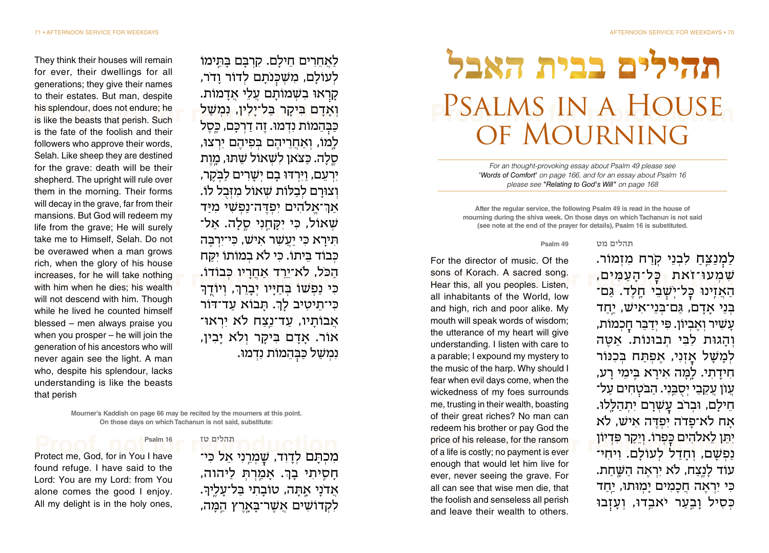# תהילים בבית האבל

# Psalms in a House of Mourning

*For an thought-provoking essay about Psalm 49 please see 'Words of Comfort' on page 166, and for an essay about Psalm 16 please see "Relating to God's Will" on page 168*

**After the regular service, the following Psalm 49 is read in the house of mourning during the shiva week. On those days on which Tachanun is not said (see note at the end of the prayer for details), Psalm 16 is substituted.**

### תהלים מט / Psalm 49

לַמְנַצֵּחַ לִבְנֵי קֹרַח מִזְמוֹר. שִׁמְעוּ־זֹאת כָּל־הָעַמִּים, הַאֲזִינוּ כָּל־יֹשְׁבֵי חָלֶד. גַּם־בְּנֵי אָדָם, גַּם־בְּנֵי־אִישׁ, יַחַד עָשִׁיר וְאֶבְיוֹן. פִּי יְדַבֵּר חָכְמוֹת, וְהָגוּת לִבִּי תְבוּנוֹת. אַטֶּה לְמָשָׁל אָזְנִי, אֶפְתַּח בְּכִנּוֹר חִידָתִי. לָמָּה אִירָא בִּימֵי רָע, עֲוֹן עֲקֵבַי יְסֻבֵּנִי. הַבֹּטְחִים עַל־חֵילָם, וּבְרֹב עָשְׁרָם יִתְהַלָּלוּ. אָח לֹא־פָדֹה יִפְדֶּה אִישׁ, לֹא יִתֵּן לֵאלֹהִים כָּפְרוֹ. וְיֵקַר פִּדְיוֹן נַפְשָׁם, וְחָדַל לְעוֹלָם. וִיחִי־עוֹד לָנֶצַח, לֹא יִרְאֶה הַשָּׁחַת. כִּי יִרְאֶה חֲכָמִים יָמוּתוּ, יַחַד כְּסִיל וָבַעַר יֹאבֵדוּ, וְעָזְבוּ לַאֲחֵרִים חֵילָם. קִרְבָּם בָּתֵּימוֹ לְעוֹלָם, מִשְׁכְּנֹתָם לְדֹר וָדֹר, קָרְאוּ בִשְׁמוֹתָם עֲלֵי אֲדָמוֹת. וְאָדָם בִּיקָר בַּל־יָלִין, נִמְשַׁל כַּבְּהֵמוֹת נִדְמוּ. זֶה דַרְכָּם, כֵּסֶל לָמוֹ, וְאַחֲרֵיהֶם בְּפִיהֶם יִרְצוּ, סֶלָה. כַּצֹּאן לִשְׁאוֹל שַׁתּוּ, מָוֶת יִרְעֵם, וַיִּרְדּוּ בָם יְשָׁרִים לַבֹּקֶר, וְצוּרָם לְבַלּוֹת שְׁאוֹל מִזְּבֻל לוֹ. אַךְ־אֱלֹהִים יִפְדֶּה־נַפְשִׁי מִיַּד שְׁאוֹל, כִּי יִקָּחֵנִי סֶלָה. אַל־תִּירָא כִּי יַעֲשִׁר אִישׁ, כִּי־יִרְבֶּה כְּבוֹד בֵּיתוֹ. כִּי לֹא בְמוֹתוֹ יִקַּח הַכֹּל, לֹא־יֵרֵד אַחֲרָיו כְּבוֹדוֹ. כִּי נַפְשׁוֹ בְּחַיָּיו יְבָרֵךְ, וְיוֹדֻךָ כִּי־תֵיטִיב לָךְ. תָּבוֹא עַד־דּוֹר אֲבוֹתָיו, עַד־נֵצַח לֹא יִרְאוּ־אוֹר. אָדָם בִּיקָר וְלֹא יָבִין, נִמְשַׁל כַּבְּהֵמוֹת נִדְמוּ.

For the director of music. Of the sons of Korach. A sacred song. Hear this, all you peoples. Listen, all inhabitants of the World, low and high, rich and poor alike. My mouth will speak words of wisdom; the utterance of my heart will give understanding. I listen with care to a parable; I expound my mystery to the music of the harp. Why should I fear when evil days come, when the wickedness of my foes surrounds me, trusting in their wealth, boasting of their great riches? No man can redeem his brother or pay God the price of his release, for the ransom of a life is costly; no payment is ever enough that would let him live for ever, never seeing the grave. For all can see that wise men die, that the foolish and senseless all perish and leave their wealth to others. They think their houses will remain for ever, their dwellings for all generations; they give their names to their estates. But man, despite his splendour, does not endure; he is like the beasts that perish. Such is the fate of the foolish and their followers who approve their words, Selah. Like sheep they are destined for the grave: death will be their shepherd. The upright will rule over them in the morning. Their forms will decay in the grave, far from their mansions. But God will redeem my life from the grave; He will surely take me to Himself, Selah. Do not be overawed when a man grows rich, when the glory of his house increases, for he will take nothing with him when he dies; his wealth will not descend with him. Though while he lived he counted himself blessed – men always praise you when you prosper – he will join the generation of his ancestors who will never again see the light. A man who, despite his splendour, lacks understanding is like the beasts that perish

**Mourner's Kaddish on page 66 may be recited by the mourners at this point. On those days on which Tachanun is not said, substitute:**

### תהלים טז / Psalm 16

מִכְתָּם לְדָוִד, שָׁמְרֵנִי אֵל כִּי־חָסִיתִי בָךְ. אָמַרְתְּ לַיהוה, אֲדֹנָי אָתָּה, טוֹבָתִי בַּל־עָלֶיךָ. לִקְדוֹשִׁים אֲשֶׁר־בָּאָרֶץ הֵמָּה,

Protect me, God, for in You I have found refuge. I have said to the Lord: You are my Lord: from You alone comes the good I enjoy. All my delight is in the holy ones,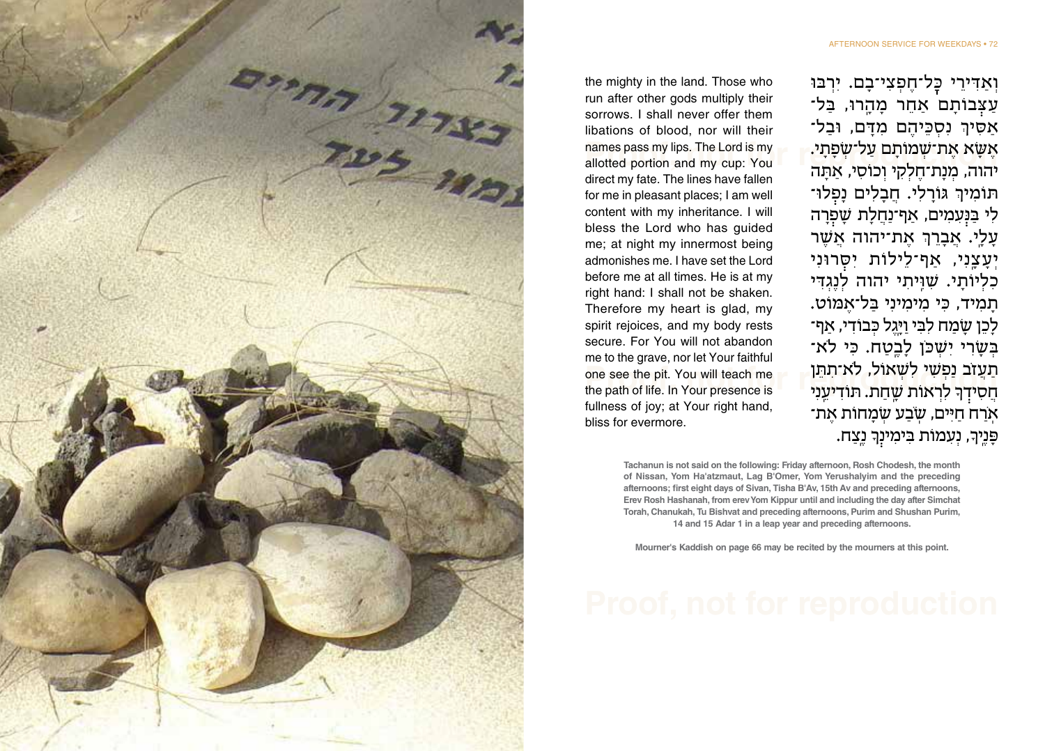וְאַדִּירֵי כָּל־חֶפְצִי־בָם. יִרְבּוּ עַצְּבוֹתָם אַחֵר מָהָרוּ, בַּל־אַסִּיךְ נִסְכֵּיהֶם מִדָּם, וּבַל־אֶשָּׂא אֶת־שְׁמוֹתָם עַל־שְׂפָתָי. יהוה, מְנָת־חֶלְקִי וְכוֹסִי, אַתָּה תּוֹמִיךְ גּוֹרָלִי. חֲבָלִים נָפְלוּ־לִי בַּנְּעִמִים, אַף־נַחֲלָת שָׁפְרָה עָלָי. אֲבָרֵךְ אֶת־יהוה אֲשֶׁר יְעָצָנִי, אַף־לֵילוֹת יִסְּרוּנִי כִלְיוֹתָי. שִׁוִּיתִי יהוה לְנֶגְדִּי תָמִיד, כִּי מִימִינִי בַּל־אֶמּוֹט. לָכֵן שָׂמַח לִבִּי וַיָּגֶל כְּבוֹדִי, אַף־בְּשָׂרִי יִשְׁכֹּן לָבֶטַח. כִּי לֹא־תַעֲזֹב נַפְשִׁי לִשְׁאוֹל, לֹא־תִתֵּן חֲסִידְךָ לִרְאוֹת שָׁחַת. תּוֹדִיעֵנִי אֹרַח חַיִּים, שֹׂבַע שְׂמָחוֹת אֶת־פָּנֶיךָ, נְעִמוֹת בִּימִינְךָ נֶצַח.

the mighty in the land. Those who run after other gods multiply their sorrows. I shall never offer them libations of blood, nor will their names pass my lips. The Lord is my allotted portion and my cup: You direct my fate. The lines have fallen for me in pleasant places; I am well content with my inheritance. I will bless the Lord who has guided me; at night my innermost being admonishes me. I have set the Lord before me at all times. He is at my right hand: I shall not be shaken. Therefore my heart is glad, my spirit rejoices, and my body rests secure. For You will not abandon me to the grave, nor let Your faithful one see the pit. You will teach me the path of life. In Your presence is fullness of joy; at Your right hand, bliss for evermore.

**Tachanun is not said on the following: Friday afternoon, Rosh Chodesh, the month of Nissan, Yom Ha'atzmaut, Lag B'Omer, Yom Yerushalyim and the preceding afternoons; first eight days of Sivan, Tisha B'Av, 15th Av and preceding afternoons, Erev Rosh Hashanah, from erev Yom Kippur until and including the day after Simchat Torah, Chanukah, Tu Bishvat and preceding afternoons, Purim and Shushan Purim, 14 and 15 Adar 1 in a leap year and preceding afternoons.**

**Mourner's Kaddish on page 66 may be recited by the mourners at this point.**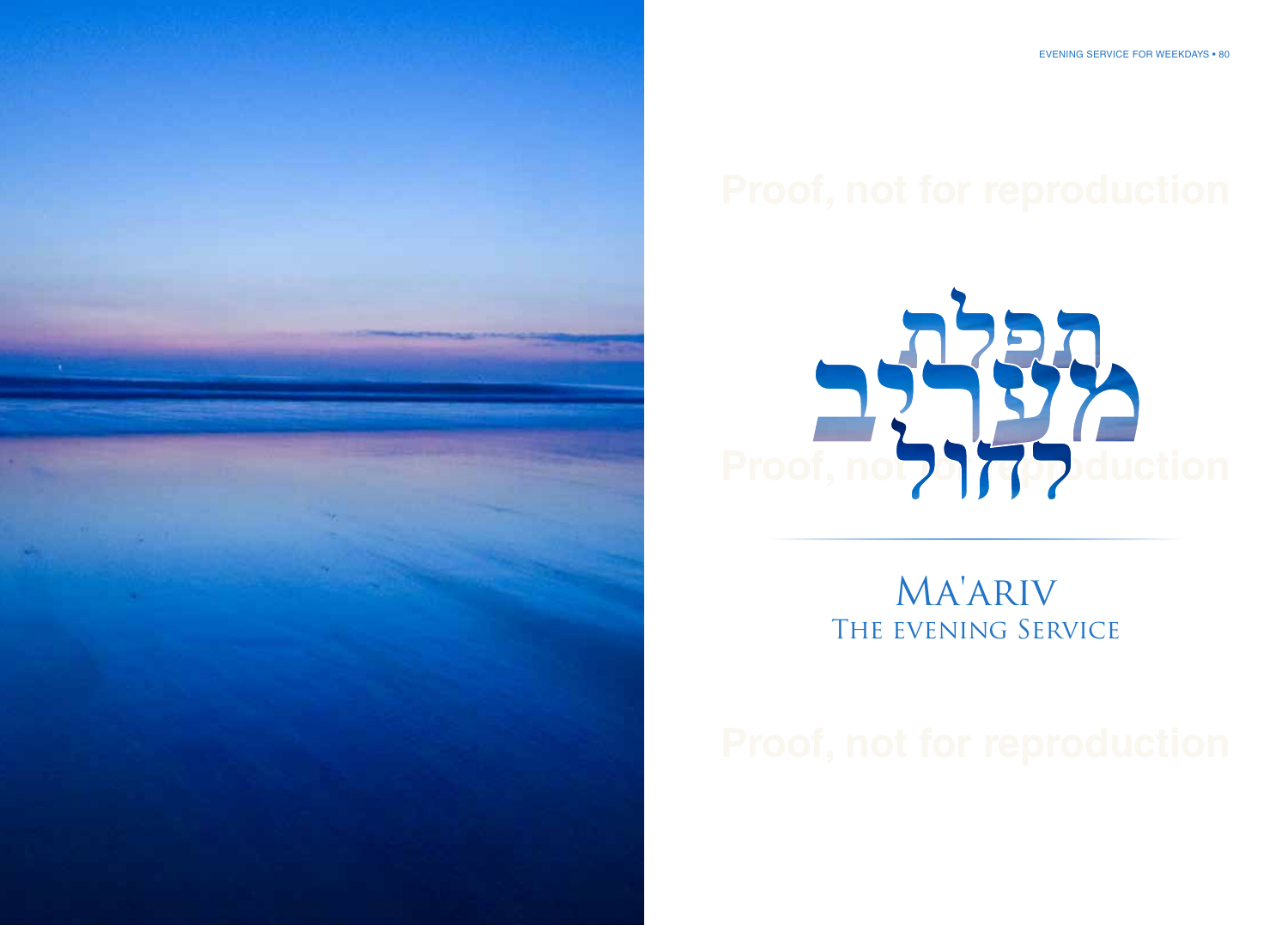# תפלת מעריב לחול

# Ma'ariv

## The evening Service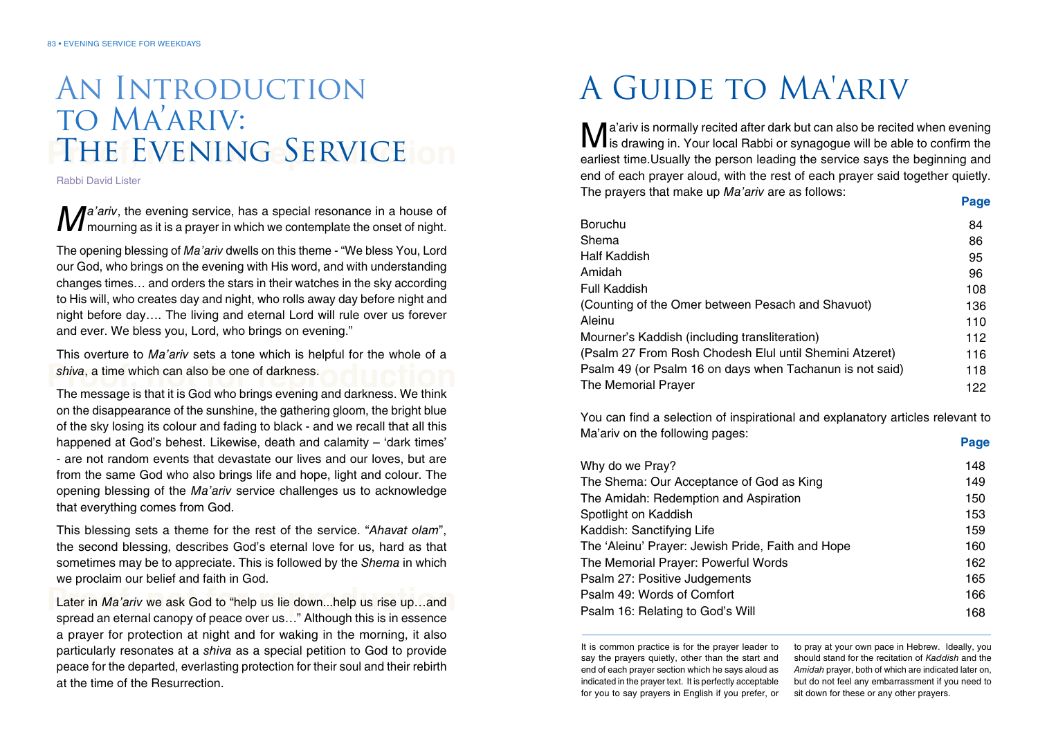# An Introduction to Ma'ariv: The Evening Service

Rabbi David Lister

*Ma'ariv*, the evening service, has a special resonance in a house of mourning as it is a prayer in which we contemplate the onset of night.

The opening blessing of *Ma'ariv* dwells on this theme - "We bless You, Lord our God, who brings on the evening with His word, and with understanding changes times… and orders the stars in their watches in the sky according to His will, who creates day and night, who rolls away day before night and night before day…. The living and eternal Lord will rule over us forever and ever. We bless you, Lord, who brings on evening."

This overture to *Ma'ariv* sets a tone which is helpful for the whole of a *shiva*, a time which can also be one of darkness.

The message is that it is God who brings evening and darkness. We think on the disappearance of the sunshine, the gathering gloom, the bright blue of the sky losing its colour and fading to black - and we recall that all this happened at God's behest. Likewise, death and calamity – 'dark times' - are not random events that devastate our lives and our loves, but are from the same God who also brings life and hope, light and colour. The opening blessing of the *Ma'ariv* service challenges us to acknowledge that everything comes from God.

This blessing sets a theme for the rest of the service. "*Ahavat olam*", the second blessing, describes God's eternal love for us, hard as that sometimes may be to appreciate. This is followed by the *Shema* in which we proclaim our belief and faith in God.

Later in *Ma'ariv* we ask God to "help us lie down...help us rise up…and spread an eternal canopy of peace over us…" Although this is in essence a prayer for protection at night and for waking in the morning, it also particularly resonates at a *shiva* as a special petition to God to provide peace for the departed, everlasting protection for their soul and their rebirth at the time of the Resurrection.

# A Guide to Ma'ariv

Ma'ariv is normally recited after dark but can also be recited when evening is drawing in. Your local Rabbi or synagogue will be able to confirm the earliest time.Usually the person leading the service says the beginning and end of each prayer aloud, with the rest of each prayer said together quietly. The prayers that make up *Ma'ariv* are as follows:

| | **Page** |
|---|---|
| Boruchu | 84 |
| Shema | 86 |
| Half Kaddish | 95 |
| Amidah | 96 |
| Full Kaddish | 108 |
| (Counting of the Omer between Pesach and Shavuot) | 136 |
| Aleinu | 110 |
| Mourner's Kaddish (including transliteration) | 112 |
| (Psalm 27 From Rosh Chodesh Elul until Shemini Atzeret) | 116 |
| Psalm 49 (or Psalm 16 on days when Tachanun is not said) | 118 |
| The Memorial Prayer | 122 |

You can find a selection of inspirational and explanatory articles relevant to Ma'ariv on the following pages:

| | **Page** |
|---|---|
| Why do we Pray? | 148 |
| The Shema: Our Acceptance of God as King | 149 |
| The Amidah: Redemption and Aspiration | 150 |
| Spotlight on Kaddish | 153 |
| Kaddish: Sanctifying Life | 159 |
| The 'Aleinu' Prayer: Jewish Pride, Faith and Hope | 160 |
| The Memorial Prayer: Powerful Words | 162 |
| Psalm 27: Positive Judgements | 165 |
| Psalm 49: Words of Comfort | 166 |
| Psalm 16: Relating to God's Will | 168 |

It is common practice is for the prayer leader to say the prayers quietly, other than the start and end of each prayer section which he says aloud as indicated in the prayer text. It is perfectly acceptable for you to say prayers in English if you prefer, or to pray at your own pace in Hebrew. Ideally, you should stand for the recitation of *Kaddish* and the *Amidah* prayer, both of which are indicated later on, but do not feel any embarrassment if you need to sit down for these or any other prayers.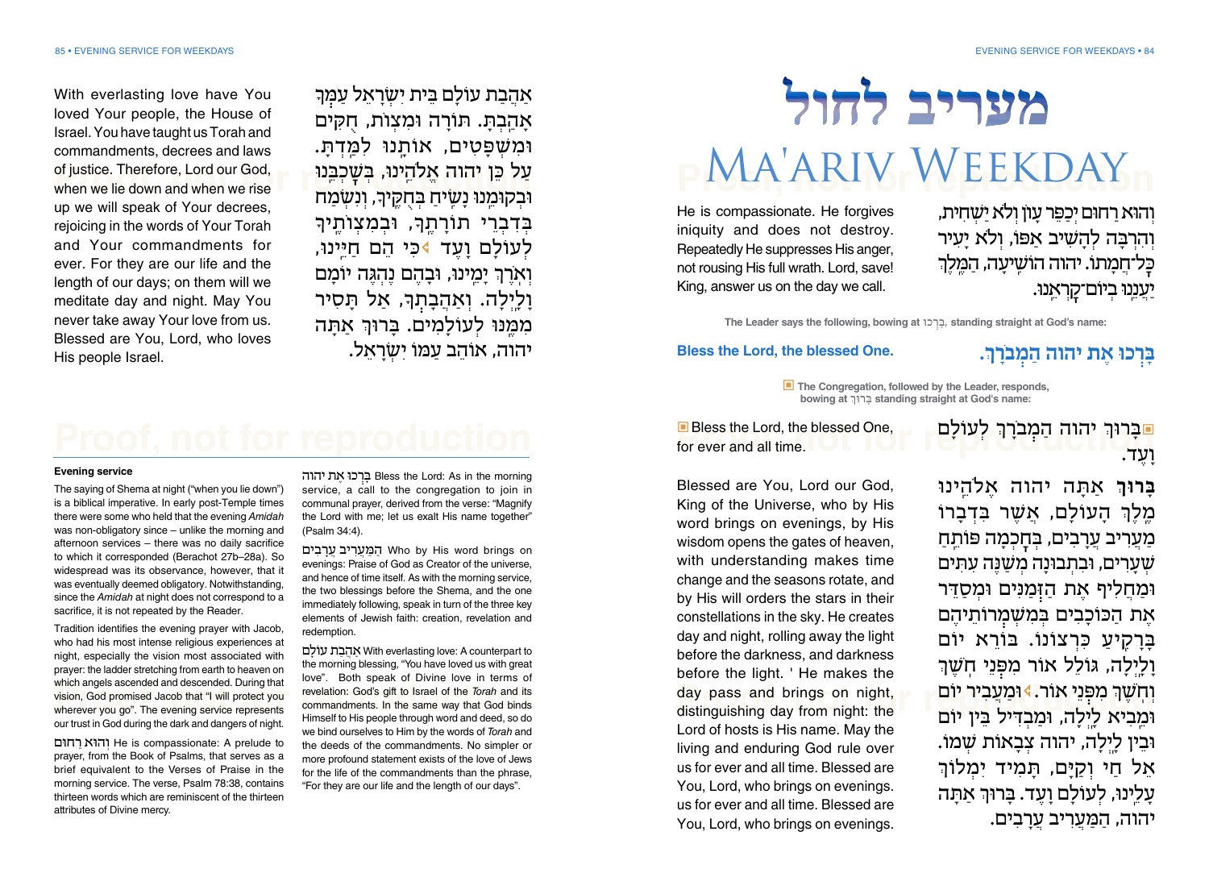# מעריב לחול

# MA'ARIV WEEKDAY

וְהוּא רַחוּם יְכַפֵּר עָוֹן וְלֹא יַשְׁחִית, וְהִרְבָּה לְהָשִׁיב אַפּוֹ, וְלֹא יָעִיר כָּל־חֲמָתוֹ. יהוה הוֹשִׁיעָה, הַמֶּלֶךְ יַעֲנֵנוּ בְיוֹם־קָרְאֵנוּ.

He is compassionate. He forgives iniquity and does not destroy. Repeatedly He suppresses His anger, not rousing His full wrath. Lord, save! King, answer us on the day we call.

The Leader says the following, bowing at בָּרְכוּ, standing straight at God's name:

בָּרְכוּ אֶת יהוה הַמְבֹרָךְ.

**Bless the Lord, the blessed One.**

■ The Congregation, followed by the Leader, responds, bowing at בָּרוּךְ standing straight at God's name:

■בָּרוּךְ יהוה הַמְבֹרָךְ לְעוֹלָם וָעֶד.

■ Bless the Lord, the blessed One, for ever and all time.

**בָּרוּךְ** אַתָּה יהוה אֱלֹהֵינוּ מֶלֶךְ הָעוֹלָם, אֲשֶׁר בִּדְבָרוֹ מַעֲרִיב עֲרָבִים, בְּחָכְמָה פּוֹתֵחַ שְׁעָרִים, וּבִתְבוּנָה מְשַׁנֶּה עִתִּים וּמַחֲלִיף אֶת הַזְּמַנִּים וּמְסַדֵּר אֶת הַכּוֹכָבִים בְּמִשְׁמְרוֹתֵיהֶם בָּרָקִיעַ כִּרְצוֹנוֹ. בּוֹרֵא יוֹם וָלָיְלָה, גּוֹלֵל אוֹר מִפְּנֵי חֹשֶׁךְ וְחֹשֶׁךְ מִפְּנֵי אוֹר. ◂וּמַעֲבִיר יוֹם וּמֵבִיא לָיְלָה, וּמַבְדִּיל בֵּין יוֹם וּבֵין לָיְלָה, יהוה צְבָאוֹת שְׁמוֹ. אֵל חַי וְקַיָּם, תָּמִיד יִמְלוֹךְ עָלֵינוּ, לְעוֹלָם וָעֶד. בָּרוּךְ אַתָּה יהוה, הַמַּעֲרִיב עֲרָבִים.

Blessed are You, Lord our God, King of the Universe, who by His word brings on evenings, by His wisdom opens the gates of heaven, with understanding makes time change and the seasons rotate, and by His will orders the stars in their constellations in the sky. He creates day and night, rolling away the light before the darkness, and darkness before the light. ' He makes the day pass and brings on night, distinguishing day from night: the Lord of hosts is His name. May the living and enduring God rule over us for ever and all time. Blessed are You, Lord, who brings on evenings. us for ever and all time. Blessed are You, Lord, who brings on evenings.

אַהֲבַת עוֹלָם בֵּית יִשְׂרָאֵל עַמְּךָ אָהָבְתָּ. תּוֹרָה וּמִצְוֹת, חֻקִּים וּמִשְׁפָּטִים, אוֹתָנוּ לִמַּדְתָּ. עַל כֵּן יהוה אֱלֹהֵינוּ, בְּשָׁכְבֵנוּ וּבְקוּמֵנוּ נָשִׂיחַ בְּחֻקֶּיךָ, וְנִשְׂמַח בְּדִבְרֵי תוֹרָתֶךָ, וּבְמִצְוֹתֶיךָ לְעוֹלָם וָעֶד ◂כִּי הֵם חַיֵּינוּ, וְאֹרֶךְ יָמֵינוּ, וּבָהֶם נֶהְגֶּה יוֹמָם וָלָיְלָה. וְאַהֲבָתְךָ, אַל תָּסִיר מִמֶּנּוּ לְעוֹלָמִים. בָּרוּךְ אַתָּה יהוה, אוֹהֵב עַמּוֹ יִשְׂרָאֵל.

With everlasting love have You loved Your people, the House of Israel. You have taught us Torah and commandments, decrees and laws of justice. Therefore, Lord our God, when we lie down and when we rise up we will speak of Your decrees, rejoicing in the words of Your Torah and Your commandments for ever. For they are our life and the length of our days; on them will we meditate day and night. May You never take away Your love from us. Blessed are You, Lord, who loves His people Israel.

---

**Evening service**

The saying of Shema at night ("when you lie down") is a biblical imperative. In early post-Temple times there were some who held that the evening *Amidah* was non-obligatory since – unlike the morning and afternoon services – there was no daily sacrifice to which it corresponded (Berachot 27b–28a). So widespread was its observance, however, that it was eventually deemed obligatory. Notwithstanding, since the *Amidah* at night does not correspond to a sacrifice, it is not repeated by the Reader.

Tradition identifies the evening prayer with Jacob, who had his most intense religious experiences at night, especially the vision most associated with prayer: the ladder stretching from earth to heaven on which angels ascended and descended. During that vision, God promised Jacob that "I will protect you wherever you go". The evening service represents our trust in God during the dark and dangers of night.

וְהוּא רַחוּם He is compassionate: A prelude to prayer, from the Book of Psalms, that serves as a brief equivalent to the Verses of Praise in the morning service. The verse, Psalm 78:38, contains thirteen words which are reminiscent of the thirteen attributes of Divine mercy.

בָּרְכוּ אֶת יהוה Bless the Lord: As in the morning service, a call to the congregation to join in communal prayer, derived from the verse: "Magnify the Lord with me; let us exalt His name together" (Psalm 34:4).

הַמַּעֲרִיב עֲרָבִים Who by His word brings on evenings: Praise of God as Creator of the universe, and hence of time itself. As with the morning service, the two blessings before the Shema, and the one immediately following, speak in turn of the three key elements of Jewish faith: creation, revelation and redemption.

אַהֲבַת עוֹלָם With everlasting love: A counterpart to the morning blessing, "You have loved us with great love". Both speak of Divine love in terms of revelation: God's gift to Israel of the *Torah* and its commandments. In the same way that God binds Himself to His people through word and deed, so do we bind ourselves to Him by the words of *Torah* and the deeds of the commandments. No simpler or more profound statement exists of the love of Jews for the life of the commandments than the phrase, "For they are our life and the length of our days".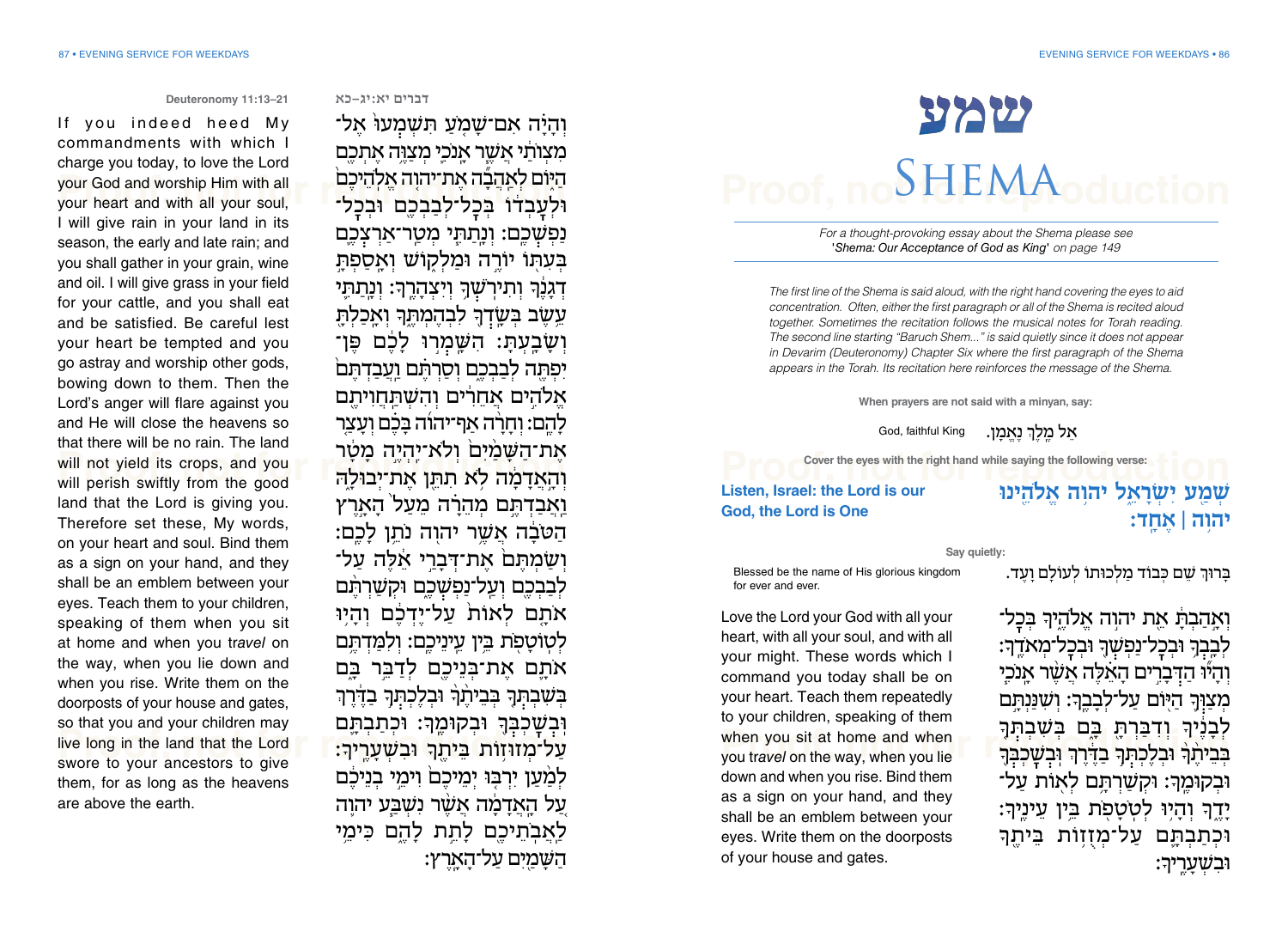# שמע

# SHEMA

*For a thought-provoking essay about the Shema please see 'Shema: Our Acceptance of God as King' on page 149*

*The first line of the Shema is said aloud, with the right hand covering the eyes to aid concentration. Often, either the first paragraph or all of the Shema is recited aloud together. Sometimes the recitation follows the musical notes for Torah reading. The second line starting "Baruch Shem..." is said quietly since it does not appear in Devarim (Deuteronomy) Chapter Six where the first paragraph of the Shema appears in the Torah. Its recitation here reinforces the message of the Shema.*

**When prayers are not said with a minyan, say:**

אֵל מֶלֶךְ נֶאֱמָן.

God, faithful King

**Cover the eyes with the right hand while saying the following verse:**

**שְׁמַע יִשְׂרָאֵל יהוה אֱלֹהֵינוּ יהוה | אֶחָד:**

**Listen, Israel: the Lord is our God, the Lord is One**

**Say quietly:**

בָּרוּךְ שֵׁם כְּבוֹד מַלְכוּתוֹ לְעוֹלָם וָעֶד.

Blessed be the name of His glorious kingdom for ever and ever.

וְאָהַבְתָּ אֵת יהוה אֱלֹהֶיךָ בְּכָל־לְבָבְךָ וּבְכָל־נַפְשְׁךָ וּבְכָל־מְאֹדֶךָ: וְהָיוּ הַדְּבָרִים הָאֵלֶּה אֲשֶׁר אָנֹכִי מְצַוְּךָ הַיּוֹם עַל־לְבָבֶךָ: וְשִׁנַּנְתָּם לְבָנֶיךָ וְדִבַּרְתָּ בָּם בְּשִׁבְתְּךָ בְּבֵיתֶךָ וּבְלֶכְתְּךָ בַדֶּרֶךְ וּבְשָׁכְבְּךָ וּבְקוּמֶךָ: וּקְשַׁרְתָּם לְאוֹת עַל־יָדֶךָ וְהָיוּ לְטֹטָפֹת בֵּין עֵינֶיךָ: וּכְתַבְתָּם עַל־מְזֻזוֹת בֵּיתֶךָ וּבִשְׁעָרֶיךָ:

Love the Lord your God with all your heart, with all your soul, and with all your might. These words which I command you today shall be on your heart. Teach them repeatedly to your children, speaking of them when you sit at home and when you travel on the way, when you lie down and when you rise. Bind them as a sign on your hand, and they shall be an emblem between your eyes. Write them on the doorposts of your house and gates.

**דברים יא:יג–כא**

וְהָיָה אִם־שָׁמֹעַ תִּשְׁמְעוּ אֶל־מִצְוֹתַי אֲשֶׁר אָנֹכִי מְצַוֶּה אֶתְכֶם הַיּוֹם לְאַהֲבָה אֶת־יהוה אֱלֹהֵיכֶם וּלְעָבְדוֹ בְּכָל־לְבַבְכֶם וּבְכָל־נַפְשְׁכֶם: וְנָתַתִּי מְטַר־אַרְצְכֶם בְּעִתּוֹ יוֹרֶה וּמַלְקוֹשׁ וְאָסַפְתָּ דְגָנֶךָ וְתִירֹשְׁךָ וְיִצְהָרֶךָ: וְנָתַתִּי עֵשֶׂב בְּשָׂדְךָ לִבְהֶמְתֶּךָ וְאָכַלְתָּ וְשָׂבָעְתָּ: הִשָּׁמְרוּ לָכֶם פֶּן־יִפְתֶּה לְבַבְכֶם וְסַרְתֶּם וַעֲבַדְתֶּם אֱלֹהִים אֲחֵרִים וְהִשְׁתַּחֲוִיתֶם לָהֶם: וְחָרָה אַף־יהוה בָּכֶם וְעָצַר אֶת־הַשָּׁמַיִם וְלֹא־יִהְיֶה מָטָר וְהָאֲדָמָה לֹא תִתֵּן אֶת־יְבוּלָהּ וַאֲבַדְתֶּם מְהֵרָה מֵעַל הָאָרֶץ הַטֹּבָה אֲשֶׁר יהוה נֹתֵן לָכֶם: וְשַׂמְתֶּם אֶת־דְּבָרַי אֵלֶּה עַל־לְבַבְכֶם וְעַל־נַפְשְׁכֶם וּקְשַׁרְתֶּם אֹתָם לְאוֹת עַל־יֶדְכֶם וְהָיוּ לְטוֹטָפֹת בֵּין עֵינֵיכֶם: וְלִמַּדְתֶּם אֹתָם אֶת־בְּנֵיכֶם לְדַבֵּר בָּם בְּשִׁבְתְּךָ בְּבֵיתֶךָ וּבְלֶכְתְּךָ בַדֶּרֶךְ וּבְשָׁכְבְּךָ וּבְקוּמֶךָ: וּכְתַבְתָּם עַל־מְזוּזוֹת בֵּיתֶךָ וּבִשְׁעָרֶיךָ: לְמַעַן יִרְבּוּ יְמֵיכֶם וִימֵי בְנֵיכֶם עַל הָאֲדָמָה אֲשֶׁר נִשְׁבַּע יהוה לַאֲבֹתֵיכֶם לָתֵת לָהֶם כִּימֵי הַשָּׁמַיִם עַל־הָאָרֶץ:

**Deuteronomy 11:13–21**

If you indeed heed My commandments with which I charge you today, to love the Lord your God and worship Him with all your heart and with all your soul, I will give rain in your land in its season, the early and late rain; and you shall gather in your grain, wine and oil. I will give grass in your field for your cattle, and you shall eat and be satisfied. Be careful lest your heart be tempted and you go astray and worship other gods, bowing down to them. Then the Lord's anger will flare against you and He will close the heavens so that there will be no rain. The land will not yield its crops, and you will perish swiftly from the good land that the Lord is giving you. Therefore set these, My words, on your heart and soul. Bind them as a sign on your hand, and they shall be an emblem between your eyes. Teach them to your children, speaking of them when you sit at home and when you travel on the way, when you lie down and when you rise. Write them on the doorposts of your house and gates, so that you and your children may live long in the land that the Lord swore to your ancestors to give them, for as long as the heavens are above the earth.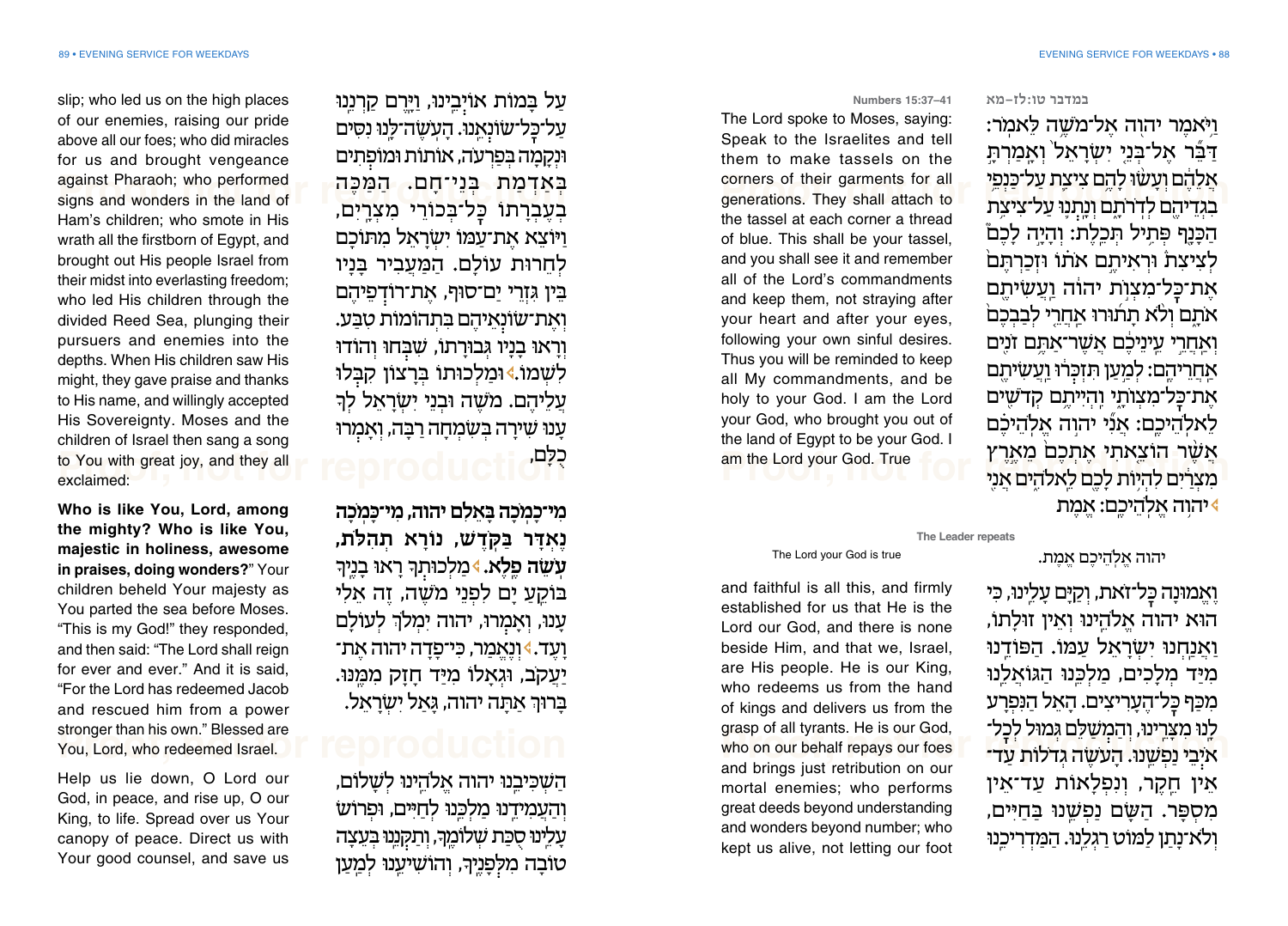במדבר טו:לז–מא

Numbers 15:37–41

וַיֹּאמֶר יהוה אֶל־מֹשֶׁה לֵּאמֹר: דַּבֵּר אֶל־בְּנֵי יִשְׂרָאֵל וְאָמַרְתָּ אֲלֵהֶם וְעָשׂוּ לָהֶם צִיצִת עַל־כַּנְפֵי בִגְדֵיהֶם לְדֹרֹתָם וְנָתְנוּ עַל־צִיצִת הַכָּנָף פְּתִיל תְּכֵלֶת: וְהָיָה לָכֶם לְצִיצִת וּרְאִיתֶם אֹתוֹ וּזְכַרְתֶּם אֶת־כׇּל־מִצְוֺת יהוה וַעֲשִׂיתֶם אֹתָם וְלֹא תָתוּרוּ אַחֲרֵי לְבַבְכֶם וְאַחֲרֵי עֵינֵיכֶם אֲשֶׁר־אַתֶּם זֹנִים אַחֲרֵיהֶם: לְמַעַן תִּזְכְּרוּ וַעֲשִׂיתֶם אֶת־כׇּל־מִצְוֺתָי וִהְיִיתֶם קְדֹשִׁים לֵאלֹהֵיכֶם: אֲנִי יהוה אֱלֹהֵיכֶם אֲשֶׁר הוֹצֵאתִי אֶתְכֶם מֵאֶרֶץ מִצְרַיִם לִהְיוֹת לָכֶם לֵאלֹהִים אֲנִי ◂ יהוה אֱלֹהֵיכֶם: אֱמֶת

The Lord spoke to Moses, saying: Speak to the Israelites and tell them to make tassels on the corners of their garments for all generations. They shall attach to the tassel at each corner a thread of blue. This shall be your tassel, and you shall see it and remember all of the Lord's commandments and keep them, not straying after your heart and after your eyes, following your own sinful desires. Thus you will be reminded to keep all My commandments, and be holy to your God. I am the Lord your God, who brought you out of the land of Egypt to be your God. I am the Lord your God. True

The Leader repeats

יהוה אֱלֹהֵיכֶם אֱמֶת.

The Lord your God is true

וֶאֱמוּנָה כׇּל־זֹאת, וְקַיָּם עָלֵינוּ, כִּי הוּא יהוה אֱלֹהֵינוּ וְאֵין זוּלָתוֹ, וַאֲנַחְנוּ יִשְׂרָאֵל עַמּוֹ. הַפּוֹדֵנוּ מִיַּד מְלָכִים, מַלְכֵּנוּ הַגּוֹאֲלֵנוּ מִכַּף כׇּל־הֶעָרִיצִים. הָאֵל הַנִּפְרָע לָנוּ מִצָּרֵינוּ, וְהַמְשַׁלֵּם גְּמוּל לְכׇל־אֹיְבֵי נַפְשֵׁנוּ. הָעֹשֶׂה גְדֹלוֹת עַד־אֵין חֵקֶר, וְנִפְלָאוֹת עַד־אֵין מִסְפָּר. הַשָּׂם נַפְשֵׁנוּ בַּחַיִּים, וְלֹא־נָתַן לַמּוֹט רַגְלֵנוּ. הַמַּדְרִיכֵנוּ

and faithful is all this, and firmly established for us that He is the Lord our God, and there is none beside Him, and that we, Israel, are His people. He is our King, who redeems us from the hand of kings and delivers us from the grasp of all tyrants. He is our God, who on our behalf repays our foes and brings just retribution on our mortal enemies; who performs great deeds beyond understanding and wonders beyond number; who kept us alive, not letting our foot

עַל בָּמוֹת אוֹיְבֵינוּ, וַיָּרֶם קַרְנֵנוּ עַל־כׇּל־שׂוֹנְאֵינוּ. הָעֹשֶׂה־לָּנוּ נִסִּים וּנְקָמָה בְּפַרְעֹה, אוֹתוֹת וּמוֹפְתִים בְּאַדְמַת בְּנֵי־חָם. הַמַּכֶּה בְעֶבְרָתוֹ כׇּל־בְּכוֹרֵי מִצְרָיִם, וַיּוֹצֵא אֶת־עַמּוֹ יִשְׂרָאֵל מִתּוֹכָם לְחֵרוּת עוֹלָם. הַמַּעֲבִיר בָּנָיו בֵּין גִּזְרֵי יַם־סוּף, אֶת־רוֹדְפֵיהֶם וְאֶת־שׂוֹנְאֵיהֶם בִּתְהוֹמוֹת טִבַּע. וְרָאוּ בָנָיו גְּבוּרָתוֹ, שִׁבְּחוּ וְהוֹדוּ לִשְׁמוֹ. ◂ וּמַלְכוּתוֹ בְּרָצוֹן קִבְּלוּ עֲלֵיהֶם. מֹשֶׁה וּבְנֵי יִשְׂרָאֵל לְךָ עָנוּ שִׁירָה בְּשִׂמְחָה רַבָּה, וְאָמְרוּ כֻלָּם,

slip; who led us on the high places of our enemies, raising our pride above all our foes; who did miracles for us and brought vengeance against Pharaoh; who performed signs and wonders in the land of Ham's children; who smote in His wrath all the firstborn of Egypt, and brought out His people Israel from their midst into everlasting freedom; who led His children through the divided Reed Sea, plunging their pursuers and enemies into the depths. When His children saw His might, they gave praise and thanks to His name, and willingly accepted His Sovereignty. Moses and the children of Israel then sang a song to You with great joy, and they all exclaimed:

**מִי־כָמֹכָה בָּאֵלִם יהוה, מִי כָּמֹכָה נֶאְדָּר בַּקֹּדֶשׁ, נוֹרָא תְהִלֹּת, עֹשֵׂה פֶלֶא.** ◂ מַלְכוּתְךָ רָאוּ בָנֶיךָ בּוֹקֵעַ יָם לִפְנֵי מֹשֶׁה, זֶה אֵלִי עָנוּ, וְאָמְרוּ, יהוה יִמְלֹךְ לְעוֹלָם וָעֶד. ◂ וְנֶאֱמַר, כִּי־פָדָה יהוה אֶת־יַעֲקֹב, וּגְאָלוֹ מִיַּד חָזָק מִמֶּנּוּ. בָּרוּךְ אַתָּה יהוה, גָּאַל יִשְׂרָאֵל.

**Who is like You, Lord, among the mighty? Who is like You, majestic in holiness, awesome in praises, doing wonders?"** Your children beheld Your majesty as You parted the sea before Moses. "This is my God!" they responded, and then said: "The Lord shall reign for ever and ever." And it is said, "For the Lord has redeemed Jacob and rescued him from a power stronger than his own." Blessed are You, Lord, who redeemed Israel.

הַשְׁכִּיבֵנוּ יהוה אֱלֹהֵינוּ לְשָׁלוֹם, וְהַעֲמִידֵנוּ מַלְכֵּנוּ לְחַיִּים, וּפְרוֹשׂ עָלֵינוּ סֻכַּת שְׁלוֹמֶךָ, וְתַקְּנֵנוּ בְּעֵצָה טוֹבָה מִלְּפָנֶיךָ, וְהוֹשִׁיעֵנוּ לְמַעַן

Help us lie down, O Lord our God, in peace, and rise up, O our King, to life. Spread over us Your canopy of peace. Direct us with Your good counsel, and save us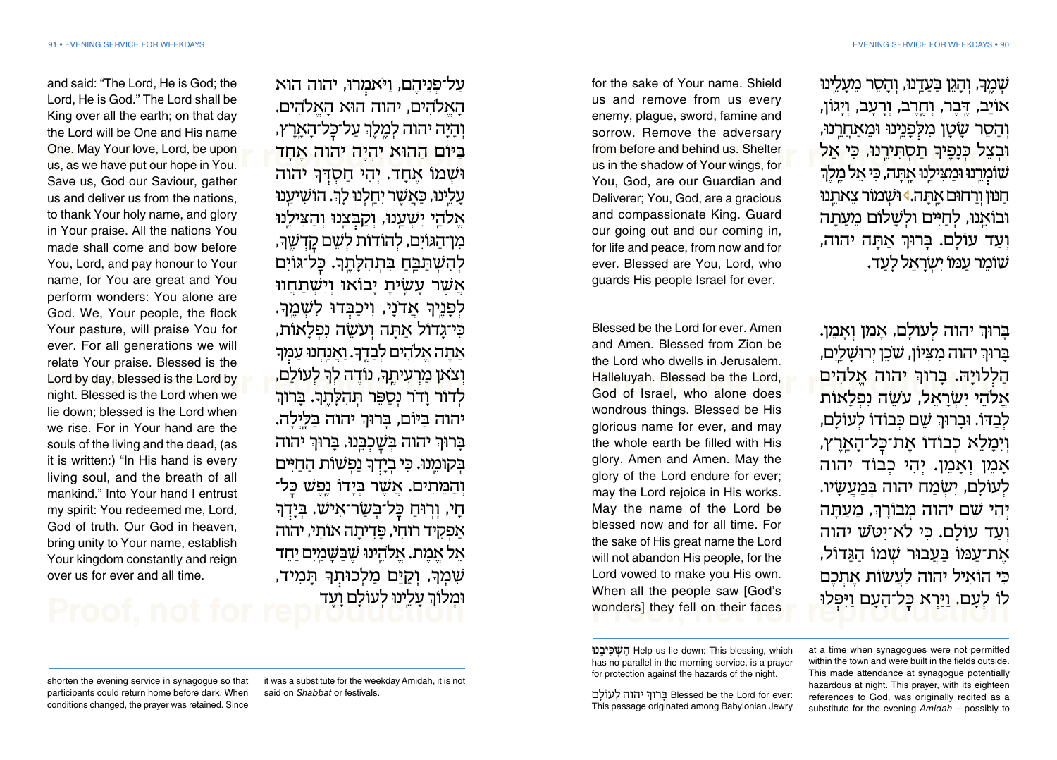שְׁמֶךָ, וְהָגֵן בַּעֲדֵנוּ, וְהָסֵר מֵעָלֵינוּ אוֹיֵב, דֶּבֶר, וְחֶרֶב, וְרָעָב, וְיָגוֹן, וְהָסֵר שָׂטָן מִלְּפָנֵינוּ וּמֵאַחֲרֵנוּ, וּבְצֵל כְּנָפֶיךָ תַּסְתִּירֵנוּ, כִּי אֵל שׁוֹמְרֵנוּ וּמַצִּילֵנוּ אָתָּה, כִּי אֵל מֶלֶךְ חַנּוּן וְרַחוּם אָתָּה. וּשְׁמוֹר צֵאתֵנוּ וּבוֹאֵנוּ, לְחַיִּים וּלְשָׁלוֹם מֵעַתָּה וְעַד עוֹלָם. בָּרוּךְ אַתָּה יהוה, שׁוֹמֵר עַמּוֹ יִשְׂרָאֵל לָעַד.

for the sake of Your name. Shield us and remove from us every enemy, plague, sword, famine and sorrow. Remove the adversary from before and behind us. Shelter us in the shadow of Your wings, for You, God, are our Guardian and Deliverer; You, God, are a gracious and compassionate King. Guard our going out and our coming in, for life and peace, from now and for ever. Blessed are You, Lord, who guards His people Israel for ever.

בָּרוּךְ יהוה לְעוֹלָם, אָמֵן וְאָמֵן. בָּרוּךְ יהוה מִצִּיּוֹן, שֹׁכֵן יְרוּשָׁלָיִם, הַלְלוּיָהּ. בָּרוּךְ יהוה אֱלֹהִים אֱלֹהֵי יִשְׂרָאֵל, עֹשֵׂה נִפְלָאוֹת לְבַדּוֹ. וּבָרוּךְ שֵׁם כְּבוֹדוֹ לְעוֹלָם, וְיִמָּלֵא כְבוֹדוֹ אֶת־כָּל־הָאָרֶץ, אָמֵן וְאָמֵן. יְהִי כְבוֹד יהוה לְעוֹלָם, יִשְׂמַח יהוה בְּמַעֲשָׂיו. יְהִי שֵׁם יהוה מְבֹרָךְ, מֵעַתָּה וְעַד עוֹלָם. כִּי לֹא־יִטֹּשׁ יהוה אֶת־עַמּוֹ בַּעֲבוּר שְׁמוֹ הַגָּדוֹל, כִּי הוֹאִיל יהוה לַעֲשׂוֹת אֶתְכֶם לוֹ לְעָם. וַיַּרְא כָּל־הָעָם וַיִּפְּלוּ

Blessed be the Lord for ever. Amen and Amen. Blessed from Zion be the Lord who dwells in Jerusalem. Halleluyah. Blessed be the Lord, God of Israel, who alone does wondrous things. Blessed be His glorious name for ever, and may the whole earth be filled with His glory. Amen and Amen. May the glory of the Lord endure for ever; may the Lord rejoice in His works. May the name of the Lord be blessed now and for all time. For the sake of His great name the Lord will not abandon His people, for the Lord vowed to make you His own. When all the people saw [God's wonders] they fell on their faces

עַל־פְּנֵיהֶם, וַיֹּאמְרוּ, יהוה הוּא הָאֱלֹהִים, יהוה הוּא הָאֱלֹהִים. וְהָיָה יהוה לְמֶלֶךְ עַל־כָּל־הָאָרֶץ, בַּיּוֹם הַהוּא יִהְיֶה יהוה אֶחָד וּשְׁמוֹ אֶחָד. יְהִי חַסְדְּךָ יהוה עָלֵינוּ, כַּאֲשֶׁר יִחַלְנוּ לָךְ. הוֹשִׁיעֵנוּ אֱלֹהֵי יִשְׁעֵנוּ, וְקַבְּצֵנוּ וְהַצִּילֵנוּ מִן־הַגּוֹיִם, לְהוֹדוֹת לְשֵׁם קָדְשֶׁךָ, לְהִשְׁתַּבֵּחַ בִּתְהִלָּתֶךָ. כָּל־גּוֹיִם אֲשֶׁר עָשִׂיתָ יָבוֹאוּ וְיִשְׁתַּחֲווּ לְפָנֶיךָ אֲדֹנָי, וִיכַבְּדוּ לִשְׁמֶךָ. כִּי־גָדוֹל אַתָּה וְעֹשֵׂה נִפְלָאוֹת, אַתָּה אֱלֹהִים לְבַדֶּךָ. וַאֲנַחְנוּ עַמְּךָ וְצֹאן מַרְעִיתֶךָ, נוֹדֶה לְּךָ לְעוֹלָם, לְדוֹר וָדֹר נְסַפֵּר תְּהִלָּתֶךָ. בָּרוּךְ יהוה בַּיּוֹם, בָּרוּךְ יהוה בַּלָּיְלָה. בָּרוּךְ יהוה בְּשָׁכְבֵנוּ. בָּרוּךְ יהוה בְּקוּמֵנוּ. כִּי בְיָדְךָ נַפְשׁוֹת הַחַיִּים וְהַמֵּתִים. אֲשֶׁר בְּיָדוֹ נֶפֶשׁ כָּל־חָי, וְרוּחַ כָּל־בְּשַׂר־אִישׁ. בְּיָדְךָ אַפְקִיד רוּחִי, פָּדִיתָה אוֹתִי, יהוה אֵל אֱמֶת. אֱלֹהֵינוּ שֶׁבַּשָּׁמַיִם יַחֵד שִׁמְךָ, וְקַיֵּם מַלְכוּתְךָ תָּמִיד, וּמְלוֹךְ עָלֵינוּ לְעוֹלָם וָעֶד

and said: "The Lord, He is God; the Lord, He is God." The Lord shall be King over all the earth; on that day the Lord will be One and His name One. May Your love, Lord, be upon us, as we have put our hope in You. Save us, God our Saviour, gather us and deliver us from the nations, to thank Your holy name, and glory in Your praise. All the nations You made shall come and bow before You, Lord, and pay honour to Your name, for You are great and You perform wonders: You alone are God. We, Your people, the flock Your pasture, will praise You for ever. For all generations we will relate Your praise. Blessed is the Lord by day, blessed is the Lord by night. Blessed is the Lord when we lie down; blessed is the Lord when we rise. For in Your hand are the souls of the living and the dead, (as it is written:) "In His hand is every living soul, and the breath of all mankind." Into Your hand I entrust my spirit: You redeemed me, Lord, God of truth. Our God in heaven, bring unity to Your name, establish Your kingdom constantly and reign over us for ever and all time.

---

הַשְׁכִּיבֵנוּ Help us lie down: This blessing, which has no parallel in the morning service, is a prayer for protection against the hazards of the night.

בָּרוּךְ יהוה לְעוֹלָם Blessed be the Lord for ever: This passage originated among Babylonian Jewry at a time when synagogues were not permitted within the town and were built in the fields outside. This made attendance at synagogue potentially hazardous at night. This prayer, with its eighteen references to God, was originally recited as a substitute for the evening *Amidah* – possibly to shorten the evening service in synagogue so that participants could return home before dark. When conditions changed, the prayer was retained. Since it was a substitute for the weekday Amidah, it is not said on *Shabbat* or festivals.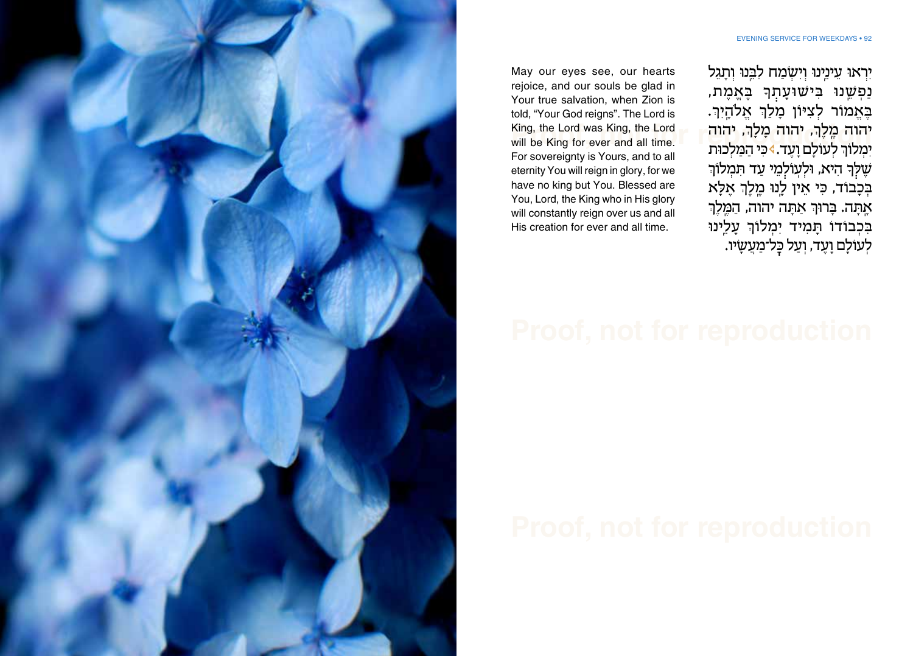May our eyes see, our hearts rejoice, and our souls be glad in Your true salvation, when Zion is told, “Your God reigns”. The Lord is King, the Lord was King, the Lord will be King for ever and all time. For sovereignty is Yours, and to all eternity You will reign in glory, for we have no king but You. Blessed are You, Lord, the King who in His glory will constantly reign over us and all His creation for ever and all time.

יִרְאוּ עֵינֵינוּ וְיִשְׂמַח לִבֵּנוּ וְתָגֵל נַפְשֵׁנוּ בִּישׁוּעָתְךָ בֶּאֱמֶת, בֶּאֱמוֹר לְצִיּוֹן מָלַךְ אֱלֹהָיִךְ. יהוה מֶלֶךְ, יהוה מָלָךְ, יהוה יִמְלוֹךְ לְעוֹלָם וָעֶד. כִּי הַמַּלְכוּת שֶׁלְּךָ הִיא, וּלְעוֹלְמֵי עַד תִּמְלוֹךְ בְּכָבוֹד, כִּי אֵין לָנוּ מֶלֶךְ אֶלָּא אָתָּה. בָּרוּךְ אַתָּה יהוה, הַמֶּלֶךְ בִּכְבוֹדוֹ תָּמִיד יִמְלוֹךְ עָלֵינוּ לְעוֹלָם וָעֶד, וְעַל כָּל־מַעֲשָׂיו.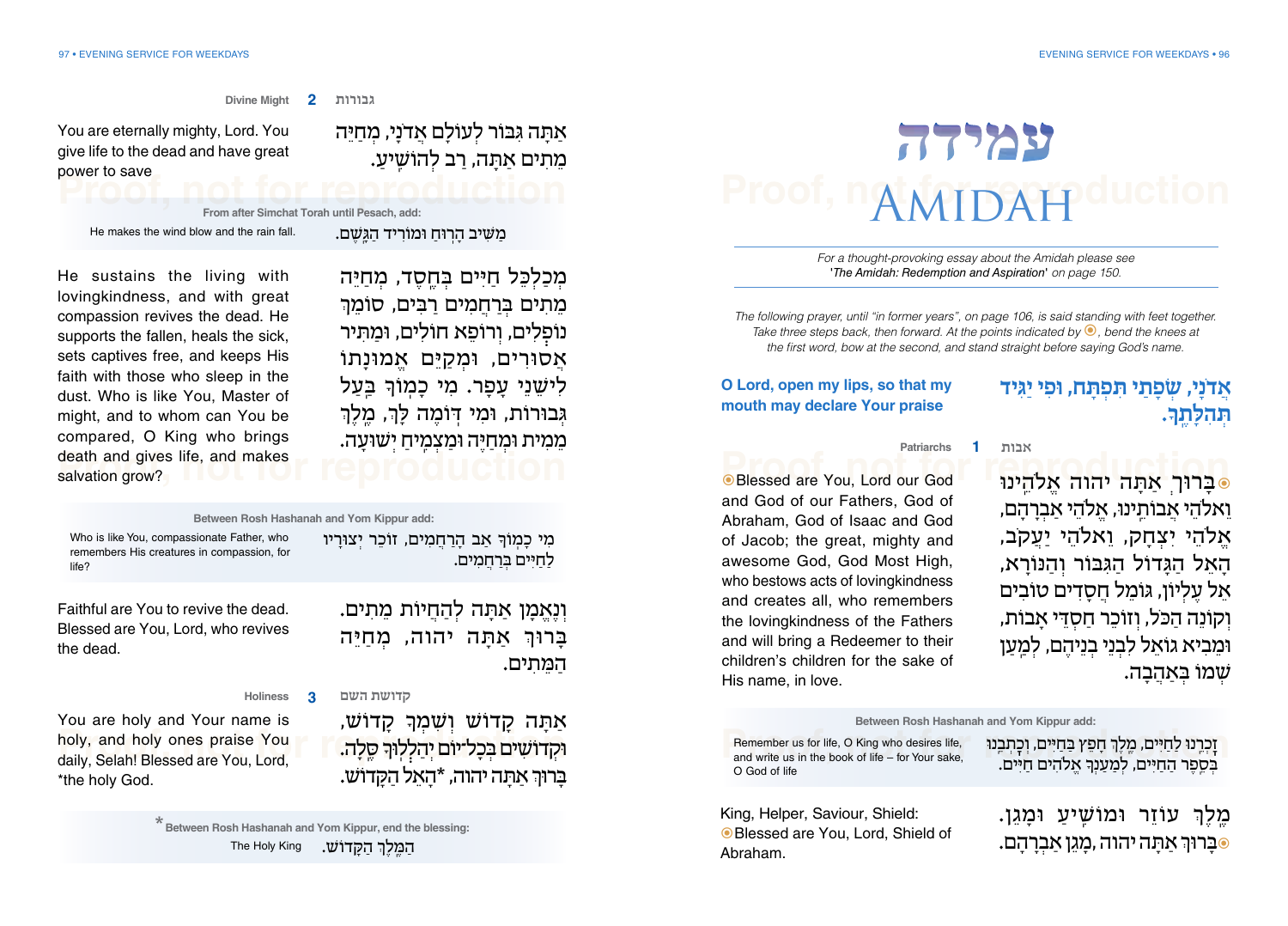# עמידה

# AMIDAH

*For a thought-provoking essay about the Amidah please see 'The Amidah: Redemption and Aspiration' on page 150.*

*The following prayer, until "in former years", on page 106, is said standing with feet together. Take three steps back, then forward. At the points indicated by ◉, bend the knees at the first word, bow at the second, and stand straight before saying God's name.*

**אֲדֹנָי, שְׂפָתַי תִּפְתָּח, וּפִי יַגִּיד תְּהִלָּתֶךָ.**

**O Lord, open my lips, so that my mouth may declare Your praise**

## 1 אבות Patriarchs

◉בָּרוּךְ אַתָּה יהוה אֱלֹהֵינוּ וֵאלֹהֵי אֲבוֹתֵינוּ, אֱלֹהֵי אַבְרָהָם, אֱלֹהֵי יִצְחָק, וֵאלֹהֵי יַעֲקֹב, הָאֵל הַגָּדוֹל הַגִּבּוֹר וְהַנּוֹרָא, אֵל עֶלְיוֹן, גּוֹמֵל חֲסָדִים טוֹבִים וְקוֹנֵה הַכֹּל, וְזוֹכֵר חַסְדֵי אָבוֹת, וּמֵבִיא גוֹאֵל לִבְנֵי בְנֵיהֶם, לְמַעַן שְׁמוֹ בְּאַהֲבָה.

◉Blessed are You, Lord our God and God of our Fathers, God of Abraham, God of Isaac and God of Jacob; the great, mighty and awesome God, God Most High, who bestows acts of lovingkindness and creates all, who remembers the lovingkindness of the Fathers and will bring a Redeemer to their children's children for the sake of His name, in love.

**Between Rosh Hashanah and Yom Kippur add:**

זָכְרֵנוּ לְחַיִּים, מֶלֶךְ חָפֵץ בַּחַיִּים, וְכָתְבֵנוּ בְּסֵפֶר הַחַיִּים, לְמַעַנְךָ אֱלֹהִים חַיִּים.

Remember us for life, O King who desires life, and write us in the book of life – for Your sake, O God of life

מֶלֶךְ עוֹזֵר וּמוֹשִׁיעַ וּמָגֵן.
◉בָּרוּךְ אַתָּה יהוה, מָגֵן אַבְרָהָם.

King, Helper, Saviour, Shield:
◉Blessed are You, Lord, Shield of Abraham.

## 2 גבורות Divine Might

אַתָּה גִּבּוֹר לְעוֹלָם אֲדֹנָי, מְחַיֵּה מֵתִים אַתָּה, רַב לְהוֹשִׁיעַ.

You are eternally mighty, Lord. You give life to the dead and have great power to save

**From after Simchat Torah until Pesach, add:**

מַשִּׁיב הָרוּחַ וּמוֹרִיד הַגֶּשֶׁם.

He makes the wind blow and the rain fall.

מְכַלְכֵּל חַיִּים בְּחֶסֶד, מְחַיֵּה מֵתִים בְּרַחֲמִים רַבִּים, סוֹמֵךְ נוֹפְלִים, וְרוֹפֵא חוֹלִים, וּמַתִּיר אֲסוּרִים, וּמְקַיֵּם אֱמוּנָתוֹ לִישֵׁנֵי עָפָר. מִי כָמוֹךָ בַּעַל גְּבוּרוֹת, וּמִי דּוֹמֶה לָּךְ, מֶלֶךְ מֵמִית וּמְחַיֶּה וּמַצְמִיחַ יְשׁוּעָה.

He sustains the living with lovingkindness, and with great compassion revives the dead. He supports the fallen, heals the sick, sets captives free, and keeps His faith with those who sleep in the dust. Who is like You, Master of might, and to whom can You be compared, O King who brings death and gives life, and makes salvation grow?

**Between Rosh Hashanah and Yom Kippur add:**

מִי כָמוֹךָ אַב הָרַחֲמִים, זוֹכֵר יְצוּרָיו לְחַיִּים בְּרַחֲמִים.

Who is like You, compassionate Father, who remembers His creatures in compassion, for life?

וְנֶאֱמָן אַתָּה לְהַחֲיוֹת מֵתִים.
בָּרוּךְ אַתָּה יהוה, מְחַיֵּה הַמֵּתִים.

Faithful are You to revive the dead.
Blessed are You, Lord, who revives the dead.

## 3 קדושת השם Holiness

אַתָּה קָדוֹשׁ וְשִׁמְךָ קָדוֹשׁ, וּקְדוֹשִׁים בְּכָל־יוֹם יְהַלְלוּךָ סֶּלָה.
בָּרוּךְ אַתָּה יהוה, *הָאֵל הַקָּדוֹשׁ.

You are holy and Your name is holy, and holy ones praise You daily, Selah! Blessed are You, Lord, *the holy God.

*Between Rosh Hashanah and Yom Kippur, end the blessing:

הַמֶּלֶךְ הַקָּדוֹשׁ. The Holy King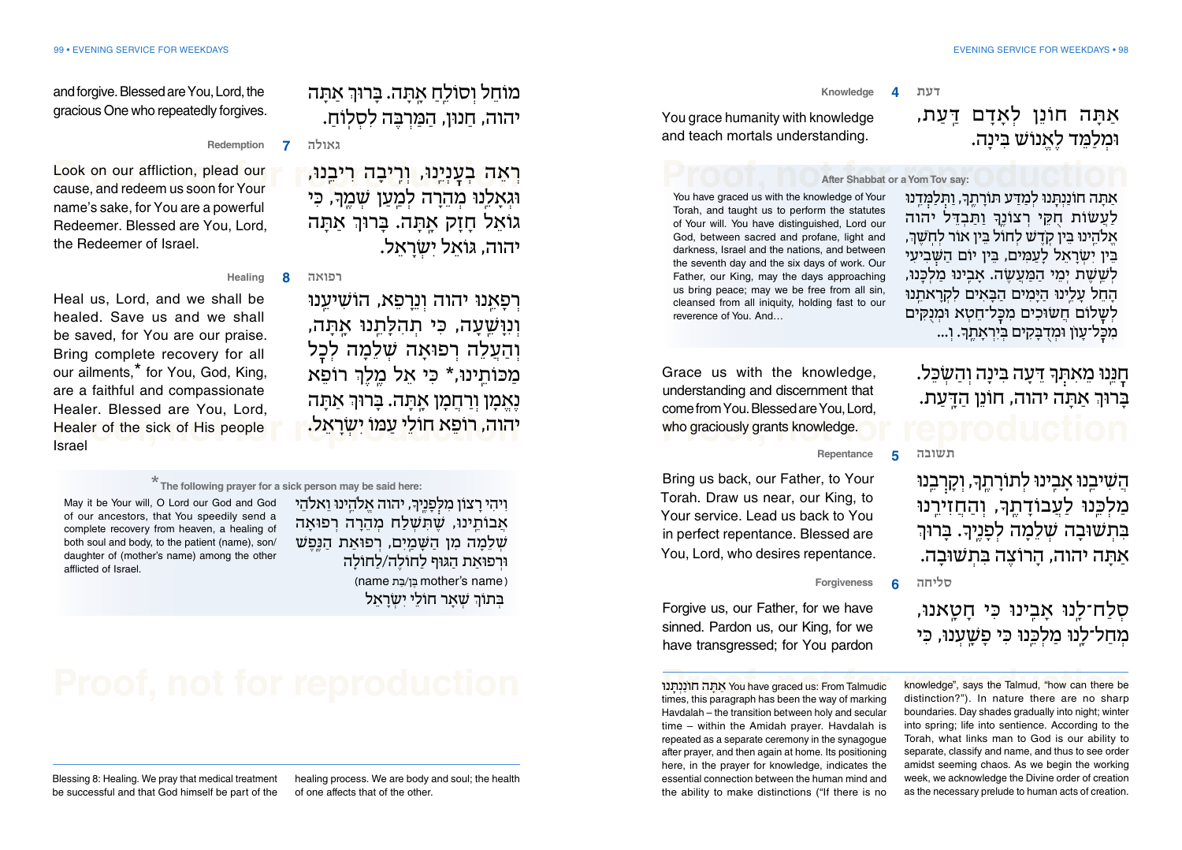### 4 Knowledge — דעת

אַתָּה חוֹנֵן לְאָדָם דַּעַת, וּמְלַמֵּד לֶאֱנוֹשׁ בִּינָה.

You grace humanity with knowledge and teach mortals understanding.

**After Shabbat or a Yom Tov say:**

אַתָּה חוֹנַנְתָּנוּ לְמַדַּע תּוֹרָתֶךָ, וַתְּלַמְּדֵנוּ לַעֲשׂוֹת חֻקֵּי רְצוֹנֶךָ וַתַּבְדֵּל יהוה אֱלֹהֵינוּ בֵּין קֹדֶשׁ לְחוֹל בֵּין אוֹר לְחֹשֶׁךְ, בֵּין יִשְׂרָאֵל לָעַמִּים, בֵּין יוֹם הַשְּׁבִיעִי לְשֵׁשֶׁת יְמֵי הַמַּעֲשֶׂה. אָבִינוּ מַלְכֵּנוּ, הָחֵל עָלֵינוּ הַיָּמִים הַבָּאִים לִקְרָאתֵנוּ לְשָׁלוֹם חֲשׂוּכִים מִכָּל־חֵטְא וּמְנֻקִּים מִכָּל־עָוֹן וּמְדֻבָּקִים בְּיִרְאָתֶךָ. וְ...

You have graced us with the knowledge of Your Torah, and taught us to perform the statutes of Your will. You have distinguished, Lord our God, between sacred and profane, light and darkness, Israel and the nations, and between the seventh day and the six days of work. Our Father, our King, may the days approaching us bring peace; may we be free from all sin, cleansed from all iniquity, holding fast to our reverence of You. And…

חָנֵּנוּ מֵאִתְּךָ דֵּעָה בִּינָה וְהַשְׂכֵּל. בָּרוּךְ אַתָּה יהוה, חוֹנֵן הַדָּעַת.

Grace us with the knowledge, understanding and discernment that come from You. Blessed are You, Lord, who graciously grants knowledge.

### 5 Repentance — תשובה

הֲשִׁיבֵנוּ אָבִינוּ לְתוֹרָתֶךָ, וְקָרְבֵנוּ מַלְכֵּנוּ לַעֲבוֹדָתֶךָ, וְהַחֲזִירֵנוּ בִּתְשׁוּבָה שְׁלֵמָה לְפָנֶיךָ. בָּרוּךְ אַתָּה יהוה, הָרוֹצֶה בִּתְשׁוּבָה.

Bring us back, our Father, to Your Torah. Draw us near, our King, to Your service. Lead us back to You in perfect repentance. Blessed are You, Lord, who desires repentance.

### 6 Forgiveness — סליחה

סְלַח־לָנוּ אָבִינוּ כִּי חָטָאנוּ, מְחַל־לָנוּ מַלְכֵּנוּ כִּי פָשָׁעְנוּ, כִּי מוֹחֵל וְסוֹלֵחַ אָתָּה. בָּרוּךְ אַתָּה יהוה, חַנּוּן, הַמַּרְבֶּה לִסְלֹחַ.

Forgive us, our Father, for we have sinned. Pardon us, our King, for we have transgressed; for You pardon and forgive. Blessed are You, Lord, the gracious One who repeatedly forgives.

### 7 Redemption — גאולה

רְאֵה בְעָנְיֵנוּ, וְרִיבָה רִיבֵנוּ, וּגְאָלֵנוּ מְהֵרָה לְמַעַן שְׁמֶךָ, כִּי גּוֹאֵל חָזָק אָתָּה. בָּרוּךְ אַתָּה יהוה, גּוֹאֵל יִשְׂרָאֵל.

Look on our affliction, plead our cause, and redeem us soon for Your name's sake, for You are a powerful Redeemer. Blessed are You, Lord, the Redeemer of Israel.

### 8 Healing — רפואה

רְפָאֵנוּ יהוה וְנֵרָפֵא, הוֹשִׁיעֵנוּ וְנִוָּשֵׁעָה, כִּי תְהִלָּתֵנוּ אָתָּה, וְהַעֲלֵה רְפוּאָה שְׁלֵמָה לְכָל מַכּוֹתֵינוּ,* כִּי אֵל מֶלֶךְ רוֹפֵא נֶאֱמָן וְרַחֲמָן אָתָּה. בָּרוּךְ אַתָּה יהוה, רוֹפֵא חוֹלֵי עַמּוֹ יִשְׂרָאֵל.

Heal us, Lord, and we shall be healed. Save us and we shall be saved, for You are our praise. Bring complete recovery for all our ailments,* for You, God, King, are a faithful and compassionate Healer. Blessed are You, Lord, Healer of the sick of His people Israel.

*The following prayer for a sick person may be said here:

יְהִי רָצוֹן מִלְּפָנֶיךָ, יהוה אֱלֹהֵינוּ וֵאלֹהֵי אֲבוֹתֵינוּ, שֶׁתִּשְׁלַח מְהֵרָה רְפוּאָה שְׁלֵמָה מִן הַשָּׁמַיִם, רְפוּאַת הַנֶּפֶשׁ וּרְפוּאַת הַגּוּף לַחוֹלֶה/לַחוֹלָה (name בֶּן/בַּת mother's name) בְּתוֹךְ שְׁאָר חוֹלֵי יִשְׂרָאֵל

May it be Your will, O Lord our God and God of our ancestors, that You speedily send a complete recovery from heaven, a healing of both soul and body, to the patient (name), son/daughter of (mother's name) among the other afflicted of Israel.

---

אַתָּה חוֹנַנְתָּנוּ You have graced us: From Talmudic times, this paragraph has been the way of marking Havdalah – the transition between holy and secular time – within the Amidah prayer. Havdalah is repeated as a separate ceremony in the synagogue after prayer, and then again at home. Its positioning here, in the prayer for knowledge, indicates the essential connection between the human mind and the ability to make distinctions ("If there is no knowledge", says the Talmud, "how can there be distinction?"). In nature there are no sharp boundaries. Day shades gradually into night; winter into spring; life into sentience. According to the Torah, what links man to God is our ability to separate, classify and name, and thus to see order amidst seeming chaos. As we begin the working week, we acknowledge the Divine order of creation as the necessary prelude to human acts of creation.

Blessing 8: Healing. We pray that medical treatment be successful and that God himself be part of the healing process. We are body and soul; the health of one affects that of the other.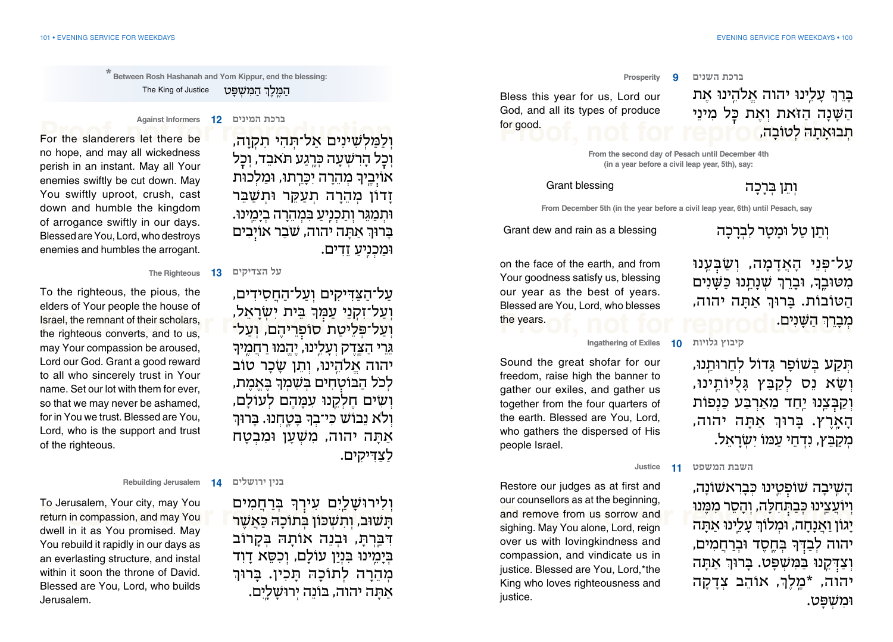### 9 ברכת השנים — Prosperity

בָּרֵךְ עָלֵינוּ יהוה אֱלֹהֵינוּ אֶת הַשָּׁנָה הַזֹּאת וְאֶת כָּל מִינֵי תְבוּאָתָהּ לְטוֹבָה,

Bless this year for us, Lord our God, and all its types of produce for good.

From the second day of Pesach until December 4th (in a year before a civil leap year, 5th), say:

וְתֵן בְּרָכָה — Grant blessing

From December 5th (in the year before a civil leap year, 6th) until Pesach, say

וְתֵן טַל וּמָטָר לִבְרָכָה — Grant dew and rain as a blessing

עַל־פְּנֵי הָאֲדָמָה, וְשַׂבְּעֵנוּ מִטּוּבֶךָ, וּבָרֵךְ שְׁנָתֵנוּ כַּשָּׁנִים הַטּוֹבוֹת. בָּרוּךְ אַתָּה יהוה, מְבָרֵךְ הַשָּׁנִים.

on the face of the earth, and from Your goodness satisfy us, blessing our year as the best of years. Blessed are You, Lord, who blesses the years.

### 10 קיבוץ גלויות — Ingathering of Exiles

תְּקַע בְּשׁוֹפָר גָּדוֹל לְחֵרוּתֵנוּ, וְשָׂא נֵס לְקַבֵּץ גָּלֻיּוֹתֵינוּ, וְקַבְּצֵנוּ יַחַד מֵאַרְבַּע כַּנְפוֹת הָאָרֶץ. בָּרוּךְ אַתָּה יהוה, מְקַבֵּץ, נִדְחֵי עַמּוֹ יִשְׂרָאֵל.

Sound the great shofar for our freedom, raise high the banner to gather our exiles, and gather us together from the four quarters of the earth. Blessed are You, Lord, who gathers the dispersed of His people Israel.

### 11 השבת המשפט — Justice

הָשִׁיבָה שׁוֹפְטֵינוּ כְּבָרִאשׁוֹנָה, וְיוֹעֲצֵינוּ כְּבַתְּחִלָּה, וְהָסֵר מִמֶּנּוּ יָגוֹן וַאֲנָחָה, וּמְלוֹךְ עָלֵינוּ אַתָּה יהוה לְבַדְּךָ בְּחֶסֶד וּבְרַחֲמִים, וְצַדְּקֵנוּ בַּמִּשְׁפָּט. בָּרוּךְ אַתָּה יהוה, *מֶלֶךְ, אוֹהֵב צְדָקָה וּמִשְׁפָּט.

Restore our judges as at first and our counsellors as at the beginning, and remove from us sorrow and sighing. May You alone, Lord, reign over us with lovingkindness and compassion, and vindicate us in justice. Blessed are You, Lord,*the King who loves righteousness and justice.

*Between Rosh Hashanah and Yom Kippur, end the blessing:

הַמֶּלֶךְ הַמִּשְׁפָּט — The King of Justice

### 12 ברכת המינים — Against Informers

וְלַמַּלְשִׁינִים אַל־תְּהִי תִקְוָה, וְכָל הָרִשְׁעָה כְּרֶגַע תֹּאבֵד, וְכָל אוֹיְבֶיךָ מְהֵרָה יִכָּרֵתוּ, וּמַלְכוּת זָדוֹן מְהֵרָה תְעַקֵּר וּתְשַׁבֵּר וּתְמַגֵּר וְתַכְנִיעַ בִּמְהֵרָה בְיָמֵינוּ. בָּרוּךְ אַתָּה יהוה, שֹׁבֵר אֹיְבִים וּמַכְנִיעַ זֵדִים.

For the slanderers let there be no hope, and may all wickedness perish in an instant. May all Your enemies swiftly be cut down. May You swiftly uproot, crush, cast down and humble the kingdom of arrogance swiftly in our days. Blessed are You, Lord, who destroys enemies and humbles the arrogant.

### 13 על הצדיקים — The Righteous

עַל־הַצַּדִּיקִים וְעַל־הַחֲסִידִים, וְעַל־זִקְנֵי עַמְּךָ בֵּית יִשְׂרָאֵל, וְעַל־פְּלֵיטַת סוֹפְרֵיהֶם, וְעַל־גֵּרֵי הַצֶּדֶק וְעָלֵינוּ, יֶהֱמוּ רַחֲמֶיךָ יהוה אֱלֹהֵינוּ, וְתֵן שָׂכָר טוֹב לְכֹל הַבּוֹטְחִים בְּשִׁמְךָ בֶּאֱמֶת, וְשִׂים חֶלְקֵנוּ עִמָּהֶם לְעוֹלָם, וְלֹא נֵבוֹשׁ כִּי־בְךָ בָּטָחְנוּ. בָּרוּךְ אַתָּה יהוה, מִשְׁעָן וּמִבְטָח לַצַּדִּיקִים.

To the righteous, the pious, the elders of Your people the house of Israel, the remnant of their scholars, the righteous converts, and to us, may Your compassion be aroused, Lord our God. Grant a good reward to all who sincerely trust in Your name. Set our lot with them for ever, so that we may never be ashamed, for in You we trust. Blessed are You, Lord, who is the support and trust of the righteous.

### 14 בנין ירושלים — Rebuilding Jerusalem

וְלִירוּשָׁלַיִם עִירְךָ בְּרַחֲמִים תָּשׁוּב, וְתִשְׁכּוֹן בְּתוֹכָהּ כַּאֲשֶׁר דִּבַּרְתָּ, וּבְנֵה אוֹתָהּ בְּקָרוֹב בְּיָמֵינוּ בִּנְיַן עוֹלָם, וְכִסֵּא דָוִד מְהֵרָה לְתוֹכָהּ תָּכִין. בָּרוּךְ אַתָּה יהוה, בּוֹנֵה יְרוּשָׁלָיִם.

To Jerusalem, Your city, may You return in compassion, and may You dwell in it as You promised. May You rebuild it rapidly in our days as an everlasting structure, and instal within it soon the throne of David. Blessed are You, Lord, who builds Jerusalem.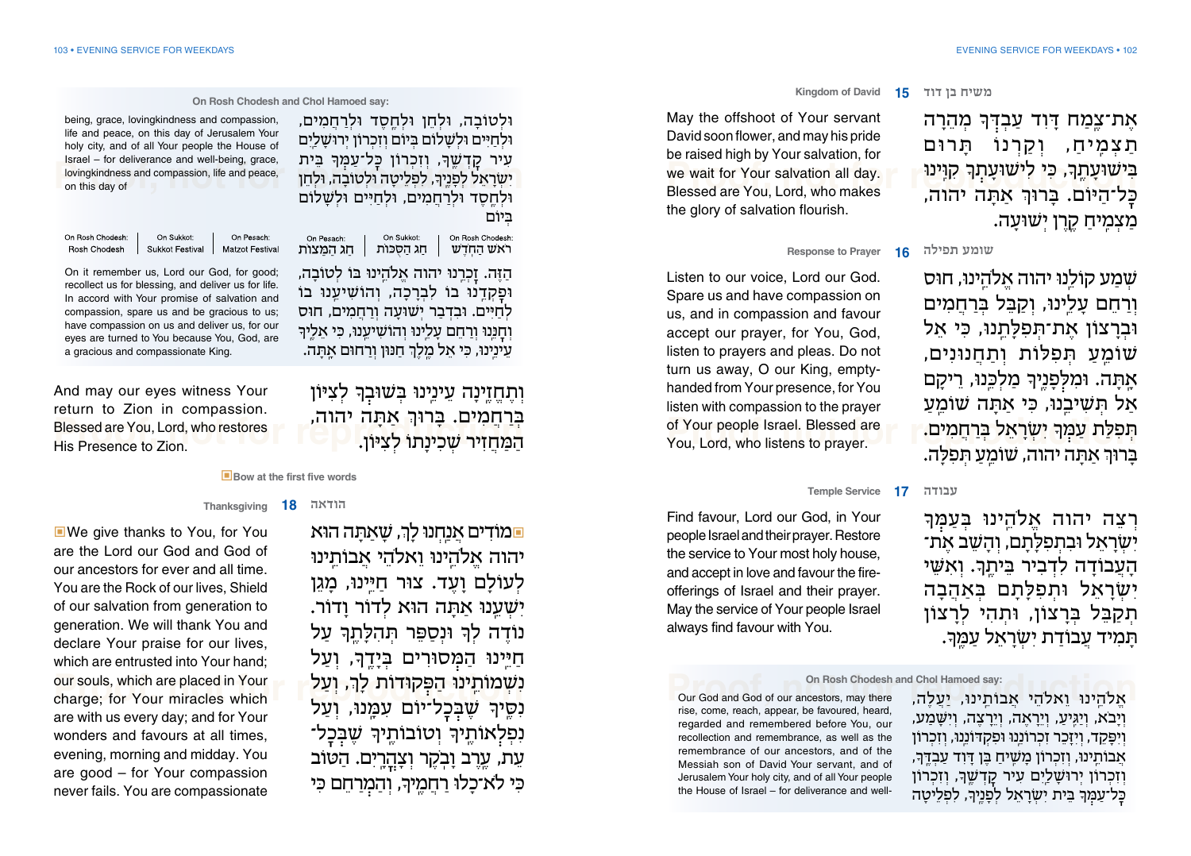## 15 Kingdom of David — משיח בן דוד

אֶת־צֶמַח דָּוִד עַבְדְּךָ מְהֵרָה תַצְמִיחַ, וְקַרְנוֹ תָּרוּם בִּישׁוּעָתֶךָ, כִּי לִישׁוּעָתְךָ קִוִּינוּ כָּל־הַיּוֹם. בָּרוּךְ אַתָּה יהוה, מַצְמִיחַ קֶרֶן יְשׁוּעָה.

May the offshoot of Your servant David soon flower, and may his pride be raised high by Your salvation, for we wait for Your salvation all day. Blessed are You, Lord, who makes the glory of salvation flourish.

## 16 Response to Prayer — שומע תפילה

שְׁמַע קוֹלֵנוּ יהוה אֱלֹהֵינוּ, חוּס וְרַחֵם עָלֵינוּ, וְקַבֵּל בְּרַחֲמִים וּבְרָצוֹן אֶת־תְּפִלָּתֵנוּ, כִּי אֵל שׁוֹמֵעַ תְּפִלּוֹת וְתַחֲנוּנִים, אָתָּה. וּמִלְּפָנֶיךָ מַלְכֵּנוּ, רֵיקָם אַל תְּשִׁיבֵנוּ, כִּי אַתָּה שׁוֹמֵעַ תְּפִלַּת עַמְּךָ יִשְׂרָאֵל בְּרַחֲמִים. בָּרוּךְ אַתָּה יהוה, שׁוֹמֵעַ תְּפִלָּה.

Listen to our voice, Lord our God. Spare us and have compassion on us, and in compassion and favour accept our prayer, for You, God, listen to prayers and pleas. Do not turn us away, O our King, empty-handed from Your presence, for You listen with compassion to the prayer of Your people Israel. Blessed are You, Lord, who listens to prayer.

## 17 Temple Service — עבודה

רְצֵה יהוה אֱלֹהֵינוּ בְּעַמְּךָ יִשְׂרָאֵל וּבִתְפִלָּתָם, וְהָשֵׁב אֶת־הָעֲבוֹדָה לִדְבִיר בֵּיתֶךָ. וְאִשֵּׁי יִשְׂרָאֵל וּתְפִלָּתָם בְּאַהֲבָה תְקַבֵּל בְּרָצוֹן, וּתְהִי לְרָצוֹן תָּמִיד עֲבוֹדַת יִשְׂרָאֵל עַמֶּךָ.

Find favour, Lord our God, in Your people Israel and their prayer. Restore the service to Your most holy house, and accept in love and favour the fire-offerings of Israel and their prayer. May the service of Your people Israel always find favour with You.

### On Rosh Chodesh and Chol Hamoed say:

אֱלֹהֵינוּ וֵאלֹהֵי אֲבוֹתֵינוּ, יַעֲלֶה, וְיָבֹא, וְיַגִּיעַ, וְיֵרָאֶה, וְיֵרָצֶה, וְיִשָּׁמַע, וְיִפָּקֵד, וְיִזָּכֵר זִכְרוֹנֵנוּ וּפִקְדּוֹנֵנוּ, וְזִכְרוֹן אֲבוֹתֵינוּ, וְזִכְרוֹן מָשִׁיחַ בֶּן דָּוִד עַבְדֶּךָ, וְזִכְרוֹן יְרוּשָׁלַיִם עִיר קָדְשֶׁךָ, וְזִכְרוֹן כָּל־עַמְּךָ בֵּית יִשְׂרָאֵל לְפָנֶיךָ, לִפְלֵיטָה

Our God and God of our ancestors, may there rise, come, reach, appear, be favoured, heard, regarded and remembered before You, our recollection and remembrance, as well as the remembrance of our ancestors, and of the Messiah son of David Your servant, and of Jerusalem Your holy city, and of all Your people the House of Israel – for deliverance and well-

### On Rosh Chodesh and Chol Hamoed say:

וּלְטוֹבָה, וּלְחֵן וּלְחֶסֶד וּלְרַחֲמִים, וּלְחַיִּים וּלְשָׁלוֹם בְּיוֹם וְזִכְרוֹן יְרוּשָׁלַיִם עִיר קָדְשֶׁךָ, וְזִכְרוֹן כָּל־עַמְּךָ בֵּית יִשְׂרָאֵל לְפָנֶיךָ, לִפְלֵיטָה וּלְטוֹבָה, וּלְחֵן וּלְחֶסֶד וּלְרַחֲמִים, וּלְחַיִּים וּלְשָׁלוֹם בְּיוֹם

being, grace, lovingkindness and compassion, life and peace, on this day of Jerusalem Your holy city, and of all Your people the House of Israel – for deliverance and well-being, grace, lovingkindness and compassion, life and peace, on this day of

| On Rosh Chodesh: | On Sukkot: | On Pesach: |
|---|---|---|
| Rosh Chodesh | Sukkot Festival | Matzot Festival |
| ראש הַחֹדֶשׁ | חַג הַסֻּכּוֹת | חַג הַמַּצּוֹת |

הַזֶּה. זָכְרֵנוּ יהוה אֱלֹהֵינוּ בּוֹ לְטוֹבָה, וּפָקְדֵנוּ בוֹ לִבְרָכָה, וְהוֹשִׁיעֵנוּ בוֹ לְחַיִּים. וּבִדְבַר יְשׁוּעָה וְרַחֲמִים, חוּס וְחָנֵּנוּ וְרַחֵם עָלֵינוּ וְהוֹשִׁיעֵנוּ, כִּי אֵלֶיךָ עֵינֵינוּ, כִּי אֵל מֶלֶךְ חַנּוּן וְרַחוּם אָתָּה.

On it remember us, Lord our God, for good; recollect us for blessing, and deliver us for life. In accord with Your promise of salvation and compassion, spare us and be gracious to us; have compassion on us and deliver us, for our eyes are turned to You because You, God, are a gracious and compassionate King.

וְתֶחֱזֶינָה עֵינֵינוּ בְּשׁוּבְךָ לְצִיּוֹן בְּרַחֲמִים. בָּרוּךְ אַתָּה יהוה, הַמַּחֲזִיר שְׁכִינָתוֹ לְצִיּוֹן.

And may our eyes witness Your return to Zion in compassion. Blessed are You, Lord, who restores His Presence to Zion.

▣ Bow at the first five words

## 18 Thanksgiving — הודאה

▣ מוֹדִים אֲנַחְנוּ לָךְ, שָׁאַתָּה הוּא יהוה אֱלֹהֵינוּ וֵאלֹהֵי אֲבוֹתֵינוּ לְעוֹלָם וָעֶד. צוּר חַיֵּינוּ, מָגֵן יִשְׁעֵנוּ אַתָּה הוּא לְדוֹר וָדוֹר. נוֹדֶה לְּךָ וּנְסַפֵּר תְּהִלָּתֶךָ עַל חַיֵּינוּ הַמְּסוּרִים בְּיָדֶךָ, וְעַל נִשְׁמוֹתֵינוּ הַפְּקוּדוֹת לָךְ, וְעַל נִסֶּיךָ שֶׁבְּכָל־יוֹם עִמָּנוּ, וְעַל נִפְלְאוֹתֶיךָ וְטוֹבוֹתֶיךָ שֶׁבְּכָל־עֵת, עֶרֶב וָבֹקֶר וְצָהֳרָיִם. הַטּוֹב כִּי לֹא־כָלוּ רַחֲמֶיךָ, וְהַמְרַחֵם כִּי

▣ We give thanks to You, for You are the Lord our God and God of our ancestors for ever and all time. You are the Rock of our lives, Shield of our salvation from generation to generation. We will thank You and declare Your praise for our lives, which are entrusted into Your hand; our souls, which are placed in Your charge; for Your miracles which are with us every day; and for Your wonders and favours at all times, evening, morning and midday. You are good – for Your compassion never fails. You are compassionate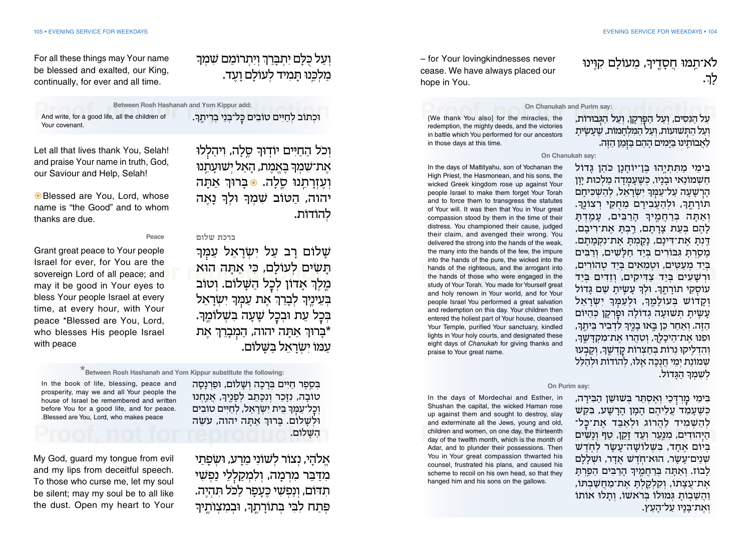לֹא־תַמּוּ חֲסָדֶיךָ, מֵעוֹלָם קִוִּינוּ לָךְ.

– for Your lovingkindness never cease. We have always placed our hope in You.

**On Chanukah and Purim say:**

עַל הַנִּסִּים, וְעַל הַפֻּרְקָן, וְעַל הַגְּבוּרוֹת, וְעַל הַתְּשׁוּעוֹת, וְעַל הַמִּלְחָמוֹת, שֶׁעָשִׂיתָ לַאֲבוֹתֵינוּ בַּיָּמִים הָהֵם בַּזְּמַן הַזֶּה.

{We thank You also} for the miracles, the redemption, the mighty deeds, and the victories in battle which You performed for our ancestors in those days at this time.

**On Chanukah say:**

בִּימֵי מַתִּתְיָהוּ בֶּן־יוֹחָנָן כֹּהֵן גָּדוֹל חַשְׁמוֹנַאי וּבָנָיו, כְּשֶׁעָמְדָה מַלְכוּת יָוָן הָרְשָׁעָה עַל־עַמְּךָ יִשְׂרָאֵל, לְהַשְׁכִּיחָם תּוֹרָתֶךָ, וּלְהַעֲבִירָם מֵחֻקֵּי רְצוֹנֶךָ. וְאַתָּה בְּרַחֲמֶיךָ הָרַבִּים, עָמַדְתָּ לָהֶם בְּעֵת צָרָתָם, רַבְתָּ אֶת־רִיבָם, דַּנְתָּ אֶת־דִּינָם, נָקַמְתָּ אֶת־נִקְמָתָם. מָסַרְתָּ גִבּוֹרִים בְּיַד חַלָּשִׁים, וְרַבִּים בְּיַד מְעַטִּים, וּטְמֵאִים בְּיַד טְהוֹרִים, וּרְשָׁעִים בְּיַד צַדִּיקִים, וְזֵדִים בְּיַד עוֹסְקֵי תוֹרָתֶךָ. וּלְךָ עָשִׂיתָ שֵׁם גָּדוֹל וְקָדוֹשׁ בְּעוֹלָמֶךָ, וּלְעַמְּךָ יִשְׂרָאֵל עָשִׂיתָ תְּשׁוּעָה גְדוֹלָה וּפֻרְקָן כְּהַיּוֹם הַזֶּה. וְאַחַר כֵּן בָּאוּ בָנֶיךָ לִדְבִיר בֵּיתֶךָ, וּפִנּוּ אֶת־הֵיכָלֶךָ, וְטִהֲרוּ אֶת־מִקְדָּשֶׁךָ, וְהִדְלִיקוּ נֵרוֹת בְּחַצְרוֹת קָדְשֶׁךָ, וְקָבְעוּ שְׁמוֹנַת יְמֵי חֲנֻכָּה אֵלּוּ, לְהוֹדוֹת וּלְהַלֵּל לְשִׁמְךָ הַגָּדוֹל.

In the days of Mattityahu, son of Yochanan the High Priest, the Hasmonean, and his sons, the wicked Greek kingdom rose up against Your people Israel to make them forget Your Torah and to force them to transgress the statutes of Your will. It was then that You in Your great compassion stood by them in the time of their distress. You championed their cause, judged their claim, and avenged their wrong. You delivered the strong into the hands of the weak, the many into the hands of the few, the impure into the hands of the pure, the wicked into the hands of the righteous, and the arrogant into the hands of those who were engaged in the study of Your Torah. You made for Yourself great and holy renown in Your world, and for Your people Israel You performed a great salvation and redemption on this day. Your children then entered the holiest part of Your house, cleansed Your Temple, purified Your sanctuary, kindled lights in Your holy courts, and designated these eight days of *Chanukah* for giving thanks and praise to Your great name.

**On Purim say:**

בִּימֵי מָרְדְּכַי וְאֶסְתֵּר בְּשׁוּשַׁן הַבִּירָה, כְּשֶׁעָמַד עֲלֵיהֶם הָמָן הָרָשָׁע, בִּקֵּשׁ לְהַשְׁמִיד לַהֲרֹג וּלְאַבֵּד אֶת־כָּל־הַיְּהוּדִים, מִנַּעַר וְעַד זָקֵן, טַף וְנָשִׁים בְּיוֹם אֶחָד, בִּשְׁלוֹשָׁה־עָשָׂר לְחֹדֶשׁ שְׁנֵים־עָשָׂר, הוּא־חֹדֶשׁ אֲדָר, וּשְׁלָלָם לָבוֹז. וְאַתָּה בְּרַחֲמֶיךָ הָרַבִּים הֵפַרְתָּ אֶת־עֲצָתוֹ, וְקִלְקַלְתָּ אֶת־מַחֲשַׁבְתּוֹ, וַהֲשֵׁבוֹתָ גְּמוּלוֹ בְּרֹאשׁוֹ, וְתָלוּ אוֹתוֹ וְאֶת־בָּנָיו עַל־הָעֵץ.

In the days of Mordechai and Esther, in Shushan the capital, the wicked Haman rose up against them and sought to destroy, slay and exterminate all the Jews, young and old, children and women, on one day, the thirteenth day of the twelfth month, which is the month of Adar, and to plunder their possessions. Then You in Your great compassion thwarted his counsel, frustrated his plans, and caused his scheme to recoil on his own head, so that they hanged him and his sons on the gallows.

וְעַל כֻּלָּם יִתְבָּרַךְ וְיִתְרוֹמַם שִׁמְךָ מַלְכֵּנוּ תָּמִיד לְעוֹלָם וָעֶד.

For all these things may Your name be blessed and exalted, our King, continually, for ever and all time.

**Between Rosh Hashanah and Yom Kippur add:**

וּכְתוֹב לְחַיִּים טוֹבִים כָּל־בְּנֵי בְרִיתֶךָ.

And write, for a good life, all the children of Your covenant.

וְכֹל הַחַיִּים יוֹדוּךָ סֶּלָה, וִיהַלְלוּ אֶת־שִׁמְךָ בֶּאֱמֶת, הָאֵל יְשׁוּעָתֵנוּ וְעֶזְרָתֵנוּ סֶלָה. ◉ בָּרוּךְ אַתָּה יהוה, הַטּוֹב שִׁמְךָ וּלְךָ נָאֶה לְהוֹדוֹת.

Let all that lives thank You, Selah! and praise Your name in truth, God, our Saviour and Help, Selah!

◉Blessed are You, Lord, whose name is "the Good" and to whom thanks are due.

## ברכת שלום — Peace

שָׁלוֹם רָב עַל יִשְׂרָאֵל עַמְּךָ תָּשִׂים לְעוֹלָם, כִּי אַתָּה הוּא מֶלֶךְ אָדוֹן לְכָל הַשָּׁלוֹם. וְטוֹב בְּעֵינֶיךָ לְבָרֵךְ אֶת עַמְּךָ יִשְׂרָאֵל בְּכָל עֵת וּבְכָל שָׁעָה בִּשְׁלוֹמֶךָ. *בָּרוּךְ אַתָּה יהוה, הַמְבָרֵךְ אֶת עַמּוֹ יִשְׂרָאֵל בַּשָּׁלוֹם.

Grant great peace to Your people Israel for ever, for You are the sovereign Lord of all peace; and may it be good in Your eyes to bless Your people Israel at every time, at every hour, with Your peace *Blessed are You, Lord, who blesses His people Israel with peace

***Between Rosh Hashanah and Yom Kippur substitute the following:**

בְּסֵפֶר חַיִּים בְּרָכָה וְשָׁלוֹם, וּפַרְנָסָה טוֹבָה, נִזָּכֵר וְנִכָּתֵב לְפָנֶיךָ, אֲנַחְנוּ וְכָל־עַמְּךָ בֵּית יִשְׂרָאֵל, לְחַיִּים טוֹבִים וּלְשָׁלוֹם. בָּרוּךְ אַתָּה יהוה, עֹשֵׂה הַשָּׁלוֹם.

In the book of life, blessing, peace and prosperity, may we and all Your people the house of Israel be remembered and written before You for a good life, and for peace. .Blessed are You, Lord, who makes peace

אֱלֹהַי, נְצוֹר לְשׁוֹנִי מֵרָע, וּשְׂפָתַי מִדַּבֵּר מִרְמָה, וְלִמְקַלְלַי נַפְשִׁי תִדּוֹם, וְנַפְשִׁי כֶּעָפָר לַכֹּל תִּהְיֶה. פְּתַח לִבִּי בְּתוֹרָתֶךָ, וּבְמִצְוֹתֶיךָ

My God, guard my tongue from evil and my lips from deceitful speech. To those who curse me, let my soul be silent; may my soul be to all like the dust. Open my heart to Your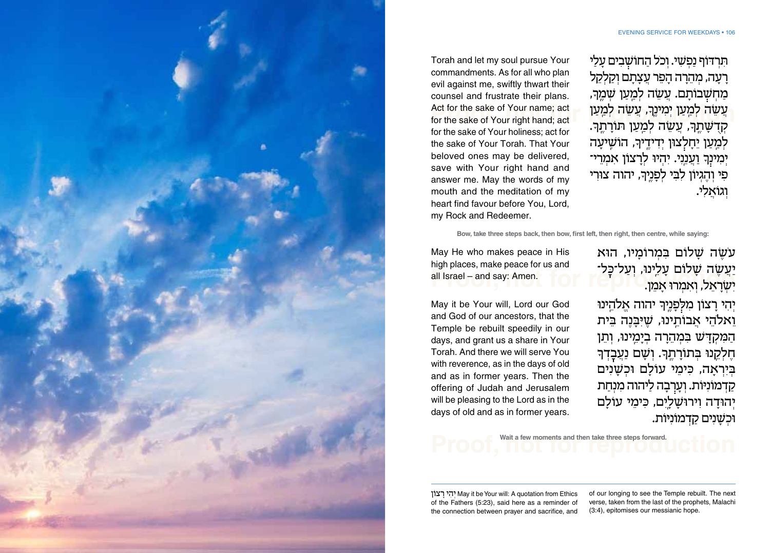תִּרְדּוֹף נַפְשִׁי. וְכֹל הַחוֹשְׁבִים עָלַי רָעָה, מְהֵרָה הָפֵר עֲצָתָם וְקַלְקֵל מַחְשְׁבוֹתָם. עֲשֵׂה לְמַעַן שְׁמֶךָ, עֲשֵׂה לְמַעַן יְמִינֶךָ, עֲשֵׂה לְמַעַן קְדֻשָּׁתֶךָ, עֲשֵׂה לְמַעַן תּוֹרָתֶךָ. לְמַעַן יֵחָלְצוּן יְדִידֶיךָ, הוֹשִׁיעָה יְמִינְךָ וַעֲנֵנִי. יִהְיוּ לְרָצוֹן אִמְרֵי־פִי וְהֶגְיוֹן לִבִּי לְפָנֶיךָ, יהוה צוּרִי וְגוֹאֲלִי.

Torah and let my soul pursue Your commandments. As for all who plan evil against me, swiftly thwart their counsel and frustrate their plans. Act for the sake of Your name; act for the sake of Your right hand; act for the sake of Your holiness; act for the sake of Your Torah. That Your beloved ones may be delivered, save with Your right hand and answer me. May the words of my mouth and the meditation of my heart find favour before You, Lord, my Rock and Redeemer.

**Bow, take three steps back, then bow, first left, then right, then centre, while saying:**

עֹשֶׂה שָׁלוֹם בִּמְרוֹמָיו, הוּא יַעֲשֶׂה שָׁלוֹם עָלֵינוּ, וְעַל־כָּל־יִשְׂרָאֵל, וְאִמְרוּ אָמֵן.

May He who makes peace in His high places, make peace for us and all Israel – and say: Amen.

יְהִי רָצוֹן מִלְּפָנֶיךָ יהוה אֱלֹהֵינוּ וֵאלֹהֵי אֲבוֹתֵינוּ, שֶׁיִּבָּנֶה בֵּית הַמִּקְדָּשׁ בִּמְהֵרָה בְיָמֵינוּ, וְתֵן חֶלְקֵנוּ בְּתוֹרָתֶךָ. וְשָׁם נַעֲבָדְךָ בְּיִרְאָה, כִּימֵי עוֹלָם וּכְשָׁנִים קַדְמוֹנִיּוֹת. וְעָרְבָה לַיהוה מִנְחַת יְהוּדָה וִירוּשָׁלָיִם, כִּימֵי עוֹלָם וּכְשָׁנִים קַדְמוֹנִיּוֹת.

May it be Your will, Lord our God and God of our ancestors, that the Temple be rebuilt speedily in our days, and grant us a share in Your Torah. And there we will serve You with reverence, as in the days of old and as in former years. Then the offering of Judah and Jerusalem will be pleasing to the Lord as in the days of old and as in former years.

**Wait a few moments and then take three steps forward.**

---

יְהִי רָצוֹן May it be Your will: A quotation from Ethics of the Fathers (5:23), said here as a reminder of the connection between prayer and sacrifice, and of our longing to see the Temple rebuilt. The next verse, taken from the last of the prophets, Malachi (3:4), epitomises our messianic hope.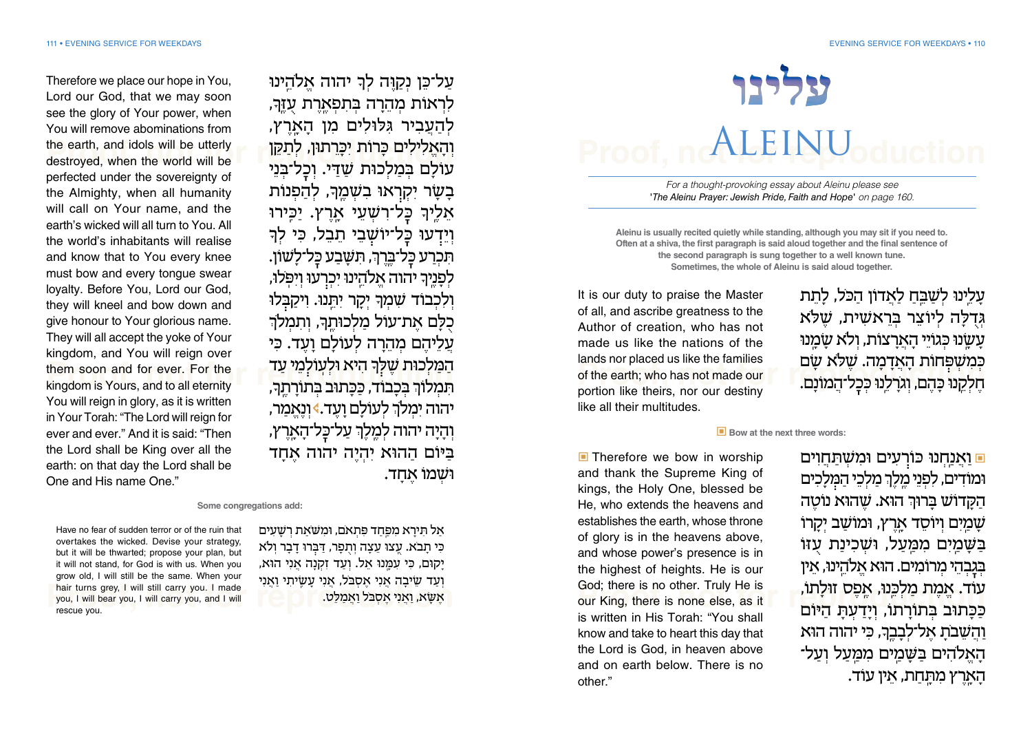# עלינו

# Aleinu

*For a thought-provoking essay about Aleinu please see 'The Aleinu Prayer: Jewish Pride, Faith and Hope' on page 160.*

**Aleinu is usually recited quietly while standing, although you may sit if you need to. Often at a shiva, the first paragraph is said aloud together and the final sentence of the second paragraph is sung together to a well known tune. Sometimes, the whole of Aleinu is said aloud together.**

עָלֵינוּ לְשַׁבֵּחַ לַאֲדוֹן הַכֹּל, לָתֵת גְּדֻלָּה לְיוֹצֵר בְּרֵאשִׁית, שֶׁלֹּא עָשָׂנוּ כְּגוֹיֵי הָאֲרָצוֹת, וְלֹא שָׂמָנוּ כְּמִשְׁפְּחוֹת הָאֲדָמָה. שֶׁלֹּא שָׂם חֶלְקֵנוּ כָּהֶם, וְגֹרָלֵנוּ כְּכָל־הֲמוֹנָם.

It is our duty to praise the Master of all, and ascribe greatness to the Author of creation, who has not made us like the nations of the lands nor placed us like the families of the earth; who has not made our portion like theirs, nor our destiny like all their multitudes.

**Bow at the next three words:**

וַאֲנַחְנוּ כּוֹרְעִים וּמִשְׁתַּחֲוִים וּמוֹדִים, לִפְנֵי מֶלֶךְ מַלְכֵי הַמְּלָכִים הַקָּדוֹשׁ בָּרוּךְ הוּא. שֶׁהוּא נוֹטֶה שָׁמַיִם וְיוֹסֵד אָרֶץ, וּמוֹשַׁב יְקָרוֹ בַּשָּׁמַיִם מִמַּעַל, וּשְׁכִינַת עֻזּוֹ בְּגָבְהֵי מְרוֹמִים. הוּא אֱלֹהֵינוּ, אֵין עוֹד. אֱמֶת מַלְכֵּנוּ, אֶפֶס זוּלָתוֹ, כַּכָּתוּב בְּתוֹרָתוֹ, וְיָדַעְתָּ הַיּוֹם וַהֲשֵׁבֹתָ אֶל־לְבָבֶךָ, כִּי יהוה הוּא הָאֱלֹהִים בַּשָּׁמַיִם מִמַּעַל וְעַל־הָאָרֶץ מִתָּחַת, אֵין עוֹד.

Therefore we bow in worship and thank the Supreme King of kings, the Holy One, blessed be He, who extends the heavens and establishes the earth, whose throne of glory is in the heavens above, and whose power's presence is in the highest of heights. He is our God; there is no other. Truly He is our King, there is none else, as it is written in His Torah: "You shall know and take to heart this day that the Lord is God, in heaven above and on earth below. There is no other."

עַל־כֵּן נְקַוֶּה לְךָ יהוה אֱלֹהֵינוּ לִרְאוֹת מְהֵרָה בְּתִפְאֶרֶת עֻזֶּךָ, לְהַעֲבִיר גִּלּוּלִים מִן הָאָרֶץ, וְהָאֱלִילִים כָּרוֹת יִכָּרֵתוּן, לְתַקֵּן עוֹלָם בְּמַלְכוּת שַׁדַּי. וְכָל־בְּנֵי בָשָׂר יִקְרְאוּ בִשְׁמֶךָ, לְהַפְנוֹת אֵלֶיךָ כָּל־רִשְׁעֵי אָרֶץ. יַכִּירוּ וְיֵדְעוּ כָּל־יוֹשְׁבֵי תֵבֵל, כִּי לְךָ תִּכְרַע כָּל־בֶּרֶךְ, תִּשָּׁבַע כָּל־לָשׁוֹן. לְפָנֶיךָ יהוה אֱלֹהֵינוּ יִכְרְעוּ וְיִפֹּלוּ, וְלִכְבוֹד שִׁמְךָ יְקָר יִתֵּנוּ. וִיקַבְּלוּ כֻלָּם אֶת־עוֹל מַלְכוּתֶךָ, וְתִמְלֹךְ עֲלֵיהֶם מְהֵרָה לְעוֹלָם וָעֶד. כִּי הַמַּלְכוּת שֶׁלְּךָ הִיא וּלְעוֹלְמֵי עַד תִּמְלוֹךְ בְּכָבוֹד, כַּכָּתוּב בְּתוֹרָתֶךָ, יהוה יִמְלֹךְ לְעוֹלָם וָעֶד. וְנֶאֱמַר, וְהָיָה יהוה לְמֶלֶךְ עַל־כָּל־הָאָרֶץ, בַּיּוֹם הַהוּא יִהְיֶה יהוה אֶחָד וּשְׁמוֹ אֶחָד.

Therefore we place our hope in You, Lord our God, that we may soon see the glory of Your power, when You will remove abominations from the earth, and idols will be utterly destroyed, when the world will be perfected under the sovereignty of the Almighty, when all humanity will call on Your name, and the earth's wicked will all turn to You. All the world's inhabitants will realise and know that to You every knee must bow and every tongue swear loyalty. Before You, Lord our God, they will kneel and bow down and give honour to Your glorious name. They will all accept the yoke of Your kingdom, and You will reign over them soon and for ever. For the kingdom is Yours, and to all eternity You will reign in glory, as it is written in Your Torah: "The Lord will reign for ever and ever." And it is said: "Then the Lord shall be King over all the earth: on that day the Lord shall be One and His name One."

**Some congregations add:**

אַל תִּירָא מִפַּחַד פִּתְאֹם, וּמִשֹּׁאַת רְשָׁעִים כִּי תָבֹא. עֻצוּ עֵצָה וְתֻפָר, דַּבְּרוּ דָבָר וְלֹא יָקוּם, כִּי עִמָּנוּ אֵל. וְעַד זִקְנָה אֲנִי הוּא, וְעַד שֵׂיבָה אֲנִי אֶסְבֹּל, אֲנִי עָשִׂיתִי וַאֲנִי אֶשָּׂא, וַאֲנִי אֶסְבֹּל וַאֲמַלֵּט.

Have no fear of sudden terror or of the ruin that overtakes the wicked. Devise your strategy, but it will be thwarted; propose your plan, but it will not stand, for God is with us. When you grow old, I will still be the same. When your hair turns grey, I will still carry you. I made you, I will bear you, I will carry you, and I will rescue you.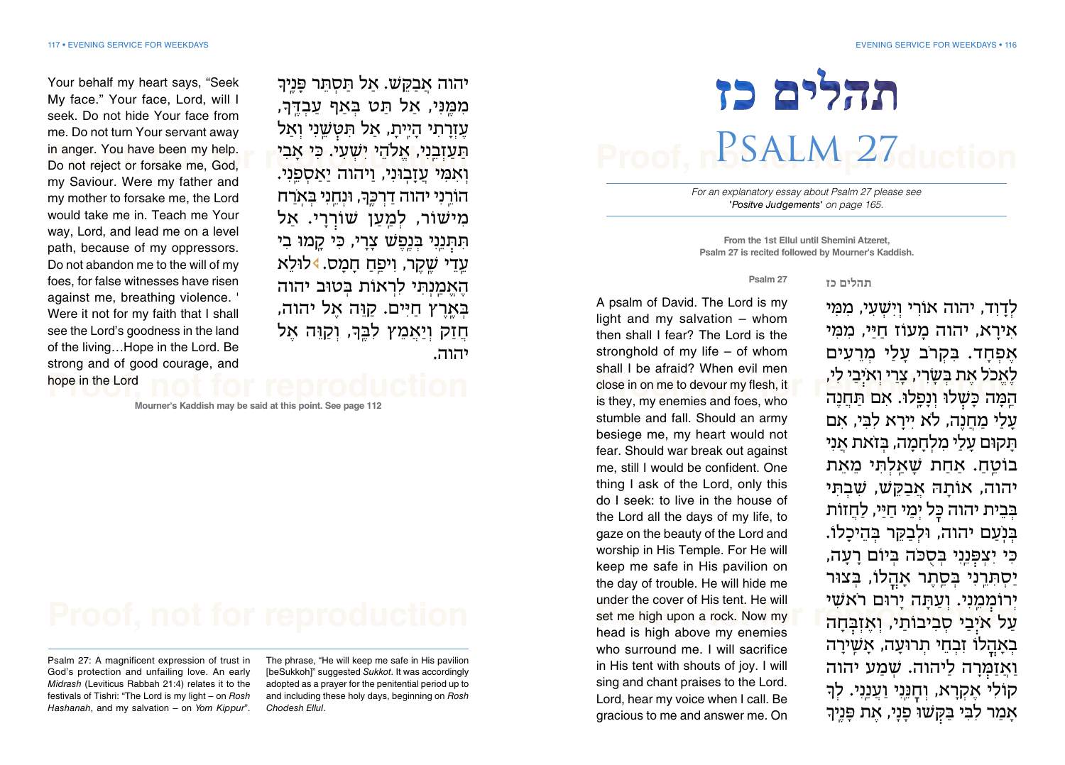# תהלים כז

# Psalm 27

*For an explanatory essay about Psalm 27 please see 'Positve Judgements' on page 165.*

**From the 1st Ellul until Shemini Atzeret, Psalm 27 is recited followed by Mourner's Kaddish.**

**תהלים כז** | **Psalm 27**

לְדָוִד, יהוה אוֹרִי וְיִשְׁעִי, מִמִּי אִירָא, יהוה מָעוֹז חַיַּי, מִמִּי אֶפְחָד. בִּקְרֹב עָלַי מְרֵעִים לֶאֱכֹל אֶת בְּשָׂרִי, צָרַי וְאֹיְבַי לִי, הֵמָּה כָשְׁלוּ וְנָפָלוּ. אִם תַּחֲנֶה עָלַי מַחֲנֶה, לֹא יִירָא לִבִּי, אִם תָּקוּם עָלַי מִלְחָמָה, בְּזֹאת אֲנִי בוֹטֵחַ. אַחַת שָׁאַלְתִּי מֵאֵת יהוה, אוֹתָהּ אֲבַקֵּשׁ, שִׁבְתִּי בְּבֵית יהוה כָּל יְמֵי חַיַּי, לַחֲזוֹת בְּנֹעַם יהוה, וּלְבַקֵּר בְּהֵיכָלוֹ. כִּי יִצְפְּנֵנִי בְּסֻכֹּה בְּיוֹם רָעָה, יַסְתִּרֵנִי בְּסֵתֶר אָהֳלוֹ, בְּצוּר יְרוֹמְמֵנִי. וְעַתָּה יָרוּם רֹאשִׁי עַל אֹיְבַי סְבִיבוֹתַי, וְאֶזְבְּחָה בְאָהֳלוֹ זִבְחֵי תְרוּעָה, אָשִׁירָה וַאֲזַמְּרָה לַיהוה. שְׁמַע יהוה קוֹלִי אֶקְרָא, וְחָנֵּנִי וַעֲנֵנִי. לְךָ אָמַר לִבִּי בַּקְּשׁוּ פָנָי, אֶת פָּנֶיךָ יהוה אֲבַקֵּשׁ. אַל תַּסְתֵּר פָּנֶיךָ מִמֶּנִּי, אַל תַּט בְּאַף עַבְדֶּךָ, עֶזְרָתִי הָיִיתָ, אַל תִּטְּשֵׁנִי וְאַל תַּעַזְבֵנִי, אֱלֹהֵי יִשְׁעִי. כִּי אָבִי וְאִמִּי עֲזָבוּנִי, וַיהוה יַאַסְפֵנִי. הוֹרֵנִי יהוה דַּרְכֶּךָ, וּנְחֵנִי בְּאֹרַח מִישׁוֹר, לְמַעַן שׁוֹרְרָי. אַל תִּתְּנֵנִי בְּנֶפֶשׁ צָרָי, כִּי קָמוּ בִי עֵדֵי שֶׁקֶר, וִיפֵחַ חָמָס. ◂לוּלֵא הֶאֱמַנְתִּי לִרְאוֹת בְּטוּב יהוה בְּאֶרֶץ חַיִּים. קַוֵּה אֶל יהוה, חֲזַק וְיַאֲמֵץ לִבֶּךָ, וְקַוֵּה אֶל יהוה.

A psalm of David. The Lord is my light and my salvation – whom then shall I fear? The Lord is the stronghold of my life – of whom shall I be afraid? When evil men close in on me to devour my flesh, it is they, my enemies and foes, who stumble and fall. Should an army besiege me, my heart would not fear. Should war break out against me, still I would be confident. One thing I ask of the Lord, only this do I seek: to live in the house of the Lord all the days of my life, to gaze on the beauty of the Lord and worship in His Temple. For He will keep me safe in His pavilion on the day of trouble. He will hide me under the cover of His tent. He will set me high upon a rock. Now my head is high above my enemies who surround me. I will sacrifice in His tent with shouts of joy. I will sing and chant praises to the Lord. Lord, hear my voice when I call. Be gracious to me and answer me. On Your behalf my heart says, "Seek My face." Your face, Lord, will I seek. Do not hide Your face from me. Do not turn Your servant away in anger. You have been my help. Do not reject or forsake me, God, my Saviour. Were my father and my mother to forsake me, the Lord would take me in. Teach me Your way, Lord, and lead me on a level path, because of my oppressors. Do not abandon me to the will of my foes, for false witnesses have risen against me, breathing violence. ' Were it not for my faith that I shall see the Lord's goodness in the land of the living…Hope in the Lord. Be strong and of good courage, and hope in the Lord

**Mourner's Kaddish may be said at this point. See page 112**

---

Psalm 27: A magnificent expression of trust in God's protection and unfailing love. An early *Midrash* (Leviticus Rabbah 21:4) relates it to the festivals of Tishri: "The Lord is my light – on *Rosh Hashanah*, and my salvation – on *Yom Kippur*".

The phrase, "He will keep me safe in His pavilion [beSukkoh]" suggested *Sukkot*. It was accordingly adopted as a prayer for the penitential period up to and including these holy days, beginning on *Rosh Chodesh Ellul*.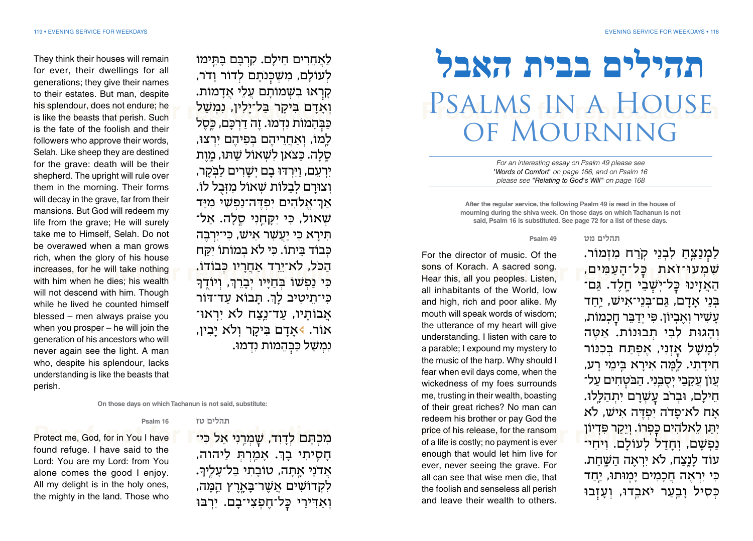# תהילים בבית האבל

# Psalms in a House of Mourning

*For an interesting essay on Psalm 49 please see 'Words of Comfort' on page 166, and on Psalm 16 please see "Relating to God's Will" on page 168*

**After the regular service, the following Psalm 49 is read in the house of mourning during the shiva week. On those days on which Tachanun is not said, Psalm 16 is substituted. See page 72 for a list of these days.**

תהלים מט

Psalm 49

לַמְנַצֵּחַ לִבְנֵי קֹרַח מִזְמוֹר. שִׁמְעוּ־זֹאת כָּל־הָעַמִּים, הַאֲזִינוּ כָּל־יֹשְׁבֵי חָלֶד. גַּם־בְּנֵי אָדָם, גַּם־בְּנֵי־אִישׁ, יַחַד עָשִׁיר וְאֶבְיוֹן. פִּי יְדַבֵּר חָכְמוֹת, וְהָגוּת לִבִּי תְבוּנוֹת. אַטֶּה לְמָשָׁל אָזְנִי, אֶפְתַּח בְּכִנּוֹר חִידָתִי. לָמָּה אִירָא בִּימֵי רָע, עֲוֹן עֲקֵבַי יְסֻבֵּנִי. הַבֹּטְחִים עַל־חֵילָם, וּבְרֹב עָשְׁרָם יִתְהַלָּלוּ. אָח לֹא־פָדֹה יִפְדֶּה אִישׁ, לֹא יִתֵּן לֵאלֹהִים כָּפְרוֹ. וְיֵקַר פִּדְיוֹן נַפְשָׁם, וְחָדַל לְעוֹלָם. וִיחִי־עוֹד לָנֶצַח, לֹא יִרְאֶה הַשָּׁחַת. כִּי יִרְאֶה חֲכָמִים יָמוּתוּ, יַחַד כְּסִיל וָבַעַר יֹאבֵדוּ, וְעָזְבוּ לַאֲחֵרִים חֵילָם. קִרְבָּם בָּתֵּימוֹ לְעוֹלָם, מִשְׁכְּנֹתָם לְדוֹר וָדֹר, קָרְאוּ בִשְׁמוֹתָם עֲלֵי אֲדָמוֹת. וְאָדָם בִּיקָר בַּל־יָלִין, נִמְשַׁל כַּבְּהֵמוֹת נִדְמוּ. זֶה דַרְכָּם, כֵּסֶל לָמוֹ, וְאַחֲרֵיהֶם בְּפִיהֶם יִרְצוּ, סֶלָה. כַּצֹּאן לִשְׁאוֹל שַׁתּוּ, מָוֶת יִרְעֵם, וַיִּרְדּוּ בָם יְשָׁרִים לַבֹּקֶר, וְצוּרָם לְבַלּוֹת שְׁאוֹל מִזְּבֻל לוֹ. אַךְ־אֱלֹהִים יִפְדֶּה־נַפְשִׁי מִיַּד שְׁאוֹל, כִּי יִקָּחֵנִי סֶלָה. אַל־תִּירָא כִּי יַעֲשִׁר אִישׁ, כִּי־יִרְבֶּה כְּבוֹד בֵּיתוֹ. כִּי לֹא בְמוֹתוֹ יִקַּח הַכֹּל, לֹא־יֵרֵד אַחֲרָיו כְּבוֹדוֹ. כִּי נַפְשׁוֹ בְּחַיָּיו יְבָרֵךְ, וְיוֹדֻךָ כִּי־תֵיטִיב לָךְ. תָּבוֹא עַד־דּוֹר אֲבוֹתָיו, עַד־נֵצַח לֹא יִרְאוּ־אוֹר. ◂אָדָם בִּיקָר וְלֹא יָבִין, נִמְשַׁל כַּבְּהֵמוֹת נִדְמוּ.

For the director of music. Of the sons of Korach. A sacred song. Hear this, all you peoples. Listen, all inhabitants of the World, low and high, rich and poor alike. My mouth will speak words of wisdom; the utterance of my heart will give understanding. I listen with care to a parable; I expound my mystery to the music of the harp. Why should I fear when evil days come, when the wickedness of my foes surrounds me, trusting in their wealth, boasting of their great riches? No man can redeem his brother or pay God the price of his release, for the ransom of a life is costly; no payment is ever enough that would let him live for ever, never seeing the grave. For all can see that wise men die, that the foolish and senseless all perish and leave their wealth to others. They think their houses will remain for ever, their dwellings for all generations; they give their names to their estates. But man, despite his splendour, does not endure; he is like the beasts that perish. Such is the fate of the foolish and their followers who approve their words, Selah. Like sheep they are destined for the grave: death will be their shepherd. The upright will rule over them in the morning. Their forms will decay in the grave, far from their mansions. But God will redeem my life from the grave; He will surely take me to Himself, Selah. Do not be overawed when a man grows rich, when the glory of his house increases, for he will take nothing with him when he dies; his wealth will not descend with him. Though while he lived he counted himself blessed – men always praise you when you prosper – he will join the generation of his ancestors who will never again see the light. A man who, despite his splendour, lacks understanding is like the beasts that perish.

**On those days on which Tachanun is not said, substitute:**

תהלים טז

Psalm 16

מִכְתָּם לְדָוִד, שָׁמְרֵנִי אֵל כִּי־חָסִיתִי בָךְ. אָמַרְתְּ לַיהוה, אֲדֹנָי אָתָּה, טוֹבָתִי בַּל־עָלֶיךָ. לִקְדוֹשִׁים אֲשֶׁר־בָּאָרֶץ הֵמָּה, וְאַדִּירֵי כָּל־חֶפְצִי־בָם. יִרְבּוּ

Protect me, God, for in You I have found refuge. I have said to the Lord: You are my Lord: from You alone comes the good I enjoy. All my delight is in the holy ones, the mighty in the land. Those who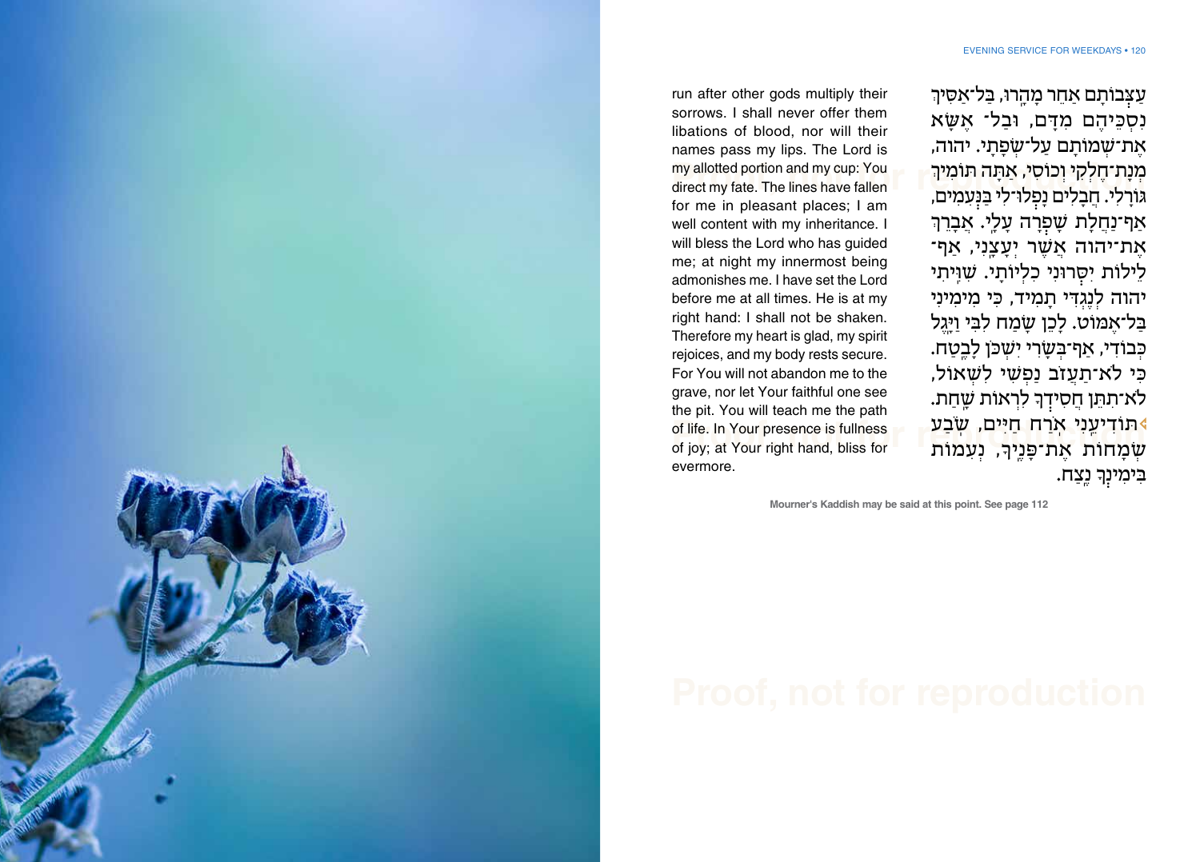עַצְּבוֹתָם אַחֵר מָהָרוּ, בַּל־אַסִּיךְ נִסְכֵּיהֶם מִדָּם, וּבַל־ אֶשָּׂא אֶת־שְׁמוֹתָם עַל־שְׂפָתָי. יהוה, מְנָת־חֶלְקִי וְכוֹסִי, אַתָּה תּוֹמִיךְ גּוֹרָלִי. חֲבָלִים נָפְלוּ־לִי בַּנְּעִמִים, אַף־נַחֲלָת שָׁפְרָה עָלָי. אֲבָרֵךְ אֶת־יהוה אֲשֶׁר יְעָצָנִי, אַף־לֵילוֹת יִסְּרוּנִי כִלְיוֹתָי. שִׁוִּיתִי יהוה לְנֶגְדִּי תָמִיד, כִּי מִימִינִי בַּל־אֶמּוֹט. לָכֵן שָׂמַח לִבִּי וַיָּגֶל כְּבוֹדִי, אַף־בְּשָׂרִי יִשְׁכֹּן לָבֶטַח. כִּי לֹא־תַעֲזֹב נַפְשִׁי לִשְׁאוֹל, לֹא־תִתֵּן חֲסִידְךָ לִרְאוֹת שָׁחַת. תּוֹדִיעֵנִי אֹרַח חַיִּים, שֹׂבַע שְׂמָחוֹת אֶת־פָּנֶיךָ, נְעִמוֹת בִּימִינְךָ נֶצַח.

run after other gods multiply their sorrows. I shall never offer them libations of blood, nor will their names pass my lips. The Lord is my allotted portion and my cup: You direct my fate. The lines have fallen for me in pleasant places; I am well content with my inheritance. I will bless the Lord who has guided me; at night my innermost being admonishes me. I have set the Lord before me at all times. He is at my right hand: I shall not be shaken. Therefore my heart is glad, my spirit rejoices, and my body rests secure. For You will not abandon me to the grave, nor let Your faithful one see the pit. You will teach me the path of life. In Your presence is fullness of joy; at Your right hand, bliss for evermore.

**Mourner's Kaddish may be said at this point. See page 112**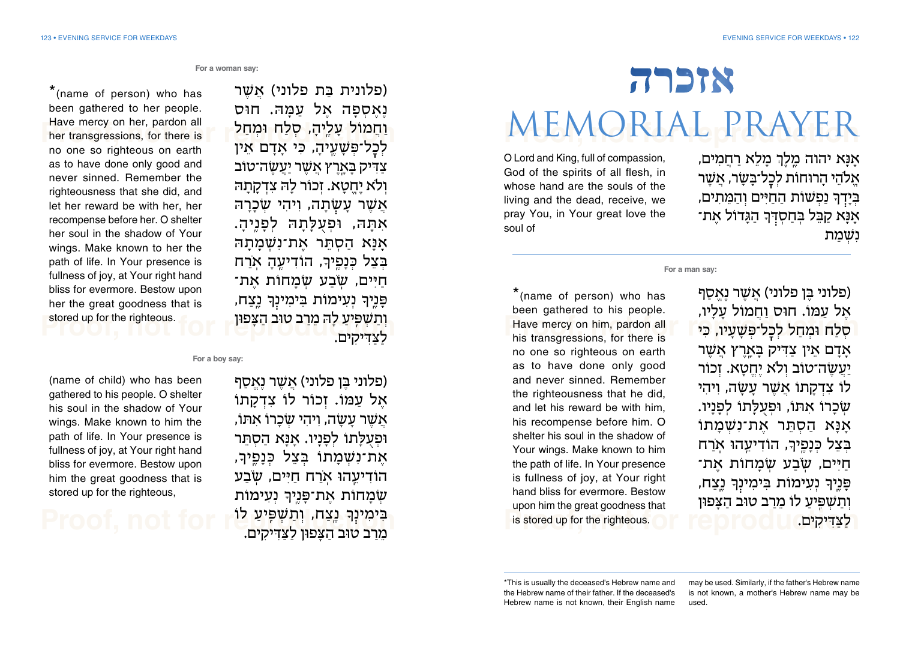# אזכרה

# MEMORIAL PRAYER

אָנָּא יהוה מֶלֶךְ מָלֵא רַחֲמִים, אֱלֹהֵי הָרוּחוֹת לְכָל־בָּשָׂר, אֲשֶׁר בְּיָדְךָ נַפְשׁוֹת הַחַיִּים וְהַמֵּתִים, אָנָּא קַבֵּל בְּחַסְדְּךָ הַגָּדוֹל אֶת־נִשְׁמַת

O Lord and King, full of compassion, God of the spirits of all flesh, in whose hand are the souls of the living and the dead, receive, we pray You, in Your great love the soul of

**For a man say:**

(פלוני בֶּן פלוני) אֲשֶׁר נֶאֱסַף אֶל עַמּוֹ. חוּס וַחֲמוֹל עָלָיו, סְלַח וּמְחַל לְכָל־פְּשָׁעָיו, כִּי אָדָם אֵין צַדִּיק בָּאָרֶץ אֲשֶׁר יַעֲשֶׂה־טּוֹב וְלֹא יֶחֱטָא. זְכוֹר לוֹ צִדְקָתוֹ אֲשֶׁר עָשָׂה, וִיהִי שְׂכָרוֹ אִתּוֹ, וּפְעֻלָּתוֹ לְפָנָיו. אָנָּא הַסְתֵּר אֶת־נִשְׁמָתוֹ בְּצֵל כְּנָפֶיךָ, הוֹדִיעֵהוּ אֹרַח חַיִּים, שֹׂבַע שְׂמָחוֹת אֶת־פָּנֶיךָ נְעִימוֹת בִּימִינְךָ נֶצַח, וְתַשְׁפִּיעַ לוֹ מֵרַב טוּב הַצָּפוּן לַצַּדִּיקִים.

*(name of person) who has been gathered to his people. Have mercy on him, pardon all his transgressions, for there is no one so righteous on earth as to have done only good and never sinned. Remember the righteousness that he did, and let his reward be with him, his recompense before him. O shelter his soul in the shadow of Your wings. Make known to him the path of life. In Your presence is fullness of joy, at Your right hand bliss for evermore. Bestow upon him the great goodness that is stored up for the righteous.

**For a woman say:**

(פלונית בַּת פלוני) אֲשֶׁר נֶאֶסְפָה אֶל עַמָּהּ. חוּס וַחֲמוֹל עָלֶיהָ, סְלַח וּמְחַל לְכָל־פְּשָׁעֶיהָ, כִּי אָדָם אֵין צַדִּיק בָּאָרֶץ אֲשֶׁר יַעֲשֶׂה־טּוֹב וְלֹא יֶחֱטָא. זְכוֹר לָהּ צִדְקָתָהּ אֲשֶׁר עָשְׂתָה, וִיהִי שְׂכָרָהּ אִתָּהּ, וּפְעֻלָּתָהּ לְפָנֶיהָ. אָנָּא הַסְתֵּר אֶת־נִשְׁמָתָהּ בְּצֵל כְּנָפֶיךָ, הוֹדִיעֶהָ אֹרַח חַיִּים, שֹׂבַע שְׂמָחוֹת אֶת־פָּנֶיךָ נְעִימוֹת בִּימִינְךָ נֶצַח, וְתַשְׁפִּיעַ לָהּ מֵרַב טוּב הַצָּפוּן לַצַּדִּיקִים.

*(name of person) who has been gathered to her people. Have mercy on her, pardon all her transgressions, for there is no one so righteous on earth as to have done only good and never sinned. Remember the righteousness that she did, and let her reward be with her, her recompense before her. O shelter her soul in the shadow of Your wings. Make known to her the path of life. In Your presence is fullness of joy, at Your right hand bliss for evermore. Bestow upon her the great goodness that is stored up for the righteous.

**For a boy say:**

(פלוני בֶּן פלוני) אֲשֶׁר נֶאֱסַף אֶל עַמּוֹ. זְכוֹר לוֹ צִדְקָתוֹ אֲשֶׁר עָשָׂה, וִיהִי שְׂכָרוֹ אִתּוֹ, וּפְעֻלָּתוֹ לְפָנָיו. אָנָּא הַסְתֵּר אֶת־נִשְׁמָתוֹ בְּצֵל כְּנָפֶיךָ, הוֹדִיעֵהוּ אֹרַח חַיִּים, שֹׂבַע שְׂמָחוֹת אֶת־פָּנֶיךָ נְעִימוֹת בִּימִינְךָ נֶצַח, וְתַשְׁפִּיעַ לוֹ מֵרַב טוּב הַצָּפוּן לַצַּדִּיקִים.

(name of child) who has been gathered to his people. O shelter his soul in the shadow of Your wings. Make known to him the path of life. In Your presence is fullness of joy, at Your right hand bliss for evermore. Bestow upon him the great goodness that is stored up for the righteous,

*This is usually the deceased's Hebrew name and the Hebrew name of their father. If the deceased's Hebrew name is not known, their English name may be used. Similarly, if the father's Hebrew name is not known, a mother's Hebrew name may be used.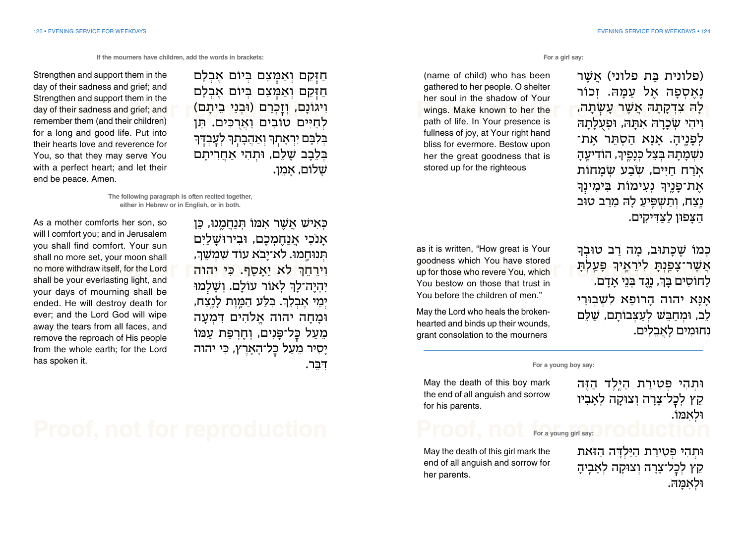For a girl say:

(פלונית בַּת פלוני) אֲשֶׁר נֶאֶסְפָה אֶל עַמֶּהָ. זְכוֹר לָהּ צִדְקָתָהּ אֲשֶׁר עָשְׂתָה, וִיהִי שְׂכָרָהּ אִתָּהּ, וּפְעֻלָּתָהּ לְפָנֶיהָ. אָנָּא הַסְתֵּר אֶת־נִשְׁמָתָהּ בְּצֵל כְּנָפֶיךָ, הוֹדִיעֶהָ אֹרַח חַיִּים, שֹׂבַע שְׂמָחוֹת אֶת־פָּנֶיךָ נְעִימוֹת בִּימִינְךָ נֶצַח, וְתַשְׁפִּיעַ לָהּ מֵרַב טוּב הַצָּפוּן לַצַּדִּיקִים.

(name of child) who has been gathered to her people. O shelter her soul in the shadow of Your wings. Make known to her the path of life. In Your presence is fullness of joy, at Your right hand bliss for evermore. Bestow upon her the great goodness that is stored up for the righteous

כְּמוֹ שֶׁכָּתוּב, מָה רַב טוּבְךָ אֲשֶׁר־צָפַנְתָּ לִּירֵאֶיךָ פָּעַלְתָּ לַחוֹסִים בָּךְ, נֶגֶד בְּנֵי אָדָם.

as it is written, "How great is Your goodness which You have stored up for those who revere You, which You bestow on those that trust in You before the children of men."

אָנָּא יהוה הָרוֹפֵא לִשְׁבוּרֵי לֵב, וּמְחַבֵּשׁ לְעַצְּבוֹתָם, שַׁלֵּם נִחוּמִים לָאֲבֵלִים.

May the Lord who heals the broken-hearted and binds up their wounds, grant consolation to the mourners

---

For a young boy say:

וּתְהִי פְּטִירַת הַיֶּלֶד הַזֶּה קֵץ לְכָל־צָרָה וְצוּקָה לְאָבִיו וּלְאִמּוֹ.

May the death of this boy mark the end of all anguish and sorrow for his parents.

For a young girl say:

וּתְהִי פְּטִירַת הַיַּלְדָּה הַזֹּאת קֵץ לְכָל־צָרָה וְצוּקָה לְאָבִיהָ וּלְאִמָּהּ.

May the death of this girl mark the end of all anguish and sorrow for her parents.

If the mourners have children, add the words in brackets:

חַזְּקֵם וְאַמְּצֵם בְּיוֹם אֶבְלָם חַזְּקֵם וְאַמְּצֵם בְּיוֹם אֶבְלָם וִיגוֹנָם, וְזָכְרֵם (וּבְנֵי בֵיתָם) לְחַיִּים טוֹבִים וַאֲרֻכִּים. תֵּן בְּלִבָּם יִרְאָתְךָ וְאַהֲבָתְךָ לְעָבְדְךָ בְּלֵבָב שָׁלֵם, וּתְהִי אַחֲרִיתָם שָׁלוֹם, אָמֵן.

Strengthen and support them in the day of their sadness and grief; and Strengthen and support them in the day of their sadness and grief; and remember them (and their children) for a long and good life. Put into their hearts love and reverence for You, so that they may serve You with a perfect heart; and let their end be peace. Amen.

The following paragraph is often recited together, either in Hebrew or in English, or in both.

כְּאִישׁ אֲשֶׁר אִמּוֹ תְּנַחֲמֶנּוּ, כֵּן אָנֹכִי אֲנַחֶמְכֶם, וּבִירוּשָׁלַיִם תְּנֻחָמוּ. לֹא־יָבוֹא עוֹד שִׁמְשֵׁךְ, וִירֵחֵךְ לֹא יֵאָסֵף. כִּי יהוה יִהְיֶה־לָּךְ לְאוֹר עוֹלָם. וְשָׁלְמוּ יְמֵי אֶבְלֵךְ. בִּלַּע הַמָּוֶת לָנֶצַח, וּמָחָה יהוה אֱלֹהִים דִּמְעָה מֵעַל כָּל־פָּנִים, וְחֶרְפַּת עַמּוֹ יָסִיר מֵעַל כָּל־הָאָרֶץ, כִּי יהוה דִּבֵּר.

As a mother comforts her son, so will I comfort you; and in Jerusalem you shall find comfort. Your sun shall no more set, your moon shall no more withdraw itself, for the Lord shall be your everlasting light, and your days of mourning shall be ended. He will destroy death for ever; and the Lord God will wipe away the tears from all faces, and remove the reproach of His people from the whole earth; for the Lord has spoken it.